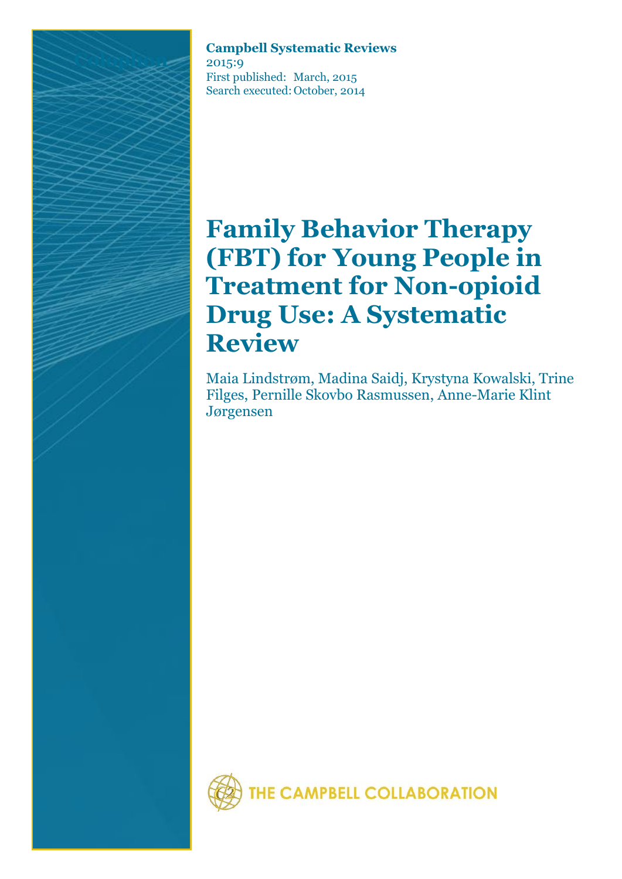**Campbell Systematic Reviews**
2015:9
First published: March, 2015
Search executed: October, 2014

# Family Behavior Therapy (FBT) for Young People in Treatment for Non-opioid Drug Use: A Systematic Review

Maia Lindstrøm, Madina Saidj, Krystyna Kowalski, Trine Filges, Pernille Skovbo Rasmussen, Anne-Marie Klint Jørgensen

THE CAMPBELL COLLABORATION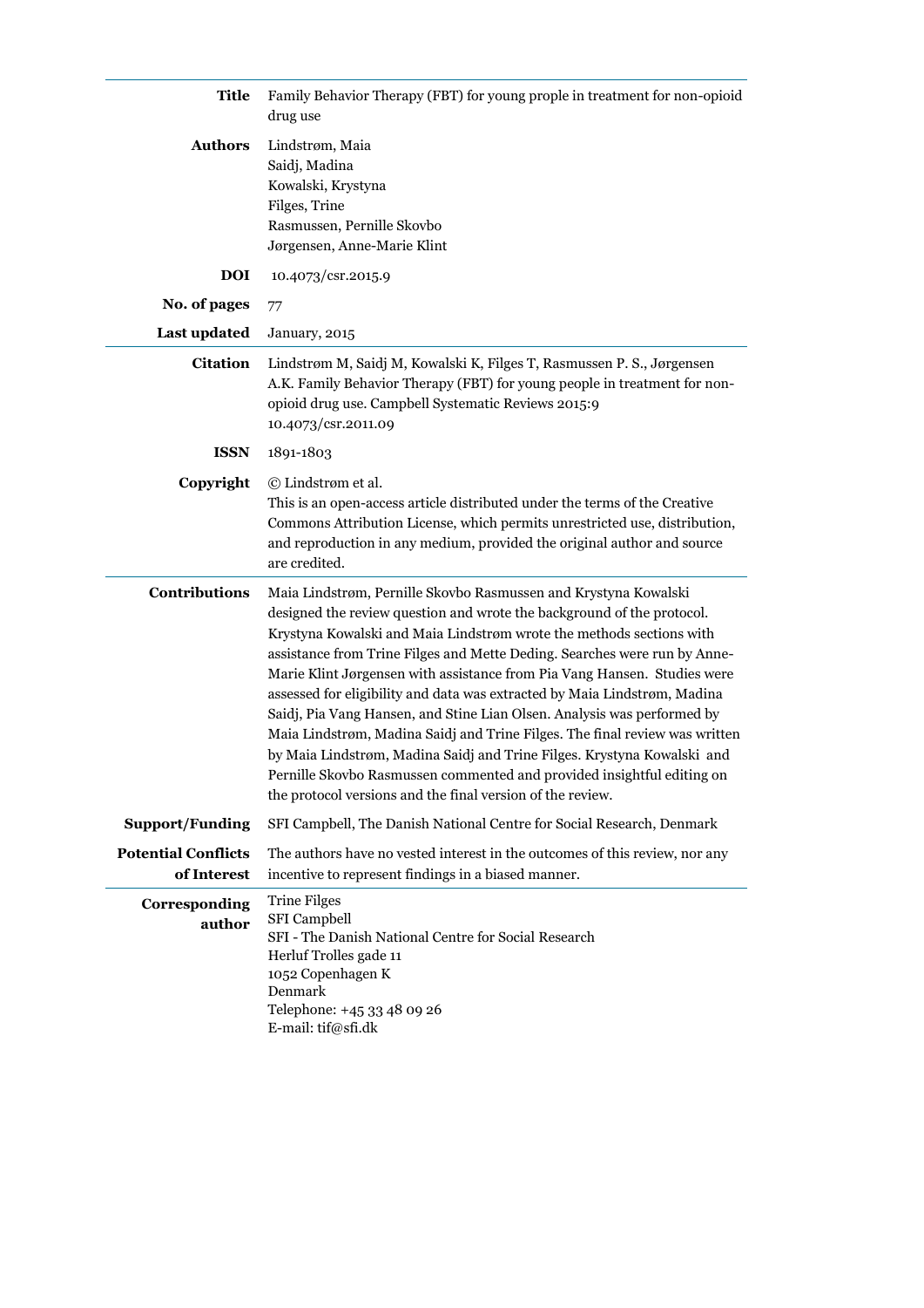| | |
|---|---|
| **Title** | Family Behavior Therapy (FBT) for young prople in treatment for non-opioid drug use |
| **Authors** | Lindstrøm, Maia<br>Saidj, Madina<br>Kowalski, Krystyna<br>Filges, Trine<br>Rasmussen, Pernille Skovbo<br>Jørgensen, Anne-Marie Klint |
| **DOI** | 10.4073/csr.2015.9 |
| **No. of pages** | 77 |
| **Last updated** | January, 2015 |
| **Citation** | Lindstrøm M, Saidj M, Kowalski K, Filges T, Rasmussen P. S., Jørgensen A.K. Family Behavior Therapy (FBT) for young people in treatment for non-opioid drug use. Campbell Systematic Reviews 2015:9 10.4073/csr.2011.09 |
| **ISSN** | 1891-1803 |
| **Copyright** | © Lindstrøm et al.<br>This is an open-access article distributed under the terms of the Creative Commons Attribution License, which permits unrestricted use, distribution, and reproduction in any medium, provided the original author and source are credited. |
| **Contributions** | Maia Lindstrøm, Pernille Skovbo Rasmussen and Krystyna Kowalski designed the review question and wrote the background of the protocol. Krystyna Kowalski and Maia Lindstrøm wrote the methods sections with assistance from Trine Filges and Mette Deding. Searches were run by Anne-Marie Klint Jørgensen with assistance from Pia Vang Hansen. Studies were assessed for eligibility and data was extracted by Maia Lindstrøm, Madina Saidj, Pia Vang Hansen, and Stine Lian Olsen. Analysis was performed by Maia Lindstrøm, Madina Saidj and Trine Filges. The final review was written by Maia Lindstrøm, Madina Saidj and Trine Filges. Krystyna Kowalski and Pernille Skovbo Rasmussen commented and provided insightful editing on the protocol versions and the final version of the review. |
| **Support/Funding** | SFI Campbell, The Danish National Centre for Social Research, Denmark |
| **Potential Conflicts of Interest** | The authors have no vested interest in the outcomes of this review, nor any incentive to represent findings in a biased manner. |
| **Corresponding author** | Trine Filges<br>SFI Campbell<br>SFI - The Danish National Centre for Social Research<br>Herluf Trolles gade 11<br>1052 Copenhagen K<br>Denmark<br>Telephone: +45 33 48 09 26<br>E-mail: tif@sfi.dk |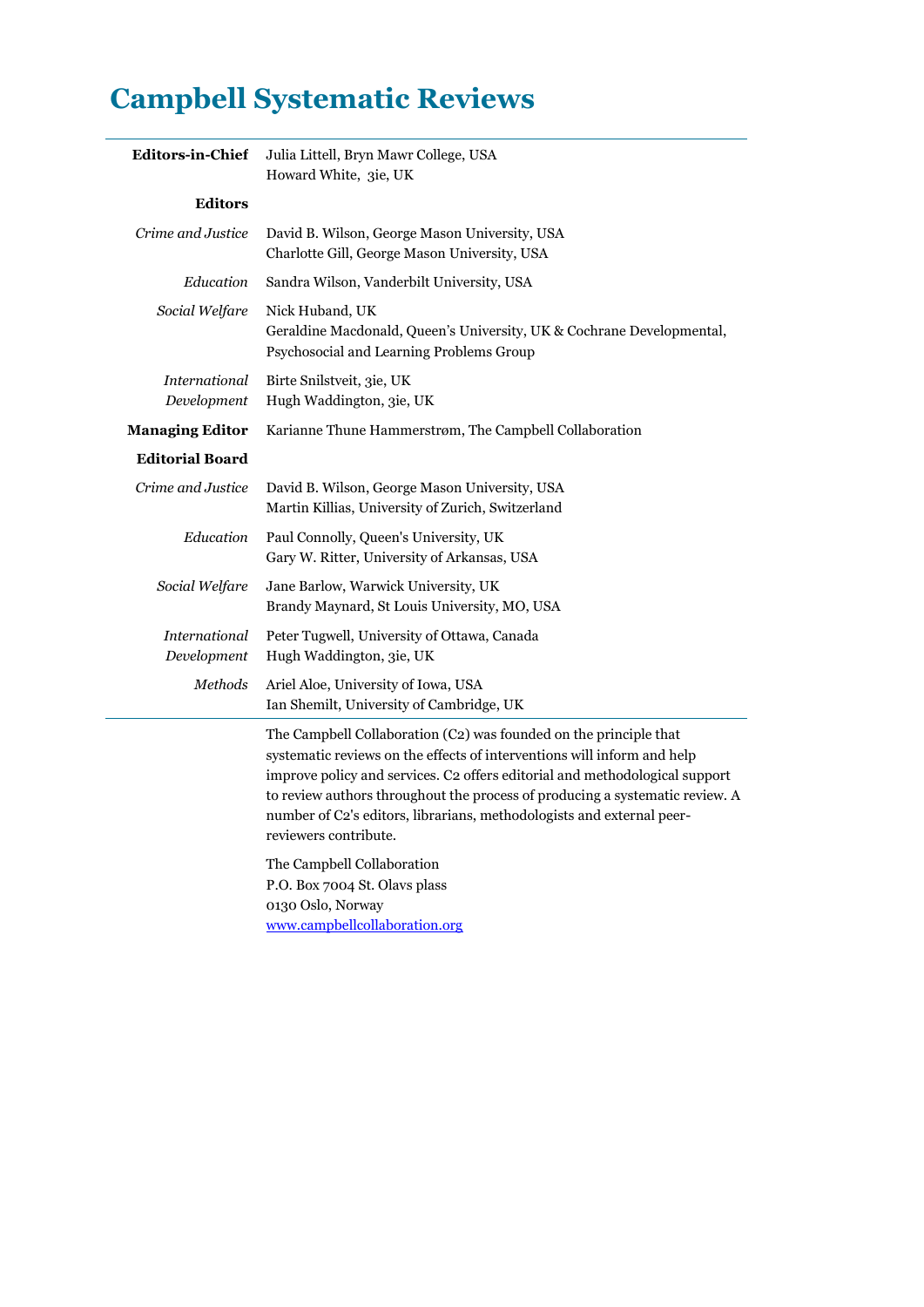# Campbell Systematic Reviews

| | |
|---|---|
| **Editors-in-Chief** | Julia Littell, Bryn Mawr College, USA<br>Howard White, 3ie, UK |
| **Editors** | |
| *Crime and Justice* | David B. Wilson, George Mason University, USA<br>Charlotte Gill, George Mason University, USA |
| *Education* | Sandra Wilson, Vanderbilt University, USA |
| *Social Welfare* | Nick Huband, UK<br>Geraldine Macdonald, Queen's University, UK & Cochrane Developmental, Psychosocial and Learning Problems Group |
| *International Development* | Birte Snilstveit, 3ie, UK<br>Hugh Waddington, 3ie, UK |
| **Managing Editor** | Karianne Thune Hammerstrøm, The Campbell Collaboration |
| **Editorial Board** | |
| *Crime and Justice* | David B. Wilson, George Mason University, USA<br>Martin Killias, University of Zurich, Switzerland |
| *Education* | Paul Connolly, Queen's University, UK<br>Gary W. Ritter, University of Arkansas, USA |
| *Social Welfare* | Jane Barlow, Warwick University, UK<br>Brandy Maynard, St Louis University, MO, USA |
| *International Development* | Peter Tugwell, University of Ottawa, Canada<br>Hugh Waddington, 3ie, UK |
| *Methods* | Ariel Aloe, University of Iowa, USA<br>Ian Shemilt, University of Cambridge, UK |

The Campbell Collaboration (C2) was founded on the principle that systematic reviews on the effects of interventions will inform and help improve policy and services. C2 offers editorial and methodological support to review authors throughout the process of producing a systematic review. A number of C2's editors, librarians, methodologists and external peer-reviewers contribute.

The Campbell Collaboration
P.O. Box 7004 St. Olavs plass
0130 Oslo, Norway
www.campbellcollaboration.org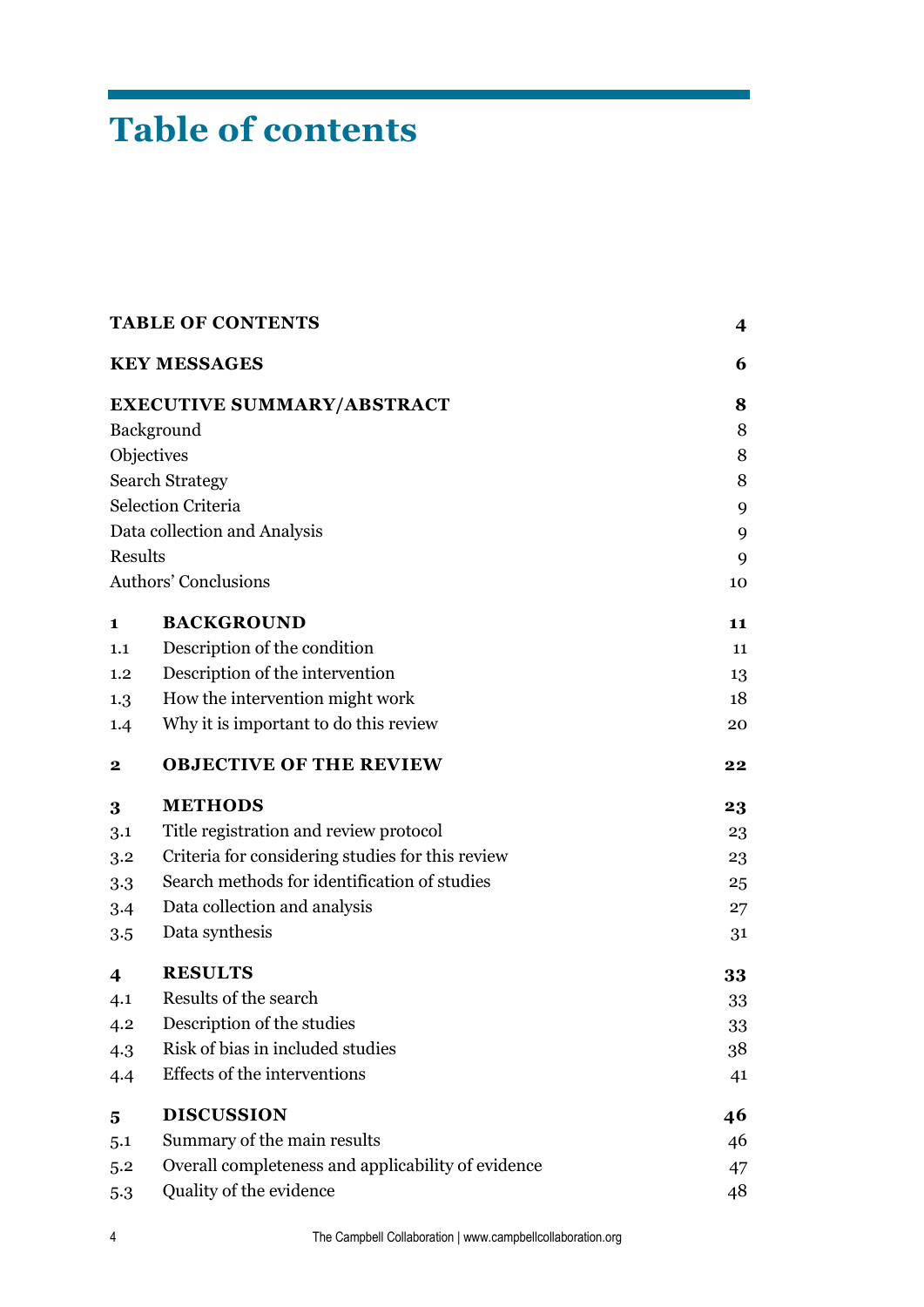# Table of contents

| | | |
|---|---|---|
| **TABLE OF CONTENTS** | | **4** |
| **KEY MESSAGES** | | **6** |
| **EXECUTIVE SUMMARY/ABSTRACT** | | **8** |
| Background | | 8 |
| Objectives | | 8 |
| Search Strategy | | 8 |
| Selection Criteria | | 9 |
| Data collection and Analysis | | 9 |
| Results | | 9 |
| Authors' Conclusions | | 10 |
| **1** | **BACKGROUND** | **11** |
| 1.1 | Description of the condition | 11 |
| 1.2 | Description of the intervention | 13 |
| 1.3 | How the intervention might work | 18 |
| 1.4 | Why it is important to do this review | 20 |
| **2** | **OBJECTIVE OF THE REVIEW** | **22** |
| **3** | **METHODS** | **23** |
| 3.1 | Title registration and review protocol | 23 |
| 3.2 | Criteria for considering studies for this review | 23 |
| 3.3 | Search methods for identification of studies | 25 |
| 3.4 | Data collection and analysis | 27 |
| 3.5 | Data synthesis | 31 |
| **4** | **RESULTS** | **33** |
| 4.1 | Results of the search | 33 |
| 4.2 | Description of the studies | 33 |
| 4.3 | Risk of bias in included studies | 38 |
| 4.4 | Effects of the interventions | 41 |
| **5** | **DISCUSSION** | **46** |
| 5.1 | Summary of the main results | 46 |
| 5.2 | Overall completeness and applicability of evidence | 47 |
| 5.3 | Quality of the evidence | 48 |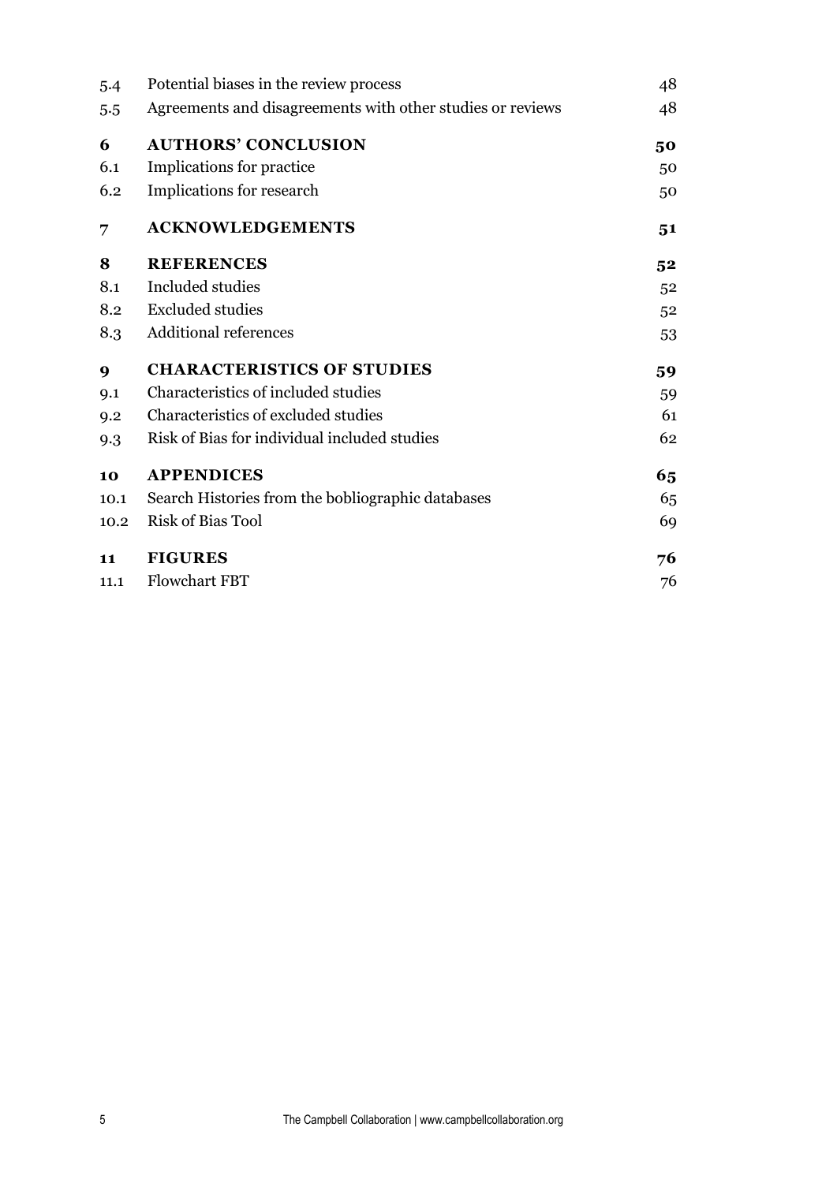| | | |
|---|---|---|
| 5.4 | Potential biases in the review process | 48 |
| 5.5 | Agreements and disagreements with other studies or reviews | 48 |
| **6** | **AUTHORS' CONCLUSION** | **50** |
| 6.1 | Implications for practice | 50 |
| 6.2 | Implications for research | 50 |
| **7** | **ACKNOWLEDGEMENTS** | **51** |
| **8** | **REFERENCES** | **52** |
| 8.1 | Included studies | 52 |
| 8.2 | Excluded studies | 52 |
| 8.3 | Additional references | 53 |
| **9** | **CHARACTERISTICS OF STUDIES** | **59** |
| 9.1 | Characteristics of included studies | 59 |
| 9.2 | Characteristics of excluded studies | 61 |
| 9.3 | Risk of Bias for individual included studies | 62 |
| **10** | **APPENDICES** | **65** |
| 10.1 | Search Histories from the bobliographic databases | 65 |
| 10.2 | Risk of Bias Tool | 69 |
| **11** | **FIGURES** | **76** |
| 11.1 | Flowchart FBT | 76 |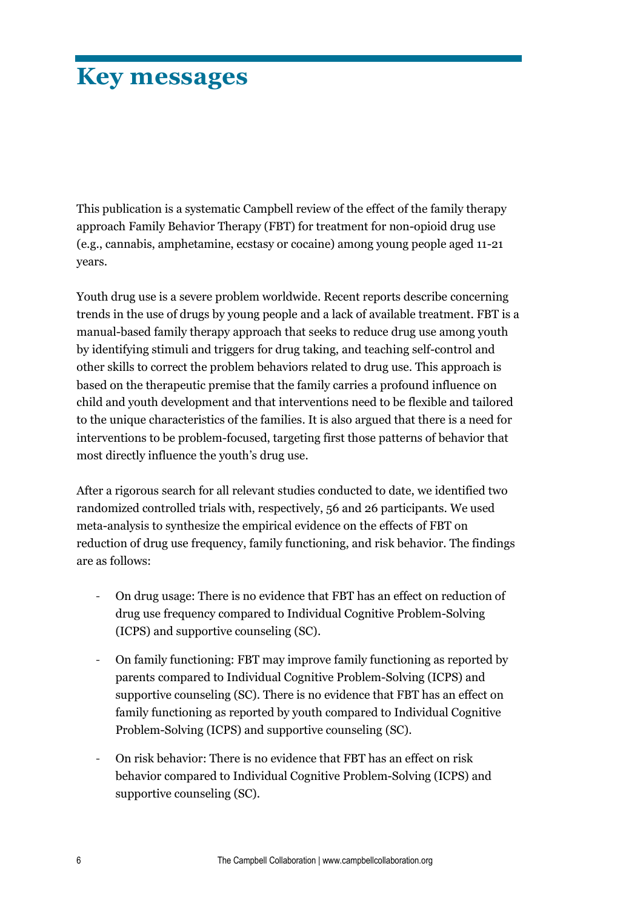# Key messages

This publication is a systematic Campbell review of the effect of the family therapy approach Family Behavior Therapy (FBT) for treatment for non-opioid drug use (e.g., cannabis, amphetamine, ecstasy or cocaine) among young people aged 11-21 years.

Youth drug use is a severe problem worldwide. Recent reports describe concerning trends in the use of drugs by young people and a lack of available treatment. FBT is a manual-based family therapy approach that seeks to reduce drug use among youth by identifying stimuli and triggers for drug taking, and teaching self-control and other skills to correct the problem behaviors related to drug use. This approach is based on the therapeutic premise that the family carries a profound influence on child and youth development and that interventions need to be flexible and tailored to the unique characteristics of the families. It is also argued that there is a need for interventions to be problem-focused, targeting first those patterns of behavior that most directly influence the youth's drug use.

After a rigorous search for all relevant studies conducted to date, we identified two randomized controlled trials with, respectively, 56 and 26 participants. We used meta-analysis to synthesize the empirical evidence on the effects of FBT on reduction of drug use frequency, family functioning, and risk behavior. The findings are as follows:

- On drug usage: There is no evidence that FBT has an effect on reduction of drug use frequency compared to Individual Cognitive Problem-Solving (ICPS) and supportive counseling (SC).
- On family functioning: FBT may improve family functioning as reported by parents compared to Individual Cognitive Problem-Solving (ICPS) and supportive counseling (SC). There is no evidence that FBT has an effect on family functioning as reported by youth compared to Individual Cognitive Problem-Solving (ICPS) and supportive counseling (SC).
- On risk behavior: There is no evidence that FBT has an effect on risk behavior compared to Individual Cognitive Problem-Solving (ICPS) and supportive counseling (SC).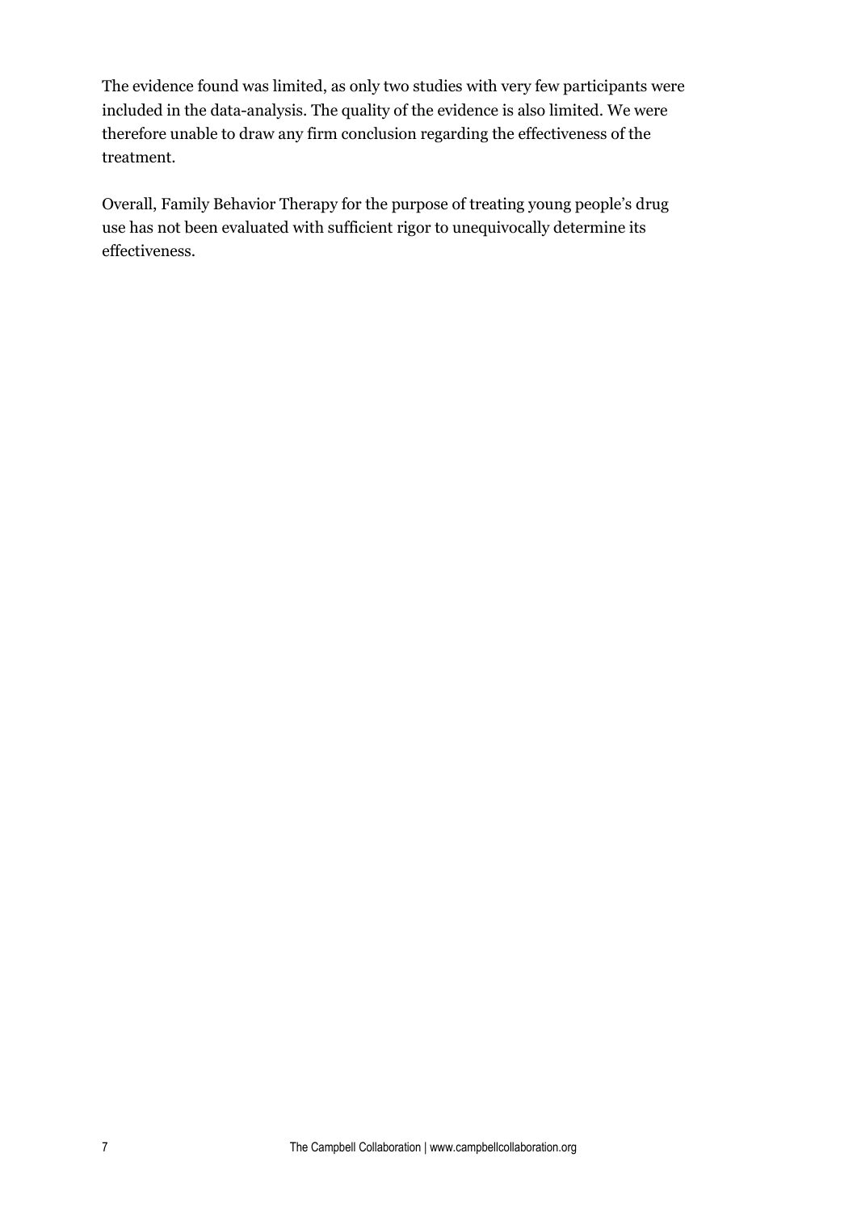The evidence found was limited, as only two studies with very few participants were included in the data-analysis. The quality of the evidence is also limited. We were therefore unable to draw any firm conclusion regarding the effectiveness of the treatment.

Overall, Family Behavior Therapy for the purpose of treating young people's drug use has not been evaluated with sufficient rigor to unequivocally determine its effectiveness.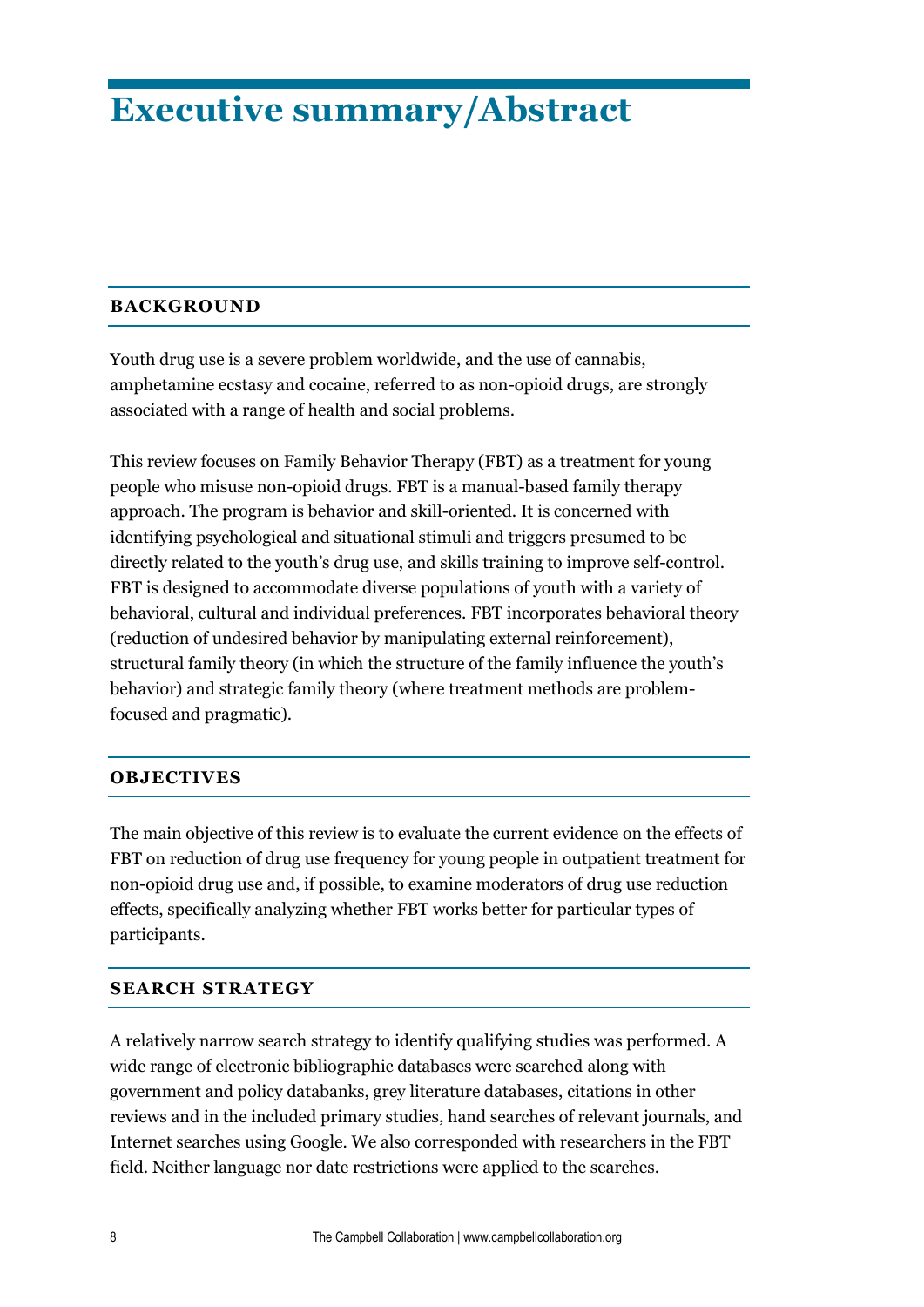# Executive summary/Abstract

## BACKGROUND

Youth drug use is a severe problem worldwide, and the use of cannabis, amphetamine ecstasy and cocaine, referred to as non-opioid drugs, are strongly associated with a range of health and social problems.

This review focuses on Family Behavior Therapy (FBT) as a treatment for young people who misuse non-opioid drugs. FBT is a manual-based family therapy approach. The program is behavior and skill-oriented. It is concerned with identifying psychological and situational stimuli and triggers presumed to be directly related to the youth's drug use, and skills training to improve self-control. FBT is designed to accommodate diverse populations of youth with a variety of behavioral, cultural and individual preferences. FBT incorporates behavioral theory (reduction of undesired behavior by manipulating external reinforcement), structural family theory (in which the structure of the family influence the youth's behavior) and strategic family theory (where treatment methods are problem-focused and pragmatic).

## OBJECTIVES

The main objective of this review is to evaluate the current evidence on the effects of FBT on reduction of drug use frequency for young people in outpatient treatment for non-opioid drug use and, if possible, to examine moderators of drug use reduction effects, specifically analyzing whether FBT works better for particular types of participants.

## SEARCH STRATEGY

A relatively narrow search strategy to identify qualifying studies was performed. A wide range of electronic bibliographic databases were searched along with government and policy databanks, grey literature databases, citations in other reviews and in the included primary studies, hand searches of relevant journals, and Internet searches using Google. We also corresponded with researchers in the FBT field. Neither language nor date restrictions were applied to the searches.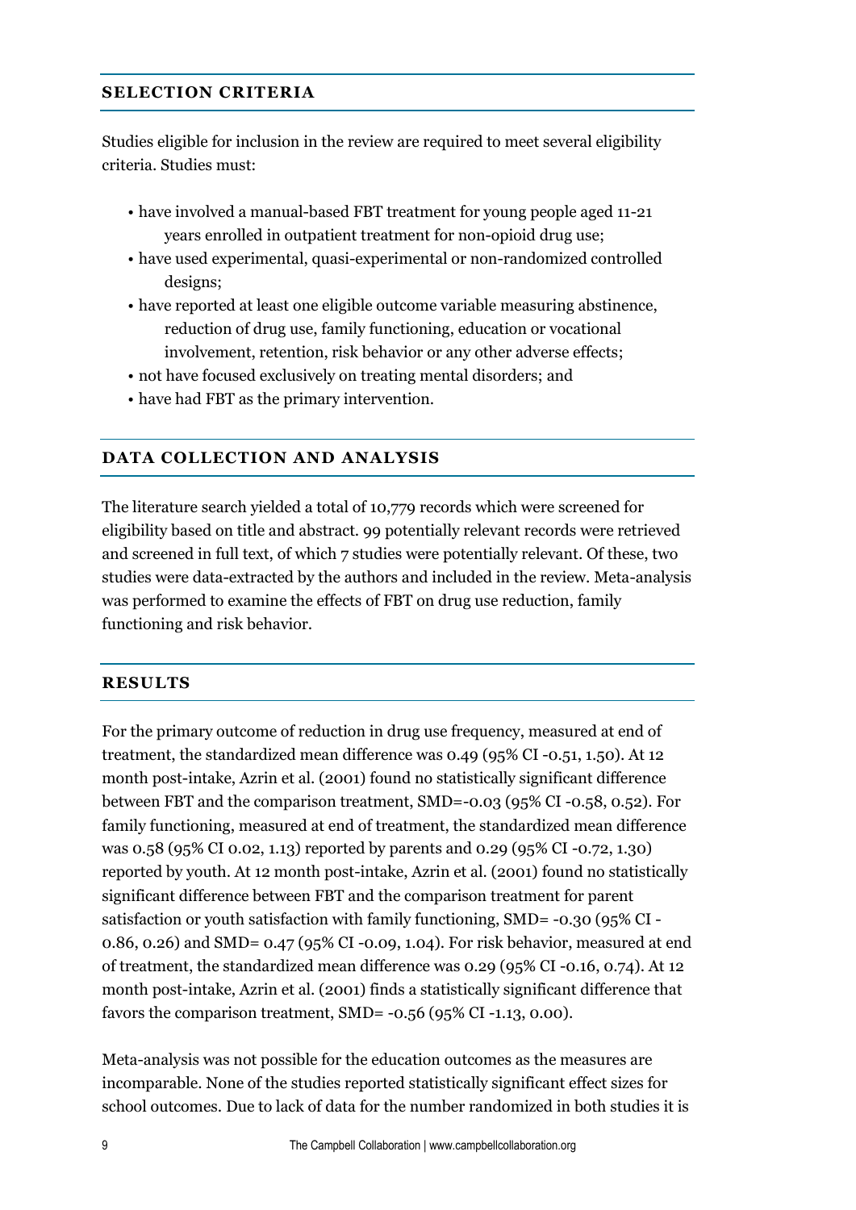## SELECTION CRITERIA

Studies eligible for inclusion in the review are required to meet several eligibility criteria. Studies must:

- have involved a manual-based FBT treatment for young people aged 11-21 years enrolled in outpatient treatment for non-opioid drug use;
- have used experimental, quasi-experimental or non-randomized controlled designs;
- have reported at least one eligible outcome variable measuring abstinence, reduction of drug use, family functioning, education or vocational involvement, retention, risk behavior or any other adverse effects;
- not have focused exclusively on treating mental disorders; and
- have had FBT as the primary intervention.

## DATA COLLECTION AND ANALYSIS

The literature search yielded a total of 10,779 records which were screened for eligibility based on title and abstract. 99 potentially relevant records were retrieved and screened in full text, of which 7 studies were potentially relevant. Of these, two studies were data-extracted by the authors and included in the review. Meta-analysis was performed to examine the effects of FBT on drug use reduction, family functioning and risk behavior.

## RESULTS

For the primary outcome of reduction in drug use frequency, measured at end of treatment, the standardized mean difference was 0.49 (95% CI -0.51, 1.50). At 12 month post-intake, Azrin et al. (2001) found no statistically significant difference between FBT and the comparison treatment, SMD=-0.03 (95% CI -0.58, 0.52). For family functioning, measured at end of treatment, the standardized mean difference was 0.58 (95% CI 0.02, 1.13) reported by parents and 0.29 (95% CI -0.72, 1.30) reported by youth. At 12 month post-intake, Azrin et al. (2001) found no statistically significant difference between FBT and the comparison treatment for parent satisfaction or youth satisfaction with family functioning, SMD= -0.30 (95% CI -0.86, 0.26) and SMD= 0.47 (95% CI -0.09, 1.04). For risk behavior, measured at end of treatment, the standardized mean difference was 0.29 (95% CI -0.16, 0.74). At 12 month post-intake, Azrin et al. (2001) finds a statistically significant difference that favors the comparison treatment, SMD= -0.56 (95% CI -1.13, 0.00).

Meta-analysis was not possible for the education outcomes as the measures are incomparable. None of the studies reported statistically significant effect sizes for school outcomes. Due to lack of data for the number randomized in both studies it is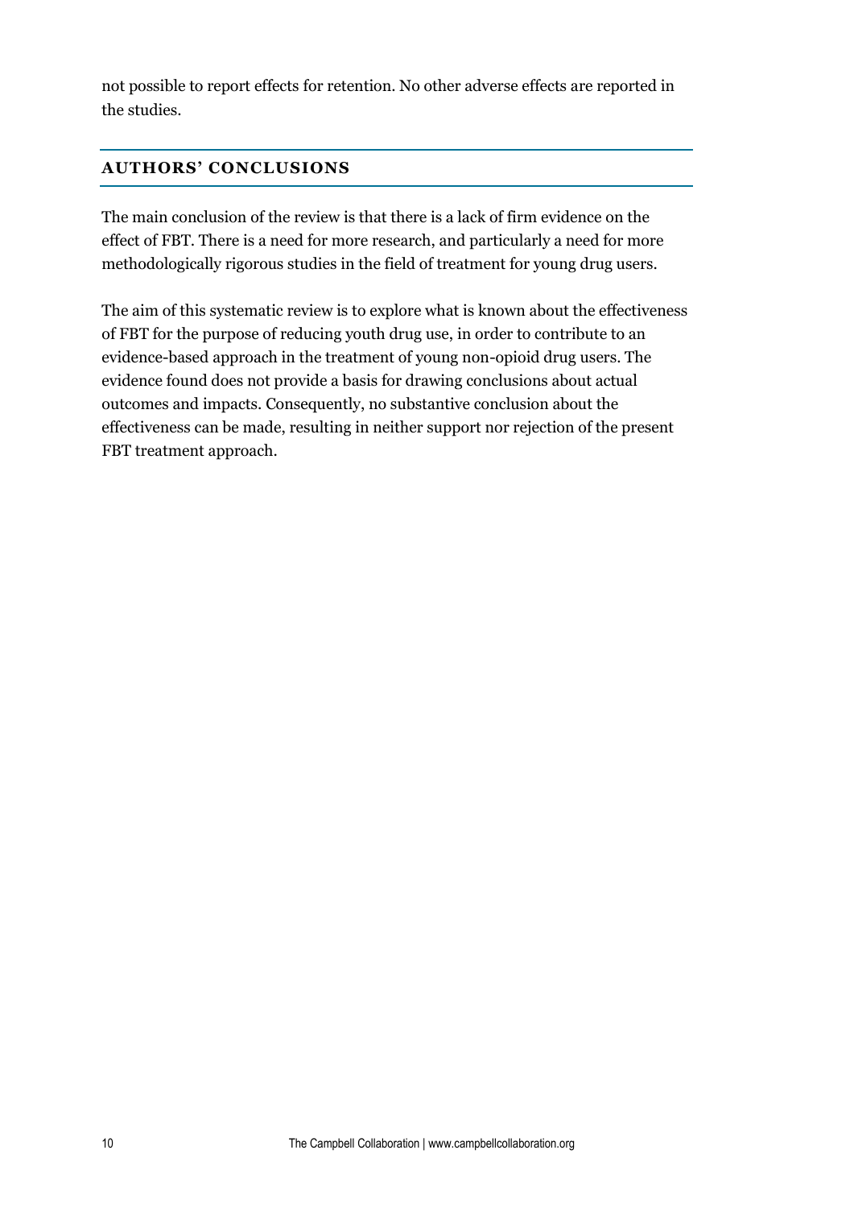not possible to report effects for retention. No other adverse effects are reported in the studies.

## AUTHORS' CONCLUSIONS

The main conclusion of the review is that there is a lack of firm evidence on the effect of FBT. There is a need for more research, and particularly a need for more methodologically rigorous studies in the field of treatment for young drug users.

The aim of this systematic review is to explore what is known about the effectiveness of FBT for the purpose of reducing youth drug use, in order to contribute to an evidence-based approach in the treatment of young non-opioid drug users. The evidence found does not provide a basis for drawing conclusions about actual outcomes and impacts. Consequently, no substantive conclusion about the effectiveness can be made, resulting in neither support nor rejection of the present FBT treatment approach.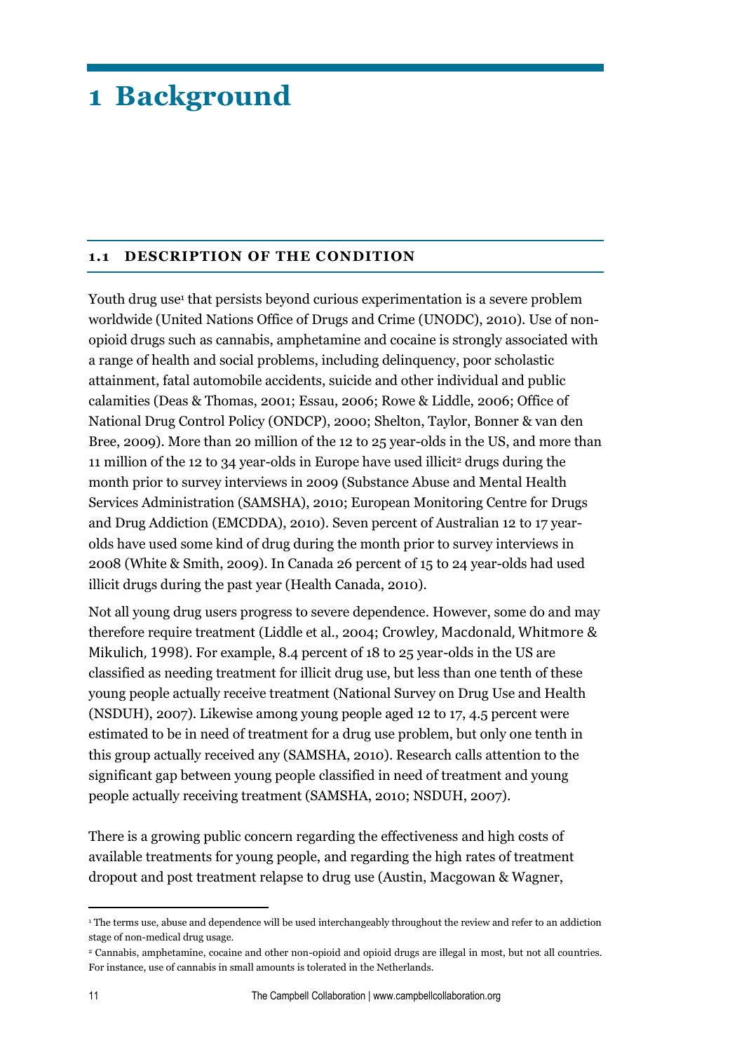# 1 Background

## 1.1 DESCRIPTION OF THE CONDITION

Youth drug use[1] that persists beyond curious experimentation is a severe problem worldwide (United Nations Office of Drugs and Crime (UNODC), 2010). Use of non-opioid drugs such as cannabis, amphetamine and cocaine is strongly associated with a range of health and social problems, including delinquency, poor scholastic attainment, fatal automobile accidents, suicide and other individual and public calamities (Deas & Thomas, 2001; Essau, 2006; Rowe & Liddle, 2006; Office of National Drug Control Policy (ONDCP), 2000; Shelton, Taylor, Bonner & van den Bree, 2009). More than 20 million of the 12 to 25 year-olds in the US, and more than 11 million of the 12 to 34 year-olds in Europe have used illicit[2] drugs during the month prior to survey interviews in 2009 (Substance Abuse and Mental Health Services Administration (SAMSHA), 2010; European Monitoring Centre for Drugs and Drug Addiction (EMCDDA), 2010). Seven percent of Australian 12 to 17 year-olds have used some kind of drug during the month prior to survey interviews in 2008 (White & Smith, 2009). In Canada 26 percent of 15 to 24 year-olds had used illicit drugs during the past year (Health Canada, 2010).

Not all young drug users progress to severe dependence. However, some do and may therefore require treatment (Liddle et al., 2004; Crowley, Macdonald, Whitmore & Mikulich, 1998). For example, 8.4 percent of 18 to 25 year-olds in the US are classified as needing treatment for illicit drug use, but less than one tenth of these young people actually receive treatment (National Survey on Drug Use and Health (NSDUH), 2007). Likewise among young people aged 12 to 17, 4.5 percent were estimated to be in need of treatment for a drug use problem, but only one tenth in this group actually received any (SAMSHA, 2010). Research calls attention to the significant gap between young people classified in need of treatment and young people actually receiving treatment (SAMSHA, 2010; NSDUH, 2007).

There is a growing public concern regarding the effectiveness and high costs of available treatments for young people, and regarding the high rates of treatment dropout and post treatment relapse to drug use (Austin, Macgowan & Wagner,

---

[1] The terms use, abuse and dependence will be used interchangeably throughout the review and refer to an addiction stage of non-medical drug usage.

[2] Cannabis, amphetamine, cocaine and other non-opioid and opioid drugs are illegal in most, but not all countries. For instance, use of cannabis in small amounts is tolerated in the Netherlands.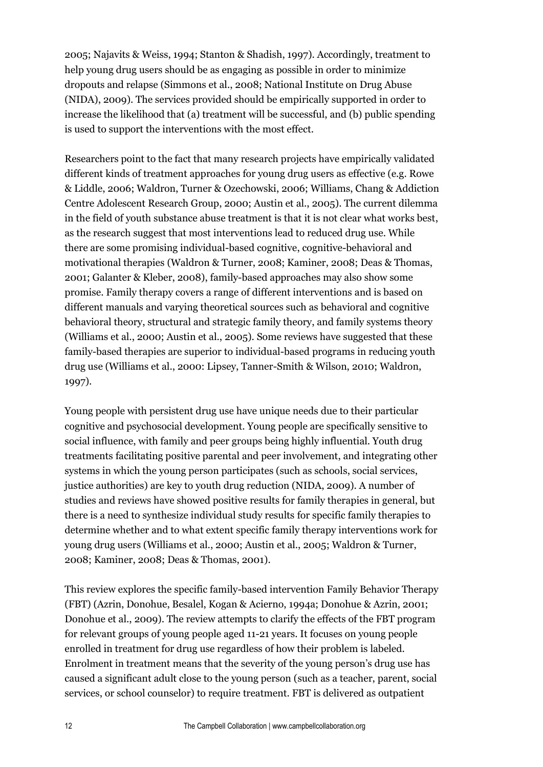2005; Najavits & Weiss, 1994; Stanton & Shadish, 1997). Accordingly, treatment to help young drug users should be as engaging as possible in order to minimize dropouts and relapse (Simmons et al., 2008; National Institute on Drug Abuse (NIDA), 2009). The services provided should be empirically supported in order to increase the likelihood that (a) treatment will be successful, and (b) public spending is used to support the interventions with the most effect.

Researchers point to the fact that many research projects have empirically validated different kinds of treatment approaches for young drug users as effective (e.g. Rowe & Liddle, 2006; Waldron, Turner & Ozechowski, 2006; Williams, Chang & Addiction Centre Adolescent Research Group, 2000; Austin et al., 2005). The current dilemma in the field of youth substance abuse treatment is that it is not clear what works best, as the research suggest that most interventions lead to reduced drug use. While there are some promising individual-based cognitive, cognitive-behavioral and motivational therapies (Waldron & Turner, 2008; Kaminer, 2008; Deas & Thomas, 2001; Galanter & Kleber, 2008), family-based approaches may also show some promise. Family therapy covers a range of different interventions and is based on different manuals and varying theoretical sources such as behavioral and cognitive behavioral theory, structural and strategic family theory, and family systems theory (Williams et al., 2000; Austin et al., 2005). Some reviews have suggested that these family-based therapies are superior to individual-based programs in reducing youth drug use (Williams et al., 2000: Lipsey, Tanner-Smith & Wilson, 2010; Waldron, 1997).

Young people with persistent drug use have unique needs due to their particular cognitive and psychosocial development. Young people are specifically sensitive to social influence, with family and peer groups being highly influential. Youth drug treatments facilitating positive parental and peer involvement, and integrating other systems in which the young person participates (such as schools, social services, justice authorities) are key to youth drug reduction (NIDA, 2009). A number of studies and reviews have showed positive results for family therapies in general, but there is a need to synthesize individual study results for specific family therapies to determine whether and to what extent specific family therapy interventions work for young drug users (Williams et al., 2000; Austin et al., 2005; Waldron & Turner, 2008; Kaminer, 2008; Deas & Thomas, 2001).

This review explores the specific family-based intervention Family Behavior Therapy (FBT) (Azrin, Donohue, Besalel, Kogan & Acierno, 1994a; Donohue & Azrin, 2001; Donohue et al., 2009). The review attempts to clarify the effects of the FBT program for relevant groups of young people aged 11-21 years. It focuses on young people enrolled in treatment for drug use regardless of how their problem is labeled. Enrolment in treatment means that the severity of the young person's drug use has caused a significant adult close to the young person (such as a teacher, parent, social services, or school counselor) to require treatment. FBT is delivered as outpatient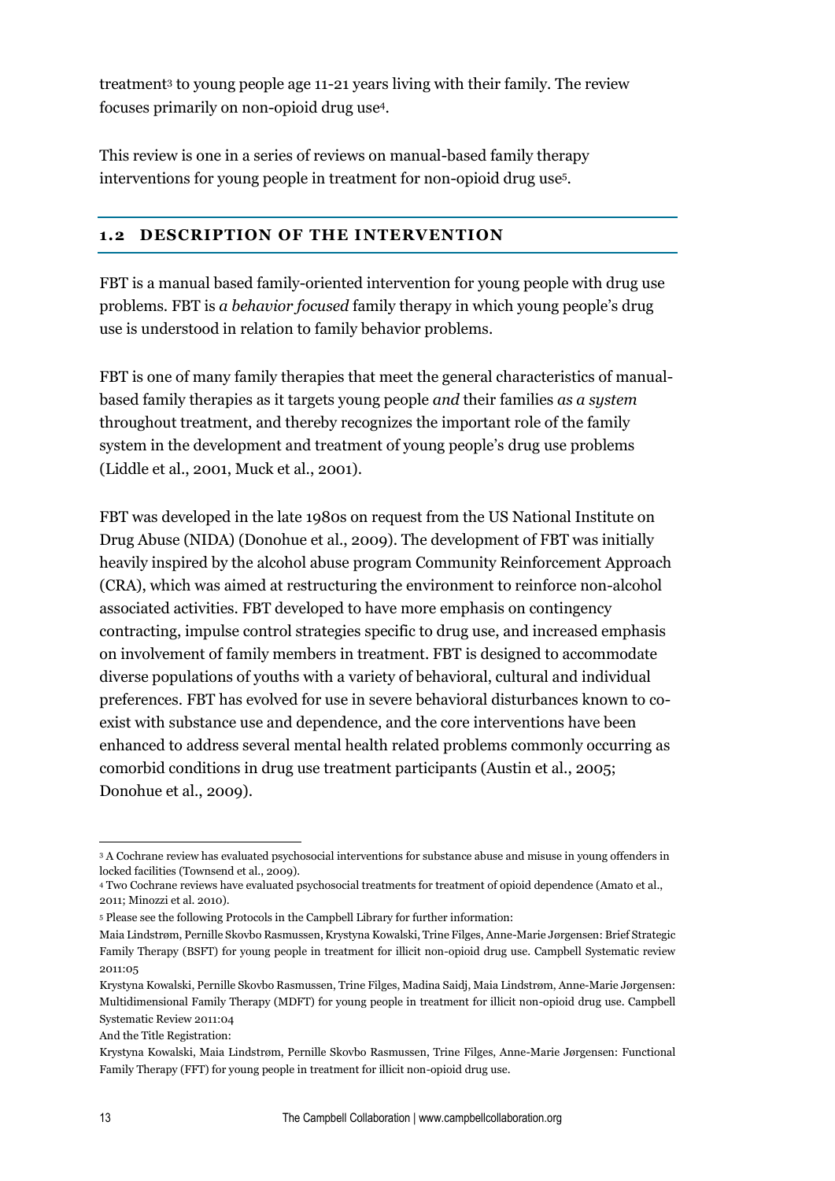treatment[3] to young people age 11-21 years living with their family. The review focuses primarily on non-opioid drug use[4].

This review is one in a series of reviews on manual-based family therapy interventions for young people in treatment for non-opioid drug use[5].

## 1.2 DESCRIPTION OF THE INTERVENTION

FBT is a manual based family-oriented intervention for young people with drug use problems. FBT is *a behavior focused* family therapy in which young people's drug use is understood in relation to family behavior problems.

FBT is one of many family therapies that meet the general characteristics of manual-based family therapies as it targets young people *and* their families *as a system* throughout treatment, and thereby recognizes the important role of the family system in the development and treatment of young people's drug use problems (Liddle et al., 2001, Muck et al., 2001).

FBT was developed in the late 1980s on request from the US National Institute on Drug Abuse (NIDA) (Donohue et al., 2009). The development of FBT was initially heavily inspired by the alcohol abuse program Community Reinforcement Approach (CRA), which was aimed at restructuring the environment to reinforce non-alcohol associated activities. FBT developed to have more emphasis on contingency contracting, impulse control strategies specific to drug use, and increased emphasis on involvement of family members in treatment. FBT is designed to accommodate diverse populations of youths with a variety of behavioral, cultural and individual preferences. FBT has evolved for use in severe behavioral disturbances known to co-exist with substance use and dependence, and the core interventions have been enhanced to address several mental health related problems commonly occurring as comorbid conditions in drug use treatment participants (Austin et al., 2005; Donohue et al., 2009).

---

[3] A Cochrane review has evaluated psychosocial interventions for substance abuse and misuse in young offenders in locked facilities (Townsend et al., 2009).

[4] Two Cochrane reviews have evaluated psychosocial treatments for treatment of opioid dependence (Amato et al., 2011; Minozzi et al. 2010).

[5] Please see the following Protocols in the Campbell Library for further information:

Maia Lindstrøm, Pernille Skovbo Rasmussen, Krystyna Kowalski, Trine Filges, Anne-Marie Jørgensen: Brief Strategic Family Therapy (BSFT) for young people in treatment for illicit non-opioid drug use. Campbell Systematic review 2011:05

Krystyna Kowalski, Pernille Skovbo Rasmussen, Trine Filges, Madina Saidj, Maia Lindstrøm, Anne-Marie Jørgensen: Multidimensional Family Therapy (MDFT) for young people in treatment for illicit non-opioid drug use. Campbell Systematic Review 2011:04

And the Title Registration:

Krystyna Kowalski, Maia Lindstrøm, Pernille Skovbo Rasmussen, Trine Filges, Anne-Marie Jørgensen: Functional Family Therapy (FFT) for young people in treatment for illicit non-opioid drug use.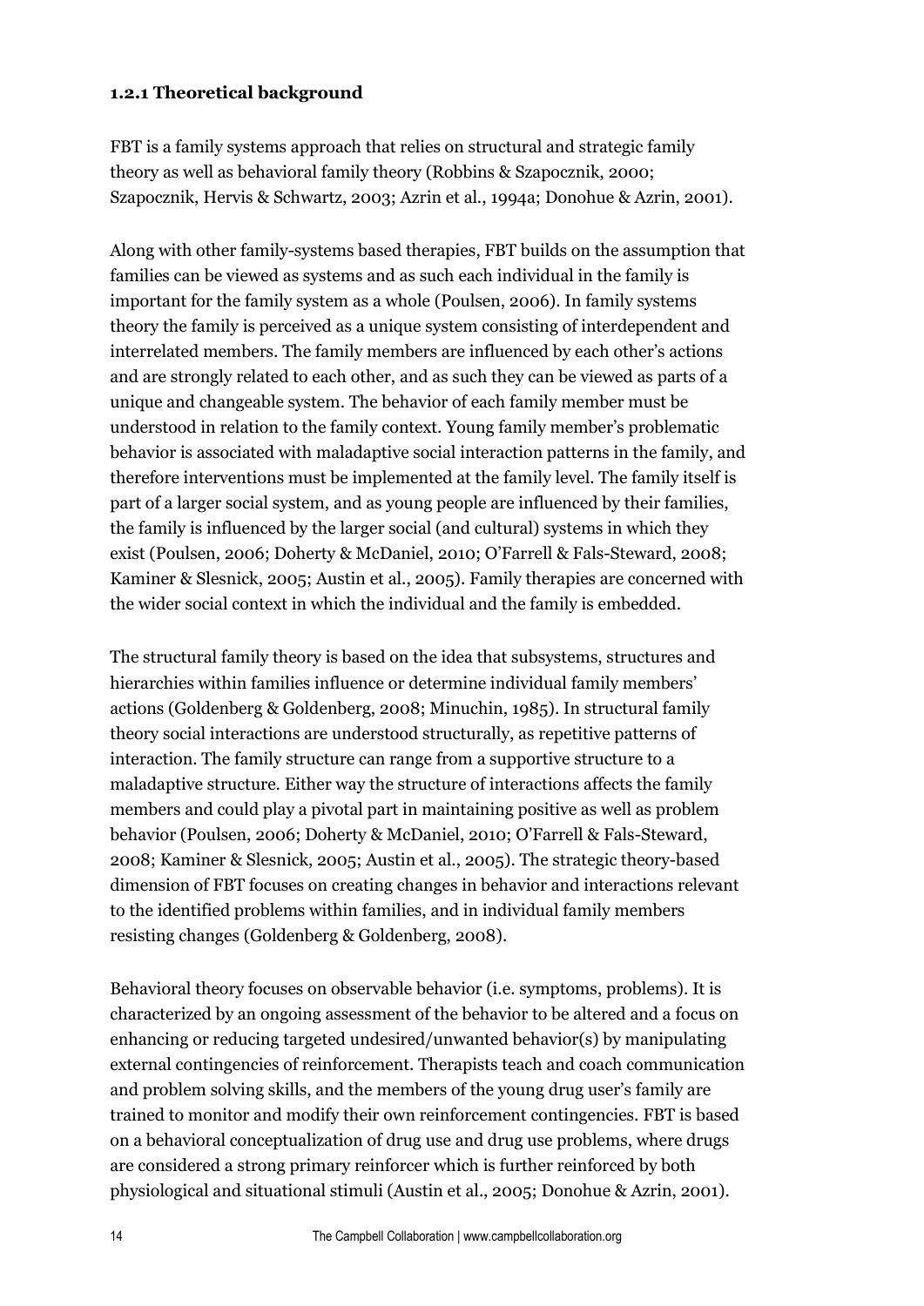### 1.2.1 Theoretical background

FBT is a family systems approach that relies on structural and strategic family theory as well as behavioral family theory (Robbins & Szapocznik, 2000; Szapocznik, Hervis & Schwartz, 2003; Azrin et al., 1994a; Donohue & Azrin, 2001).

Along with other family-systems based therapies, FBT builds on the assumption that families can be viewed as systems and as such each individual in the family is important for the family system as a whole (Poulsen, 2006). In family systems theory the family is perceived as a unique system consisting of interdependent and interrelated members. The family members are influenced by each other's actions and are strongly related to each other, and as such they can be viewed as parts of a unique and changeable system. The behavior of each family member must be understood in relation to the family context. Young family member's problematic behavior is associated with maladaptive social interaction patterns in the family, and therefore interventions must be implemented at the family level. The family itself is part of a larger social system, and as young people are influenced by their families, the family is influenced by the larger social (and cultural) systems in which they exist (Poulsen, 2006; Doherty & McDaniel, 2010; O'Farrell & Fals-Steward, 2008; Kaminer & Slesnick, 2005; Austin et al., 2005). Family therapies are concerned with the wider social context in which the individual and the family is embedded.

The structural family theory is based on the idea that subsystems, structures and hierarchies within families influence or determine individual family members' actions (Goldenberg & Goldenberg, 2008; Minuchin, 1985). In structural family theory social interactions are understood structurally, as repetitive patterns of interaction. The family structure can range from a supportive structure to a maladaptive structure. Either way the structure of interactions affects the family members and could play a pivotal part in maintaining positive as well as problem behavior (Poulsen, 2006; Doherty & McDaniel, 2010; O'Farrell & Fals-Steward, 2008; Kaminer & Slesnick, 2005; Austin et al., 2005). The strategic theory-based dimension of FBT focuses on creating changes in behavior and interactions relevant to the identified problems within families, and in individual family members resisting changes (Goldenberg & Goldenberg, 2008).

Behavioral theory focuses on observable behavior (i.e. symptoms, problems). It is characterized by an ongoing assessment of the behavior to be altered and a focus on enhancing or reducing targeted undesired/unwanted behavior(s) by manipulating external contingencies of reinforcement. Therapists teach and coach communication and problem solving skills, and the members of the young drug user's family are trained to monitor and modify their own reinforcement contingencies. FBT is based on a behavioral conceptualization of drug use and drug use problems, where drugs are considered a strong primary reinforcer which is further reinforced by both physiological and situational stimuli (Austin et al., 2005; Donohue & Azrin, 2001).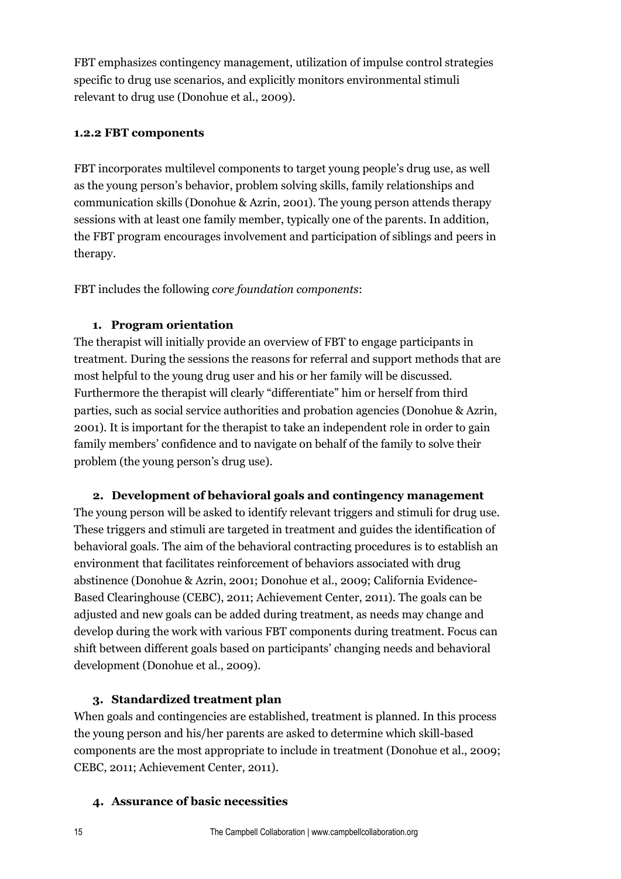FBT emphasizes contingency management, utilization of impulse control strategies specific to drug use scenarios, and explicitly monitors environmental stimuli relevant to drug use (Donohue et al., 2009).

### 1.2.2 FBT components

FBT incorporates multilevel components to target young people's drug use, as well as the young person's behavior, problem solving skills, family relationships and communication skills (Donohue & Azrin, 2001). The young person attends therapy sessions with at least one family member, typically one of the parents. In addition, the FBT program encourages involvement and participation of siblings and peers in therapy.

FBT includes the following *core foundation components*:

**1. Program orientation**

The therapist will initially provide an overview of FBT to engage participants in treatment. During the sessions the reasons for referral and support methods that are most helpful to the young drug user and his or her family will be discussed. Furthermore the therapist will clearly "differentiate" him or herself from third parties, such as social service authorities and probation agencies (Donohue & Azrin, 2001). It is important for the therapist to take an independent role in order to gain family members' confidence and to navigate on behalf of the family to solve their problem (the young person's drug use).

**2. Development of behavioral goals and contingency management**

The young person will be asked to identify relevant triggers and stimuli for drug use. These triggers and stimuli are targeted in treatment and guides the identification of behavioral goals. The aim of the behavioral contracting procedures is to establish an environment that facilitates reinforcement of behaviors associated with drug abstinence (Donohue & Azrin, 2001; Donohue et al., 2009; California Evidence-Based Clearinghouse (CEBC), 2011; Achievement Center, 2011). The goals can be adjusted and new goals can be added during treatment, as needs may change and develop during the work with various FBT components during treatment. Focus can shift between different goals based on participants' changing needs and behavioral development (Donohue et al., 2009).

**3. Standardized treatment plan**

When goals and contingencies are established, treatment is planned. In this process the young person and his/her parents are asked to determine which skill-based components are the most appropriate to include in treatment (Donohue et al., 2009; CEBC, 2011; Achievement Center, 2011).

**4. Assurance of basic necessities**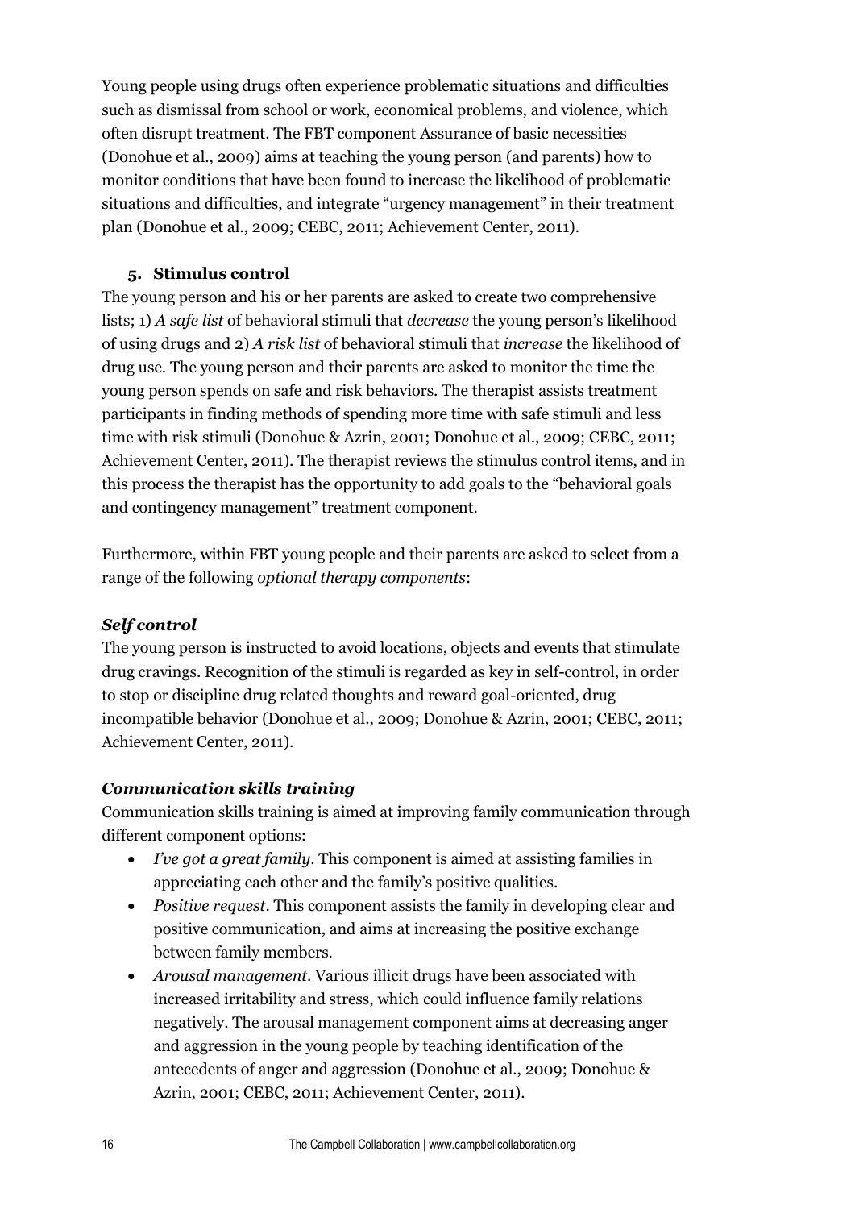Young people using drugs often experience problematic situations and difficulties such as dismissal from school or work, economical problems, and violence, which often disrupt treatment. The FBT component Assurance of basic necessities (Donohue et al., 2009) aims at teaching the young person (and parents) how to monitor conditions that have been found to increase the likelihood of problematic situations and difficulties, and integrate "urgency management" in their treatment plan (Donohue et al., 2009; CEBC, 2011; Achievement Center, 2011).

**5. Stimulus control**

The young person and his or her parents are asked to create two comprehensive lists; 1) *A safe list* of behavioral stimuli that *decrease* the young person's likelihood of using drugs and 2) *A risk list* of behavioral stimuli that *increase* the likelihood of drug use. The young person and their parents are asked to monitor the time the young person spends on safe and risk behaviors. The therapist assists treatment participants in finding methods of spending more time with safe stimuli and less time with risk stimuli (Donohue & Azrin, 2001; Donohue et al., 2009; CEBC, 2011; Achievement Center, 2011). The therapist reviews the stimulus control items, and in this process the therapist has the opportunity to add goals to the "behavioral goals and contingency management" treatment component.

Furthermore, within FBT young people and their parents are asked to select from a range of the following *optional therapy components*:

***Self control***

The young person is instructed to avoid locations, objects and events that stimulate drug cravings. Recognition of the stimuli is regarded as key in self-control, in order to stop or discipline drug related thoughts and reward goal-oriented, drug incompatible behavior (Donohue et al., 2009; Donohue & Azrin, 2001; CEBC, 2011; Achievement Center, 2011).

***Communication skills training***

Communication skills training is aimed at improving family communication through different component options:

- *I've got a great family*. This component is aimed at assisting families in appreciating each other and the family's positive qualities.
- *Positive request*. This component assists the family in developing clear and positive communication, and aims at increasing the positive exchange between family members.
- *Arousal management*. Various illicit drugs have been associated with increased irritability and stress, which could influence family relations negatively. The arousal management component aims at decreasing anger and aggression in the young people by teaching identification of the antecedents of anger and aggression (Donohue et al., 2009; Donohue & Azrin, 2001; CEBC, 2011; Achievement Center, 2011).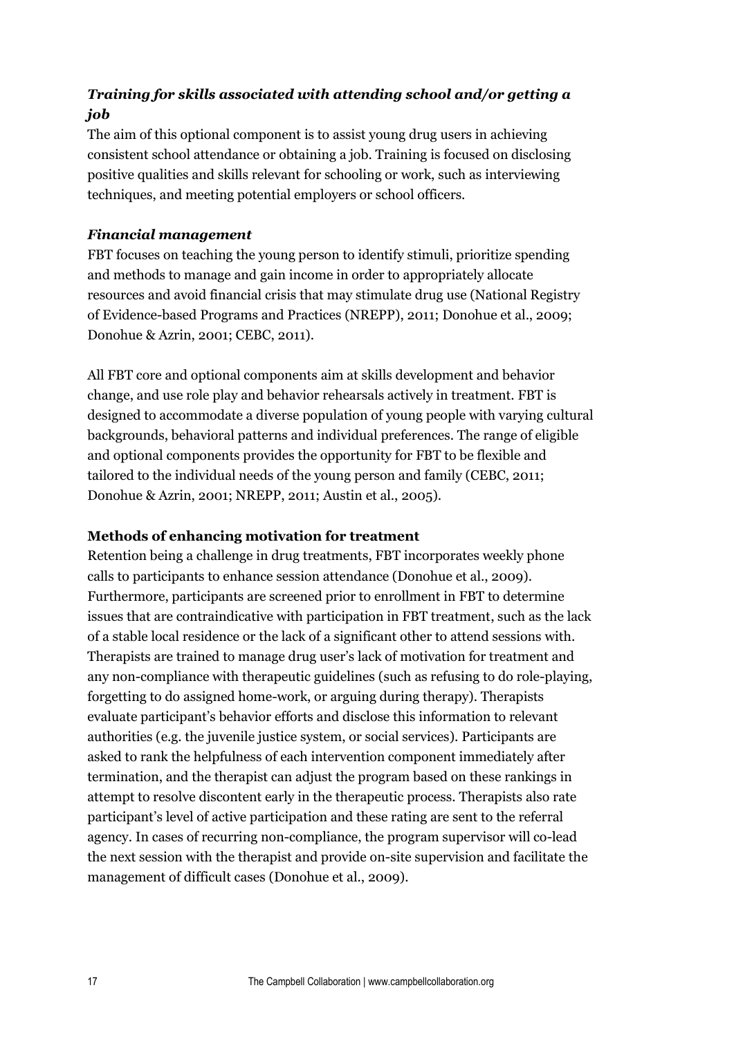### *Training for skills associated with attending school and/or getting a job*

The aim of this optional component is to assist young drug users in achieving consistent school attendance or obtaining a job. Training is focused on disclosing positive qualities and skills relevant for schooling or work, such as interviewing techniques, and meeting potential employers or school officers.

### *Financial management*

FBT focuses on teaching the young person to identify stimuli, prioritize spending and methods to manage and gain income in order to appropriately allocate resources and avoid financial crisis that may stimulate drug use (National Registry of Evidence-based Programs and Practices (NREPP), 2011; Donohue et al., 2009; Donohue & Azrin, 2001; CEBC, 2011).

All FBT core and optional components aim at skills development and behavior change, and use role play and behavior rehearsals actively in treatment. FBT is designed to accommodate a diverse population of young people with varying cultural backgrounds, behavioral patterns and individual preferences. The range of eligible and optional components provides the opportunity for FBT to be flexible and tailored to the individual needs of the young person and family (CEBC, 2011; Donohue & Azrin, 2001; NREPP, 2011; Austin et al., 2005).

### **Methods of enhancing motivation for treatment**

Retention being a challenge in drug treatments, FBT incorporates weekly phone calls to participants to enhance session attendance (Donohue et al., 2009). Furthermore, participants are screened prior to enrollment in FBT to determine issues that are contraindicative with participation in FBT treatment, such as the lack of a stable local residence or the lack of a significant other to attend sessions with. Therapists are trained to manage drug user's lack of motivation for treatment and any non-compliance with therapeutic guidelines (such as refusing to do role-playing, forgetting to do assigned home-work, or arguing during therapy). Therapists evaluate participant's behavior efforts and disclose this information to relevant authorities (e.g. the juvenile justice system, or social services). Participants are asked to rank the helpfulness of each intervention component immediately after termination, and the therapist can adjust the program based on these rankings in attempt to resolve discontent early in the therapeutic process. Therapists also rate participant's level of active participation and these rating are sent to the referral agency. In cases of recurring non-compliance, the program supervisor will co-lead the next session with the therapist and provide on-site supervision and facilitate the management of difficult cases (Donohue et al., 2009).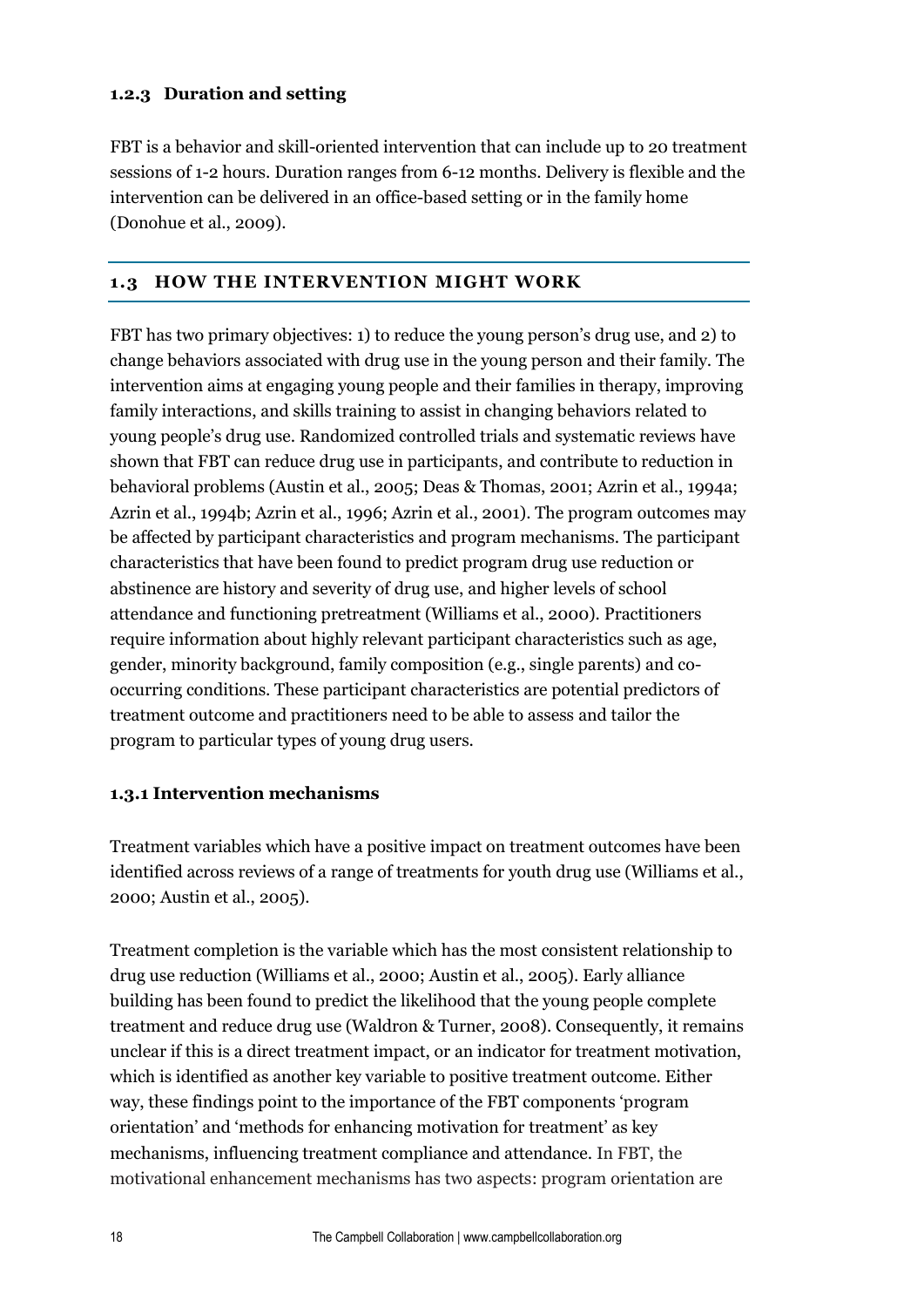### 1.2.3 Duration and setting

FBT is a behavior and skill-oriented intervention that can include up to 20 treatment sessions of 1-2 hours. Duration ranges from 6-12 months. Delivery is flexible and the intervention can be delivered in an office-based setting or in the family home (Donohue et al., 2009).

## 1.3 HOW THE INTERVENTION MIGHT WORK

FBT has two primary objectives: 1) to reduce the young person's drug use, and 2) to change behaviors associated with drug use in the young person and their family. The intervention aims at engaging young people and their families in therapy, improving family interactions, and skills training to assist in changing behaviors related to young people's drug use. Randomized controlled trials and systematic reviews have shown that FBT can reduce drug use in participants, and contribute to reduction in behavioral problems (Austin et al., 2005; Deas & Thomas, 2001; Azrin et al., 1994a; Azrin et al., 1994b; Azrin et al., 1996; Azrin et al., 2001). The program outcomes may be affected by participant characteristics and program mechanisms. The participant characteristics that have been found to predict program drug use reduction or abstinence are history and severity of drug use, and higher levels of school attendance and functioning pretreatment (Williams et al., 2000). Practitioners require information about highly relevant participant characteristics such as age, gender, minority background, family composition (e.g., single parents) and co-occurring conditions. These participant characteristics are potential predictors of treatment outcome and practitioners need to be able to assess and tailor the program to particular types of young drug users.

### 1.3.1 Intervention mechanisms

Treatment variables which have a positive impact on treatment outcomes have been identified across reviews of a range of treatments for youth drug use (Williams et al., 2000; Austin et al., 2005).

Treatment completion is the variable which has the most consistent relationship to drug use reduction (Williams et al., 2000; Austin et al., 2005). Early alliance building has been found to predict the likelihood that the young people complete treatment and reduce drug use (Waldron & Turner, 2008). Consequently, it remains unclear if this is a direct treatment impact, or an indicator for treatment motivation, which is identified as another key variable to positive treatment outcome. Either way, these findings point to the importance of the FBT components 'program orientation' and 'methods for enhancing motivation for treatment' as key mechanisms, influencing treatment compliance and attendance. In FBT, the motivational enhancement mechanisms has two aspects: program orientation are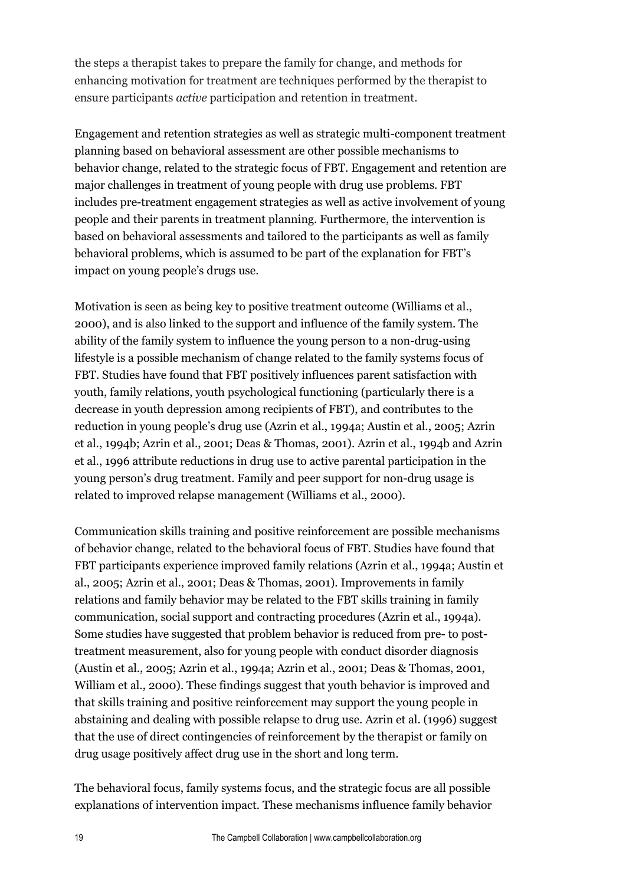the steps a therapist takes to prepare the family for change, and methods for enhancing motivation for treatment are techniques performed by the therapist to ensure participants *active* participation and retention in treatment.

Engagement and retention strategies as well as strategic multi-component treatment planning based on behavioral assessment are other possible mechanisms to behavior change, related to the strategic focus of FBT. Engagement and retention are major challenges in treatment of young people with drug use problems. FBT includes pre-treatment engagement strategies as well as active involvement of young people and their parents in treatment planning. Furthermore, the intervention is based on behavioral assessments and tailored to the participants as well as family behavioral problems, which is assumed to be part of the explanation for FBT's impact on young people's drugs use.

Motivation is seen as being key to positive treatment outcome (Williams et al., 2000), and is also linked to the support and influence of the family system. The ability of the family system to influence the young person to a non-drug-using lifestyle is a possible mechanism of change related to the family systems focus of FBT. Studies have found that FBT positively influences parent satisfaction with youth, family relations, youth psychological functioning (particularly there is a decrease in youth depression among recipients of FBT), and contributes to the reduction in young people's drug use (Azrin et al., 1994a; Austin et al., 2005; Azrin et al., 1994b; Azrin et al., 2001; Deas & Thomas, 2001). Azrin et al., 1994b and Azrin et al., 1996 attribute reductions in drug use to active parental participation in the young person's drug treatment. Family and peer support for non-drug usage is related to improved relapse management (Williams et al., 2000).

Communication skills training and positive reinforcement are possible mechanisms of behavior change, related to the behavioral focus of FBT. Studies have found that FBT participants experience improved family relations (Azrin et al., 1994a; Austin et al., 2005; Azrin et al., 2001; Deas & Thomas, 2001). Improvements in family relations and family behavior may be related to the FBT skills training in family communication, social support and contracting procedures (Azrin et al., 1994a). Some studies have suggested that problem behavior is reduced from pre- to post-treatment measurement, also for young people with conduct disorder diagnosis (Austin et al., 2005; Azrin et al., 1994a; Azrin et al., 2001; Deas & Thomas, 2001, William et al., 2000). These findings suggest that youth behavior is improved and that skills training and positive reinforcement may support the young people in abstaining and dealing with possible relapse to drug use. Azrin et al. (1996) suggest that the use of direct contingencies of reinforcement by the therapist or family on drug usage positively affect drug use in the short and long term.

The behavioral focus, family systems focus, and the strategic focus are all possible explanations of intervention impact. These mechanisms influence family behavior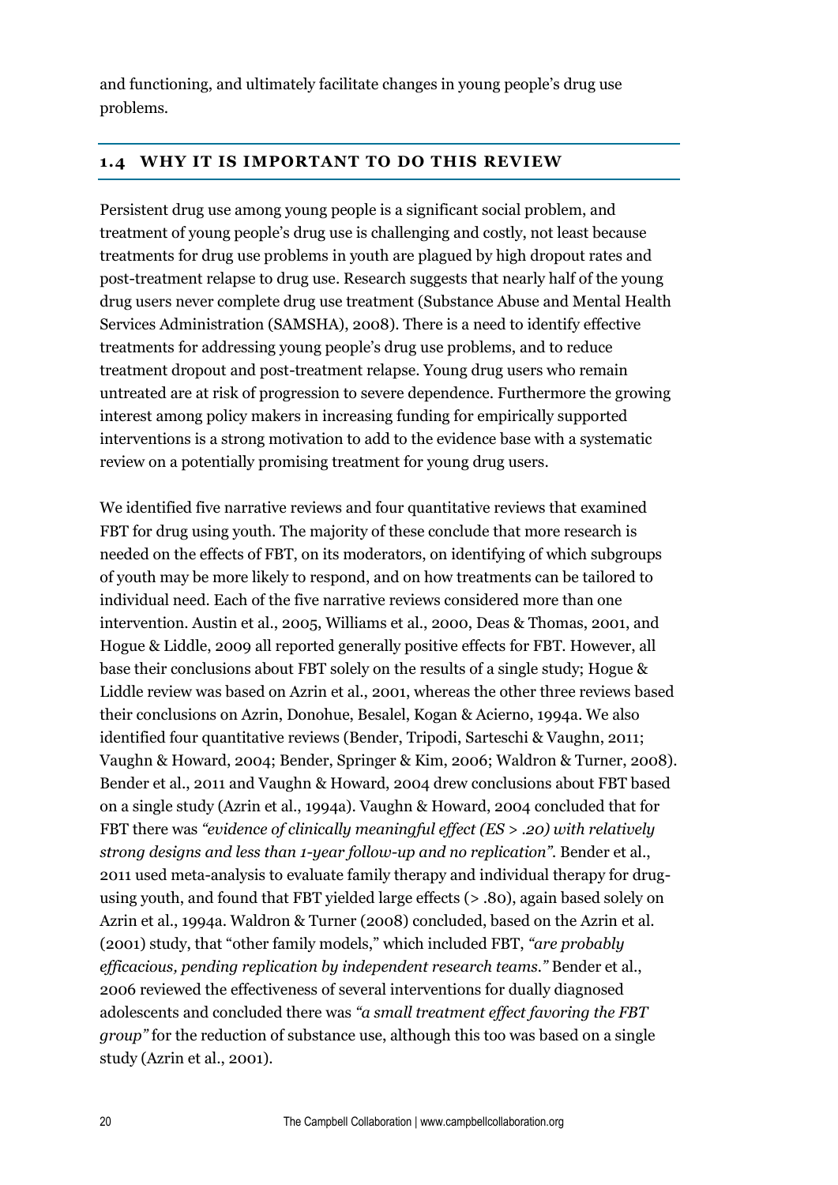and functioning, and ultimately facilitate changes in young people's drug use problems.

## 1.4 WHY IT IS IMPORTANT TO DO THIS REVIEW

Persistent drug use among young people is a significant social problem, and treatment of young people's drug use is challenging and costly, not least because treatments for drug use problems in youth are plagued by high dropout rates and post-treatment relapse to drug use. Research suggests that nearly half of the young drug users never complete drug use treatment (Substance Abuse and Mental Health Services Administration (SAMSHA), 2008). There is a need to identify effective treatments for addressing young people's drug use problems, and to reduce treatment dropout and post-treatment relapse. Young drug users who remain untreated are at risk of progression to severe dependence. Furthermore the growing interest among policy makers in increasing funding for empirically supported interventions is a strong motivation to add to the evidence base with a systematic review on a potentially promising treatment for young drug users.

We identified five narrative reviews and four quantitative reviews that examined FBT for drug using youth. The majority of these conclude that more research is needed on the effects of FBT, on its moderators, on identifying of which subgroups of youth may be more likely to respond, and on how treatments can be tailored to individual need. Each of the five narrative reviews considered more than one intervention. Austin et al., 2005, Williams et al., 2000, Deas & Thomas, 2001, and Hogue & Liddle, 2009 all reported generally positive effects for FBT. However, all base their conclusions about FBT solely on the results of a single study; Hogue & Liddle review was based on Azrin et al., 2001, whereas the other three reviews based their conclusions on Azrin, Donohue, Besalel, Kogan & Acierno, 1994a. We also identified four quantitative reviews (Bender, Tripodi, Sarteschi & Vaughn, 2011; Vaughn & Howard, 2004; Bender, Springer & Kim, 2006; Waldron & Turner, 2008). Bender et al., 2011 and Vaughn & Howard, 2004 drew conclusions about FBT based on a single study (Azrin et al., 1994a). Vaughn & Howard, 2004 concluded that for FBT there was *"evidence of clinically meaningful effect (ES > .20) with relatively strong designs and less than 1-year follow-up and no replication"*. Bender et al., 2011 used meta-analysis to evaluate family therapy and individual therapy for drug-using youth, and found that FBT yielded large effects (> .80), again based solely on Azrin et al., 1994a. Waldron & Turner (2008) concluded, based on the Azrin et al. (2001) study, that "other family models," which included FBT, *"are probably efficacious, pending replication by independent research teams."* Bender et al., 2006 reviewed the effectiveness of several interventions for dually diagnosed adolescents and concluded there was *"a small treatment effect favoring the FBT group"* for the reduction of substance use, although this too was based on a single study (Azrin et al., 2001).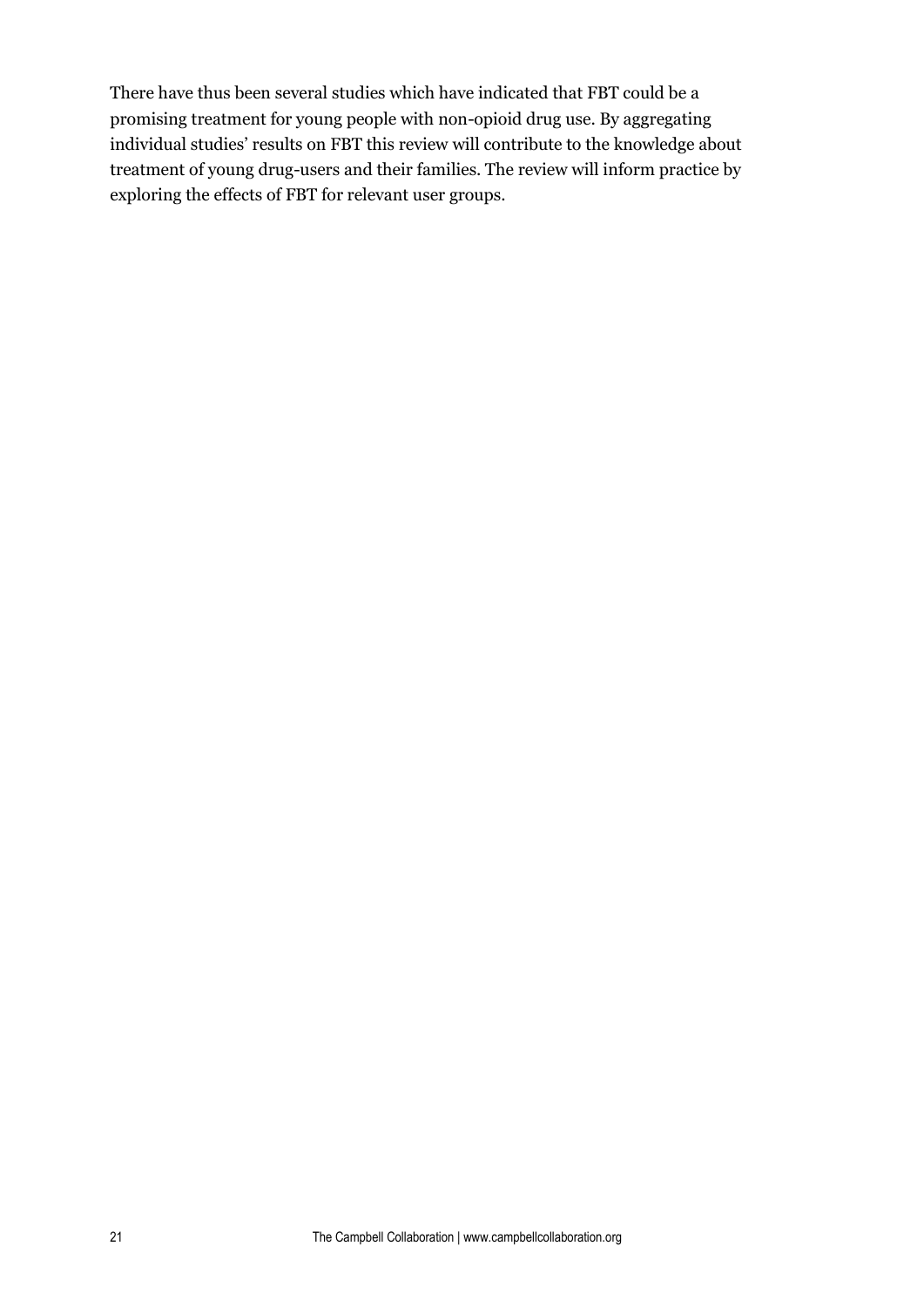There have thus been several studies which have indicated that FBT could be a promising treatment for young people with non-opioid drug use. By aggregating individual studies' results on FBT this review will contribute to the knowledge about treatment of young drug-users and their families. The review will inform practice by exploring the effects of FBT for relevant user groups.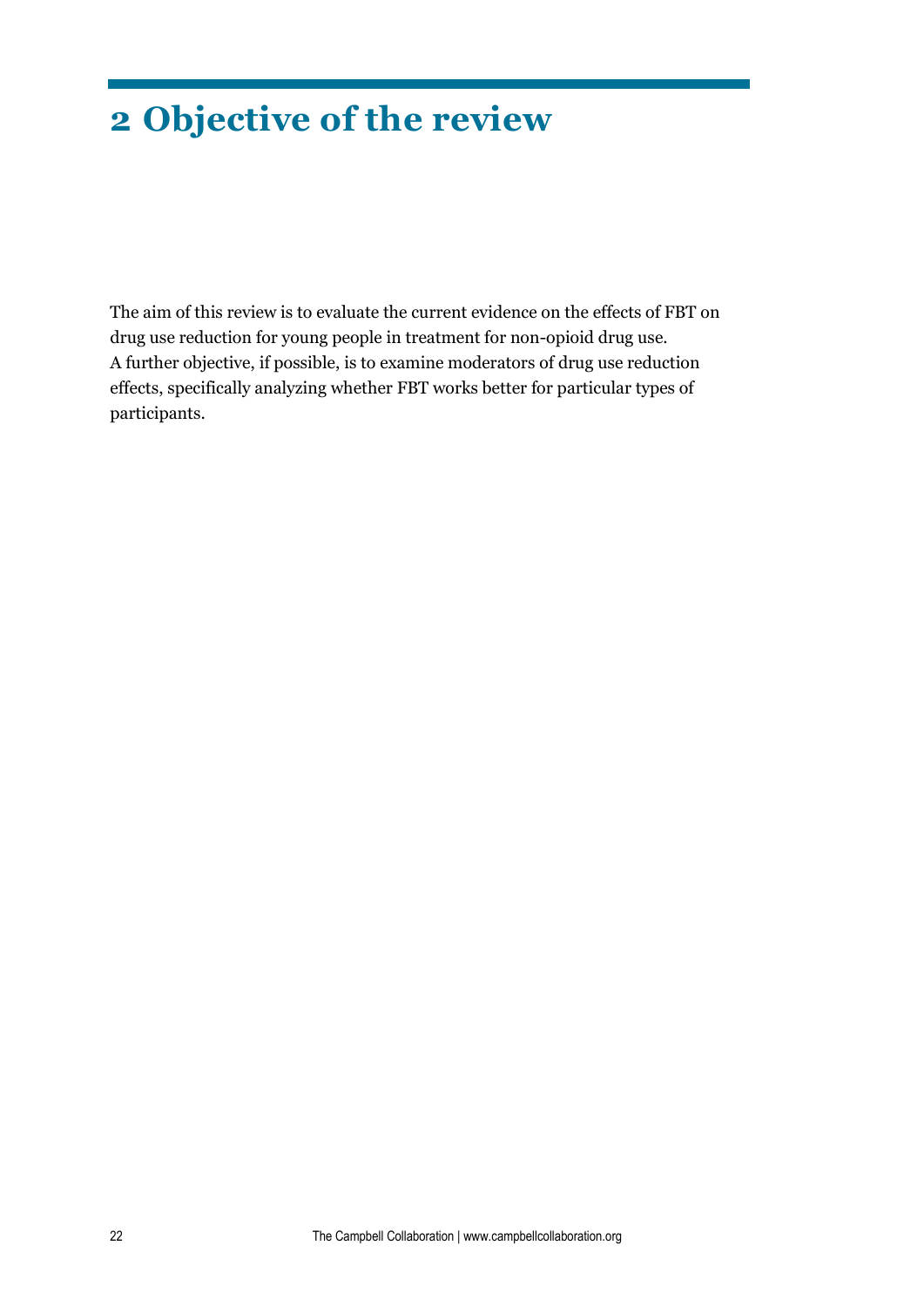# 2 Objective of the review

The aim of this review is to evaluate the current evidence on the effects of FBT on drug use reduction for young people in treatment for non-opioid drug use. A further objective, if possible, is to examine moderators of drug use reduction effects, specifically analyzing whether FBT works better for particular types of participants.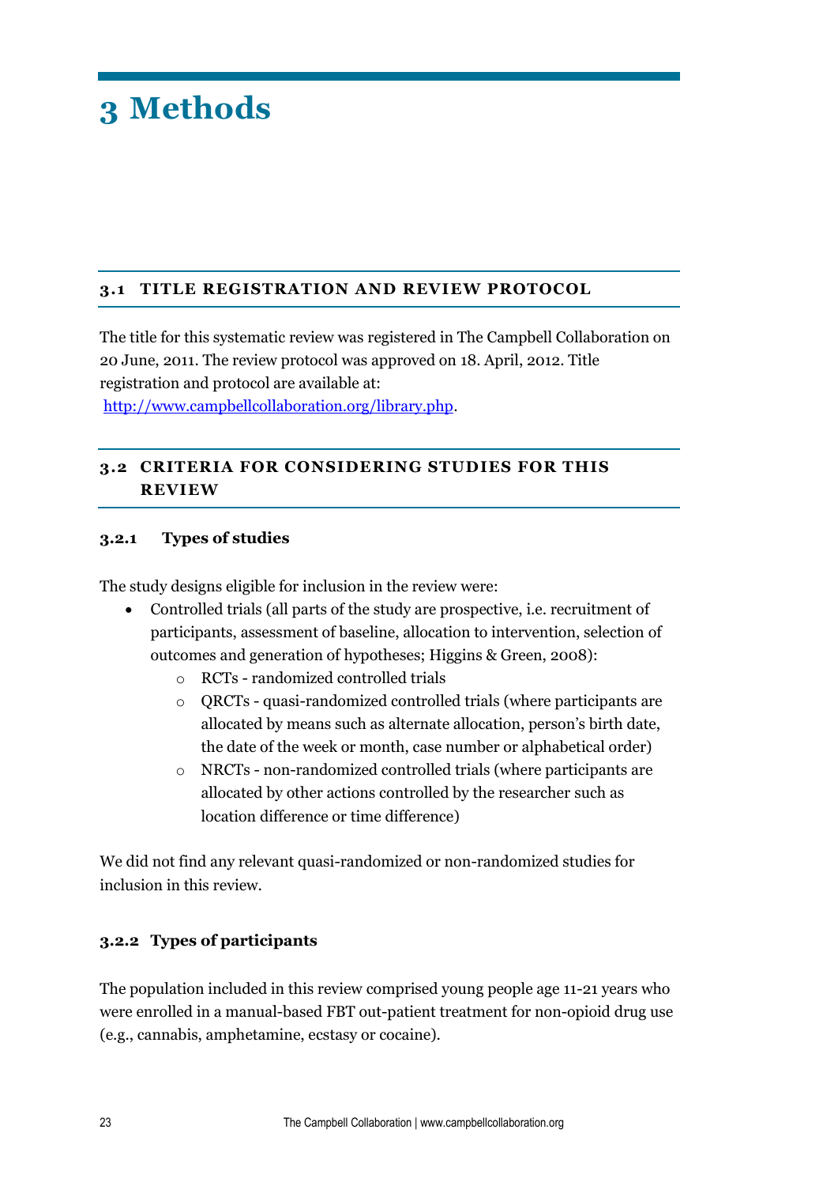# 3 Methods

## 3.1 TITLE REGISTRATION AND REVIEW PROTOCOL

The title for this systematic review was registered in The Campbell Collaboration on 20 June, 2011. The review protocol was approved on 18. April, 2012. Title registration and protocol are available at:
http://www.campbellcollaboration.org/library.php.

## 3.2 CRITERIA FOR CONSIDERING STUDIES FOR THIS REVIEW

### 3.2.1 Types of studies

The study designs eligible for inclusion in the review were:

- Controlled trials (all parts of the study are prospective, i.e. recruitment of participants, assessment of baseline, allocation to intervention, selection of outcomes and generation of hypotheses; Higgins & Green, 2008):
  - RCTs - randomized controlled trials
  - QRCTs - quasi-randomized controlled trials (where participants are allocated by means such as alternate allocation, person's birth date, the date of the week or month, case number or alphabetical order)
  - NRCTs - non-randomized controlled trials (where participants are allocated by other actions controlled by the researcher such as location difference or time difference)

We did not find any relevant quasi-randomized or non-randomized studies for inclusion in this review.

### 3.2.2 Types of participants

The population included in this review comprised young people age 11-21 years who were enrolled in a manual-based FBT out-patient treatment for non-opioid drug use (e.g., cannabis, amphetamine, ecstasy or cocaine).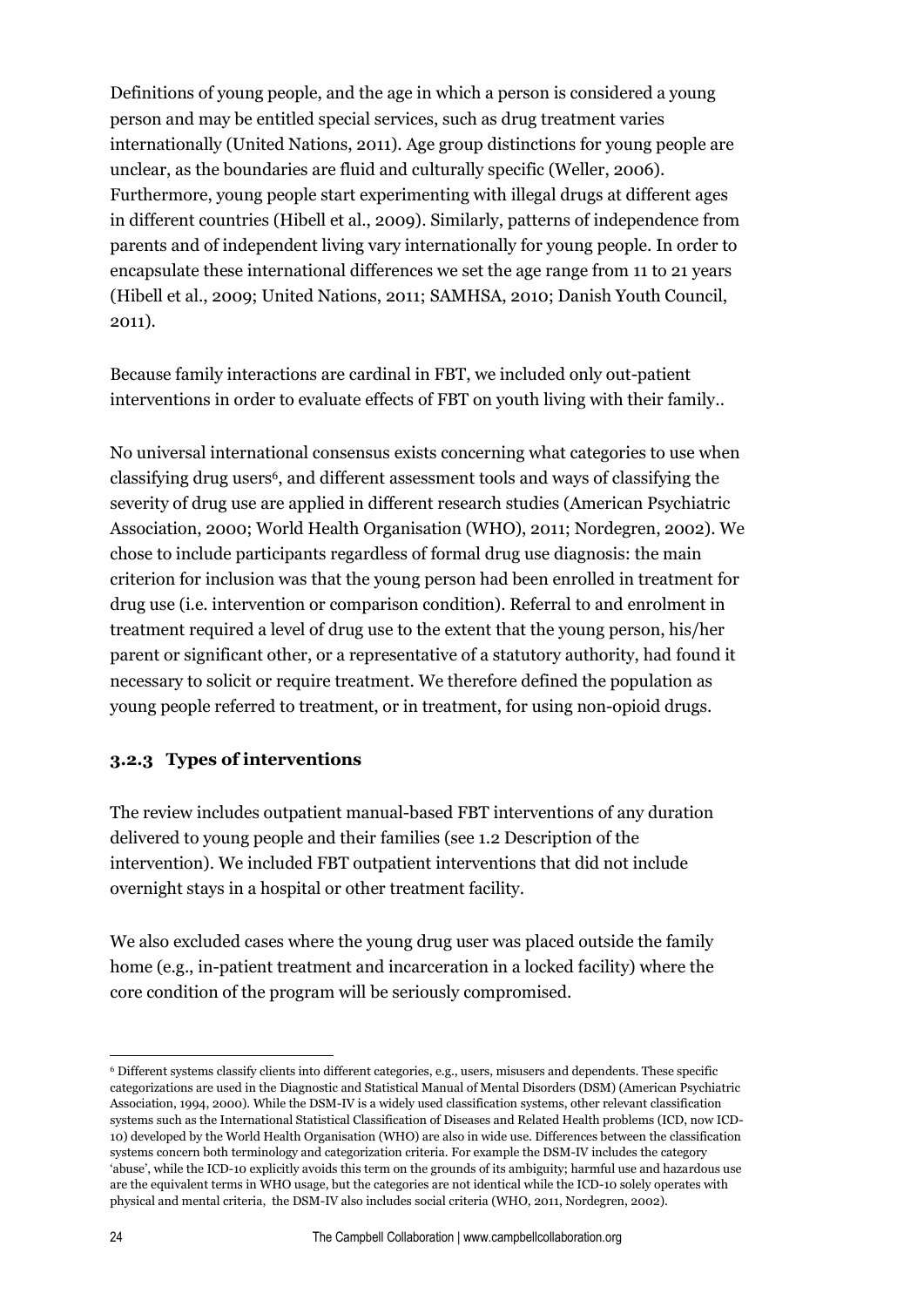Definitions of young people, and the age in which a person is considered a young person and may be entitled special services, such as drug treatment varies internationally (United Nations, 2011). Age group distinctions for young people are unclear, as the boundaries are fluid and culturally specific (Weller, 2006). Furthermore, young people start experimenting with illegal drugs at different ages in different countries (Hibell et al., 2009). Similarly, patterns of independence from parents and of independent living vary internationally for young people. In order to encapsulate these international differences we set the age range from 11 to 21 years (Hibell et al., 2009; United Nations, 2011; SAMHSA, 2010; Danish Youth Council, 2011).

Because family interactions are cardinal in FBT, we included only out-patient interventions in order to evaluate effects of FBT on youth living with their family..

No universal international consensus exists concerning what categories to use when classifying drug users[6], and different assessment tools and ways of classifying the severity of drug use are applied in different research studies (American Psychiatric Association, 2000; World Health Organisation (WHO), 2011; Nordegren, 2002). We chose to include participants regardless of formal drug use diagnosis: the main criterion for inclusion was that the young person had been enrolled in treatment for drug use (i.e. intervention or comparison condition). Referral to and enrolment in treatment required a level of drug use to the extent that the young person, his/her parent or significant other, or a representative of a statutory authority, had found it necessary to solicit or require treatment. We therefore defined the population as young people referred to treatment, or in treatment, for using non-opioid drugs.

### 3.2.3 Types of interventions

The review includes outpatient manual-based FBT interventions of any duration delivered to young people and their families (see 1.2 Description of the intervention). We included FBT outpatient interventions that did not include overnight stays in a hospital or other treatment facility.

We also excluded cases where the young drug user was placed outside the family home (e.g., in-patient treatment and incarceration in a locked facility) where the core condition of the program will be seriously compromised.

---

[6] Different systems classify clients into different categories, e.g., users, misusers and dependents. These specific categorizations are used in the Diagnostic and Statistical Manual of Mental Disorders (DSM) (American Psychiatric Association, 1994, 2000). While the DSM-IV is a widely used classification systems, other relevant classification systems such as the International Statistical Classification of Diseases and Related Health problems (ICD, now ICD-10) developed by the World Health Organisation (WHO) are also in wide use. Differences between the classification systems concern both terminology and categorization criteria. For example the DSM-IV includes the category 'abuse', while the ICD-10 explicitly avoids this term on the grounds of its ambiguity; harmful use and hazardous use are the equivalent terms in WHO usage, but the categories are not identical while the ICD-10 solely operates with physical and mental criteria, the DSM-IV also includes social criteria (WHO, 2011, Nordegren, 2002).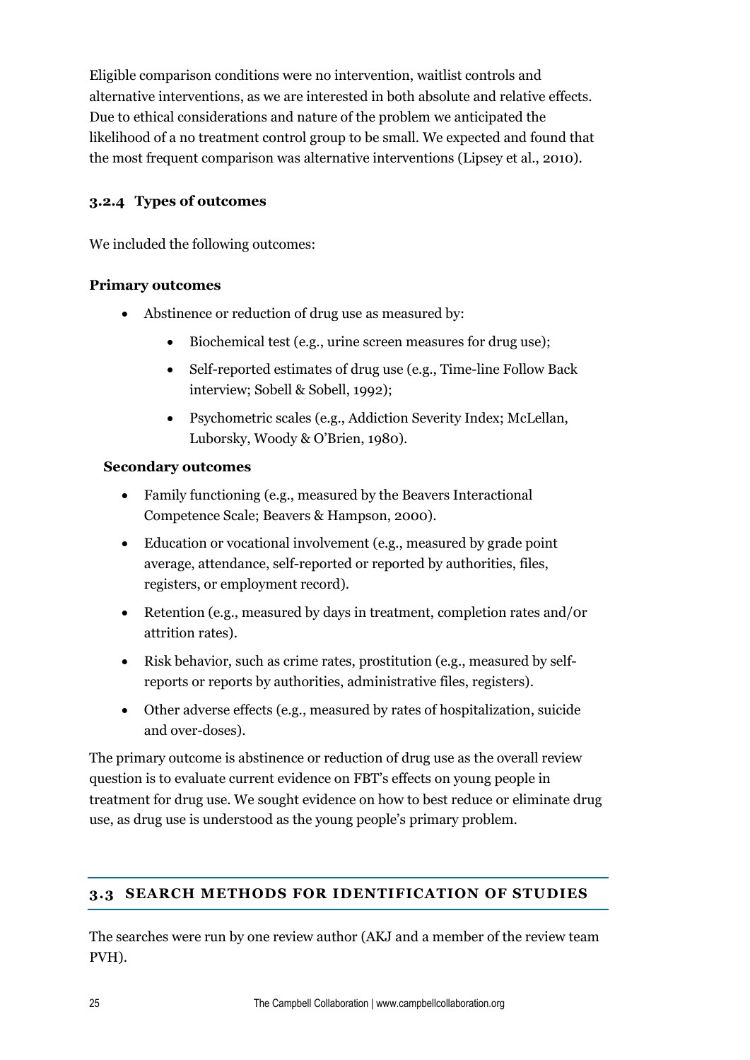Eligible comparison conditions were no intervention, waitlist controls and alternative interventions, as we are interested in both absolute and relative effects. Due to ethical considerations and nature of the problem we anticipated the likelihood of a no treatment control group to be small. We expected and found that the most frequent comparison was alternative interventions (Lipsey et al., 2010).

### 3.2.4 Types of outcomes

We included the following outcomes:

**Primary outcomes**

- Abstinence or reduction of drug use as measured by:
  - Biochemical test (e.g., urine screen measures for drug use);
  - Self-reported estimates of drug use (e.g., Time-line Follow Back interview; Sobell & Sobell, 1992);
  - Psychometric scales (e.g., Addiction Severity Index; McLellan, Luborsky, Woody & O'Brien, 1980).

**Secondary outcomes**

- Family functioning (e.g., measured by the Beavers Interactional Competence Scale; Beavers & Hampson, 2000).
- Education or vocational involvement (e.g., measured by grade point average, attendance, self-reported or reported by authorities, files, registers, or employment record).
- Retention (e.g., measured by days in treatment, completion rates and/or attrition rates).
- Risk behavior, such as crime rates, prostitution (e.g., measured by self-reports or reports by authorities, administrative files, registers).
- Other adverse effects (e.g., measured by rates of hospitalization, suicide and over-doses).

The primary outcome is abstinence or reduction of drug use as the overall review question is to evaluate current evidence on FBT's effects on young people in treatment for drug use. We sought evidence on how to best reduce or eliminate drug use, as drug use is understood as the young people's primary problem.

## 3.3 SEARCH METHODS FOR IDENTIFICATION OF STUDIES

The searches were run by one review author (AKJ and a member of the review team PVH).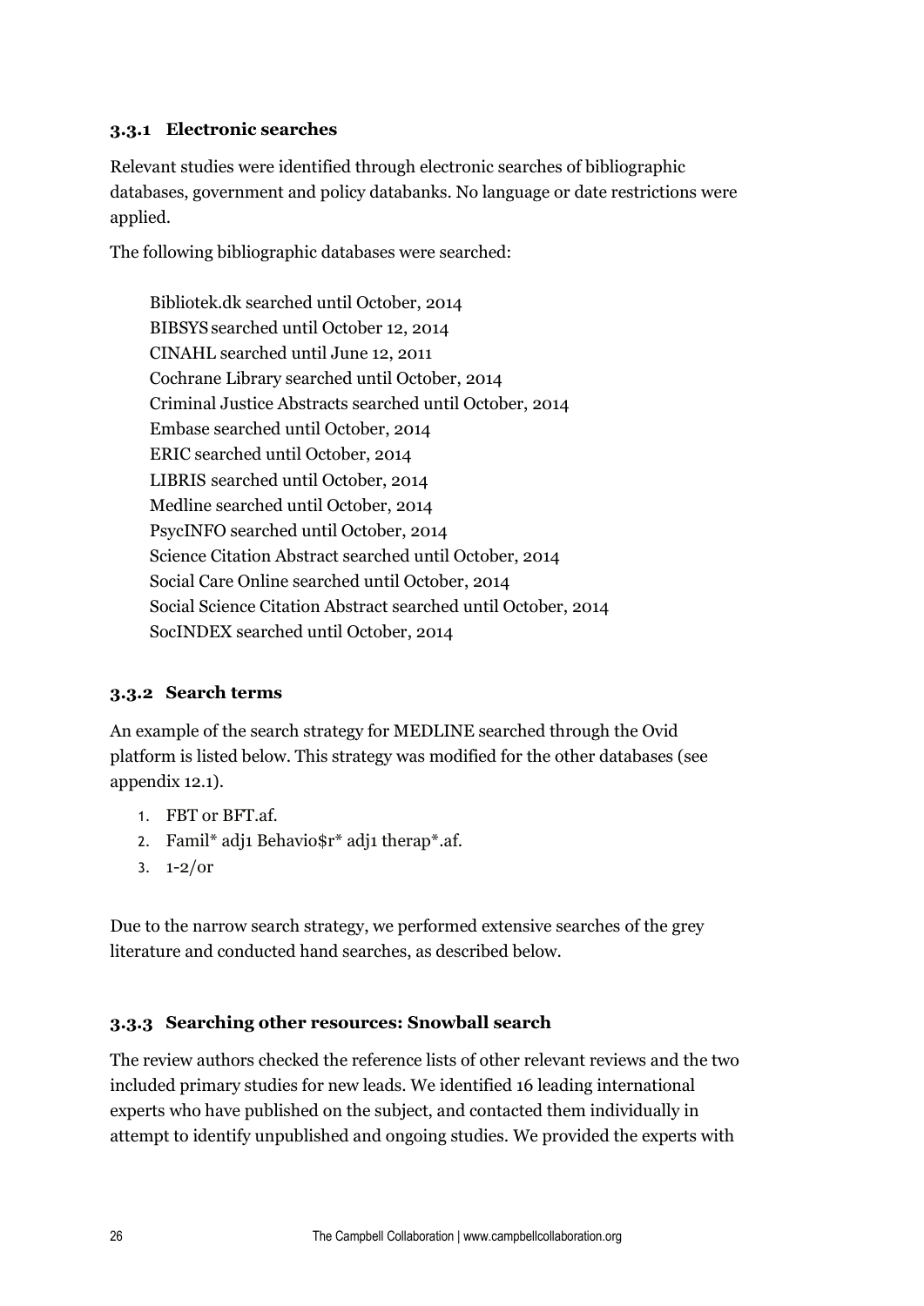### 3.3.1 Electronic searches

Relevant studies were identified through electronic searches of bibliographic databases, government and policy databanks. No language or date restrictions were applied.

The following bibliographic databases were searched:

Bibliotek.dk searched until October, 2014
BIBSYS searched until October 12, 2014
CINAHL searched until June 12, 2011
Cochrane Library searched until October, 2014
Criminal Justice Abstracts searched until October, 2014
Embase searched until October, 2014
ERIC searched until October, 2014
LIBRIS searched until October, 2014
Medline searched until October, 2014
PsycINFO searched until October, 2014
Science Citation Abstract searched until October, 2014
Social Care Online searched until October, 2014
Social Science Citation Abstract searched until October, 2014
SocINDEX searched until October, 2014

### 3.3.2 Search terms

An example of the search strategy for MEDLINE searched through the Ovid platform is listed below. This strategy was modified for the other databases (see appendix 12.1).

1. FBT or BFT.af.
2. Famil* adj1 Behavio$r* adj1 therap*.af.
3. 1-2/or

Due to the narrow search strategy, we performed extensive searches of the grey literature and conducted hand searches, as described below.

### 3.3.3 Searching other resources: Snowball search

The review authors checked the reference lists of other relevant reviews and the two included primary studies for new leads. We identified 16 leading international experts who have published on the subject, and contacted them individually in attempt to identify unpublished and ongoing studies. We provided the experts with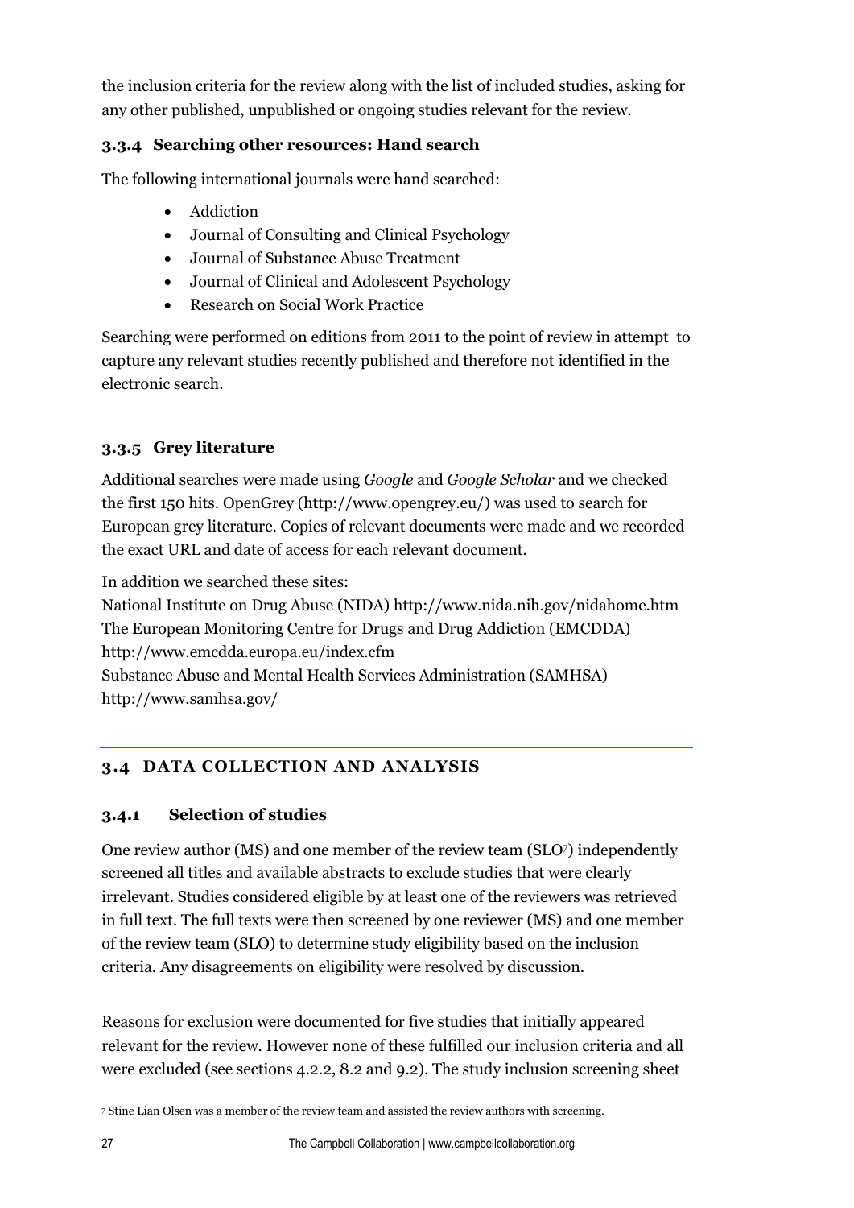the inclusion criteria for the review along with the list of included studies, asking for any other published, unpublished or ongoing studies relevant for the review.

### 3.3.4 Searching other resources: Hand search

The following international journals were hand searched:

- Addiction
- Journal of Consulting and Clinical Psychology
- Journal of Substance Abuse Treatment
- Journal of Clinical and Adolescent Psychology
- Research on Social Work Practice

Searching were performed on editions from 2011 to the point of review in attempt to capture any relevant studies recently published and therefore not identified in the electronic search.

### 3.3.5 Grey literature

Additional searches were made using *Google* and *Google Scholar* and we checked the first 150 hits. OpenGrey (http://www.opengrey.eu/) was used to search for European grey literature. Copies of relevant documents were made and we recorded the exact URL and date of access for each relevant document.

In addition we searched these sites:
National Institute on Drug Abuse (NIDA) http://www.nida.nih.gov/nidahome.htm
The European Monitoring Centre for Drugs and Drug Addiction (EMCDDA) http://www.emcdda.europa.eu/index.cfm
Substance Abuse and Mental Health Services Administration (SAMHSA) http://www.samhsa.gov/

## 3.4 DATA COLLECTION AND ANALYSIS

### 3.4.1 Selection of studies

One review author (MS) and one member of the review team (SLO[7]) independently screened all titles and available abstracts to exclude studies that were clearly irrelevant. Studies considered eligible by at least one of the reviewers was retrieved in full text. The full texts were then screened by one reviewer (MS) and one member of the review team (SLO) to determine study eligibility based on the inclusion criteria. Any disagreements on eligibility were resolved by discussion.

Reasons for exclusion were documented for five studies that initially appeared relevant for the review. However none of these fulfilled our inclusion criteria and all were excluded (see sections 4.2.2, 8.2 and 9.2). The study inclusion screening sheet

[7] Stine Lian Olsen was a member of the review team and assisted the review authors with screening.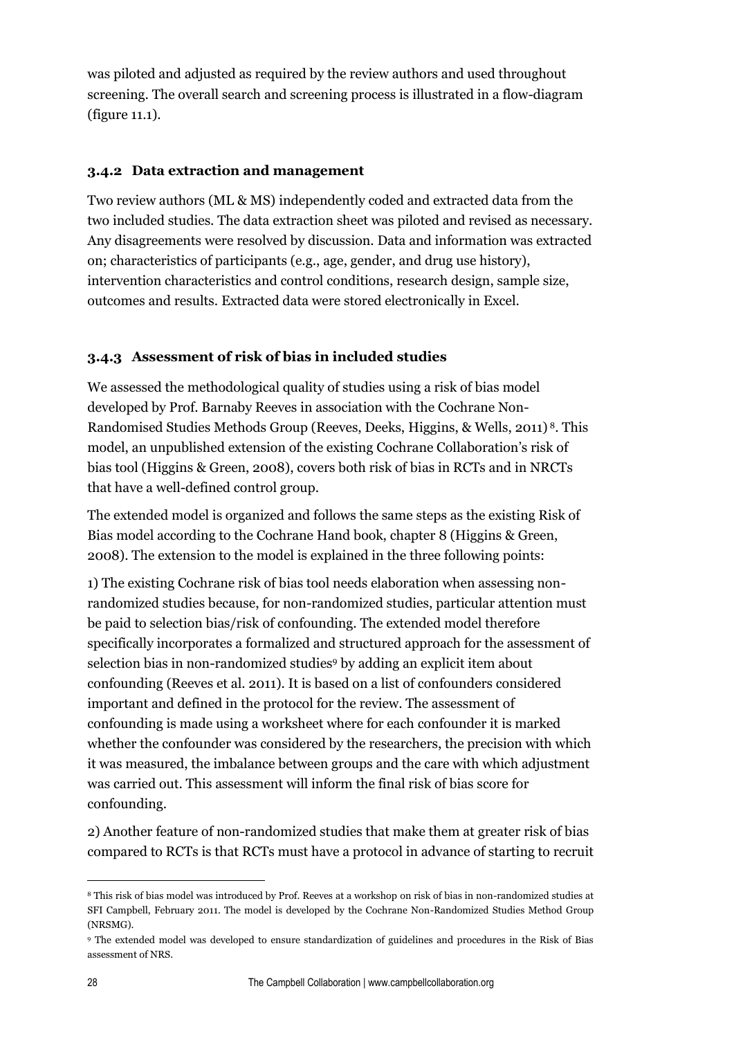was piloted and adjusted as required by the review authors and used throughout screening. The overall search and screening process is illustrated in a flow-diagram (figure 11.1).

### 3.4.2 Data extraction and management

Two review authors (ML & MS) independently coded and extracted data from the two included studies. The data extraction sheet was piloted and revised as necessary. Any disagreements were resolved by discussion. Data and information was extracted on; characteristics of participants (e.g., age, gender, and drug use history), intervention characteristics and control conditions, research design, sample size, outcomes and results. Extracted data were stored electronically in Excel.

### 3.4.3 Assessment of risk of bias in included studies

We assessed the methodological quality of studies using a risk of bias model developed by Prof. Barnaby Reeves in association with the Cochrane Non-Randomised Studies Methods Group (Reeves, Deeks, Higgins, & Wells, 2011) [8]. This model, an unpublished extension of the existing Cochrane Collaboration's risk of bias tool (Higgins & Green, 2008), covers both risk of bias in RCTs and in NRCTs that have a well-defined control group.

The extended model is organized and follows the same steps as the existing Risk of Bias model according to the Cochrane Hand book, chapter 8 (Higgins & Green, 2008). The extension to the model is explained in the three following points:

1) The existing Cochrane risk of bias tool needs elaboration when assessing non-randomized studies because, for non-randomized studies, particular attention must be paid to selection bias/risk of confounding. The extended model therefore specifically incorporates a formalized and structured approach for the assessment of selection bias in non-randomized studies[9] by adding an explicit item about confounding (Reeves et al. 2011). It is based on a list of confounders considered important and defined in the protocol for the review. The assessment of confounding is made using a worksheet where for each confounder it is marked whether the confounder was considered by the researchers, the precision with which it was measured, the imbalance between groups and the care with which adjustment was carried out. This assessment will inform the final risk of bias score for confounding.

2) Another feature of non-randomized studies that make them at greater risk of bias compared to RCTs is that RCTs must have a protocol in advance of starting to recruit

---

[8] This risk of bias model was introduced by Prof. Reeves at a workshop on risk of bias in non-randomized studies at SFI Campbell, February 2011. The model is developed by the Cochrane Non-Randomized Studies Method Group (NRSMG).

[9] The extended model was developed to ensure standardization of guidelines and procedures in the Risk of Bias assessment of NRS.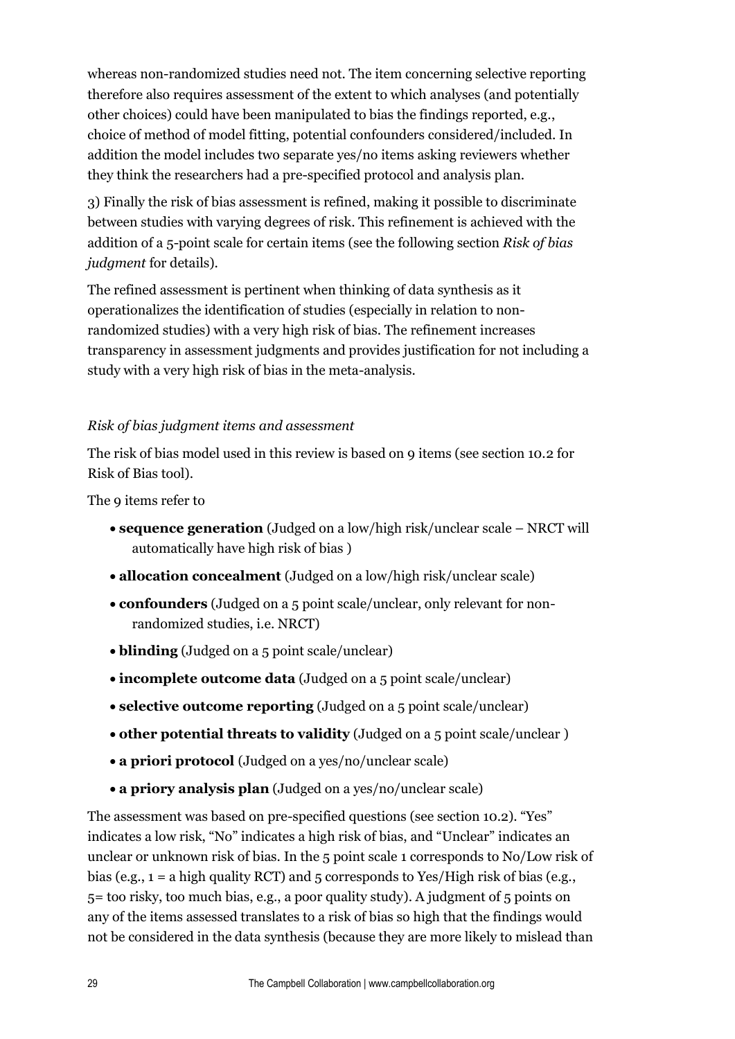whereas non-randomized studies need not. The item concerning selective reporting therefore also requires assessment of the extent to which analyses (and potentially other choices) could have been manipulated to bias the findings reported, e.g., choice of method of model fitting, potential confounders considered/included. In addition the model includes two separate yes/no items asking reviewers whether they think the researchers had a pre-specified protocol and analysis plan.

3) Finally the risk of bias assessment is refined, making it possible to discriminate between studies with varying degrees of risk. This refinement is achieved with the addition of a 5-point scale for certain items (see the following section *Risk of bias judgment* for details).

The refined assessment is pertinent when thinking of data synthesis as it operationalizes the identification of studies (especially in relation to non-randomized studies) with a very high risk of bias. The refinement increases transparency in assessment judgments and provides justification for not including a study with a very high risk of bias in the meta-analysis.

*Risk of bias judgment items and assessment*

The risk of bias model used in this review is based on 9 items (see section 10.2 for Risk of Bias tool).

The 9 items refer to

- **sequence generation** (Judged on a low/high risk/unclear scale – NRCT will automatically have high risk of bias )
- **allocation concealment** (Judged on a low/high risk/unclear scale)
- **confounders** (Judged on a 5 point scale/unclear, only relevant for non-randomized studies, i.e. NRCT)
- **blinding** (Judged on a 5 point scale/unclear)
- **incomplete outcome data** (Judged on a 5 point scale/unclear)
- **selective outcome reporting** (Judged on a 5 point scale/unclear)
- **other potential threats to validity** (Judged on a 5 point scale/unclear )
- **a priori protocol** (Judged on a yes/no/unclear scale)
- **a priory analysis plan** (Judged on a yes/no/unclear scale)

The assessment was based on pre-specified questions (see section 10.2). "Yes" indicates a low risk, "No" indicates a high risk of bias, and "Unclear" indicates an unclear or unknown risk of bias. In the 5 point scale 1 corresponds to No/Low risk of bias (e.g., 1 = a high quality RCT) and 5 corresponds to Yes/High risk of bias (e.g., 5= too risky, too much bias, e.g., a poor quality study). A judgment of 5 points on any of the items assessed translates to a risk of bias so high that the findings would not be considered in the data synthesis (because they are more likely to mislead than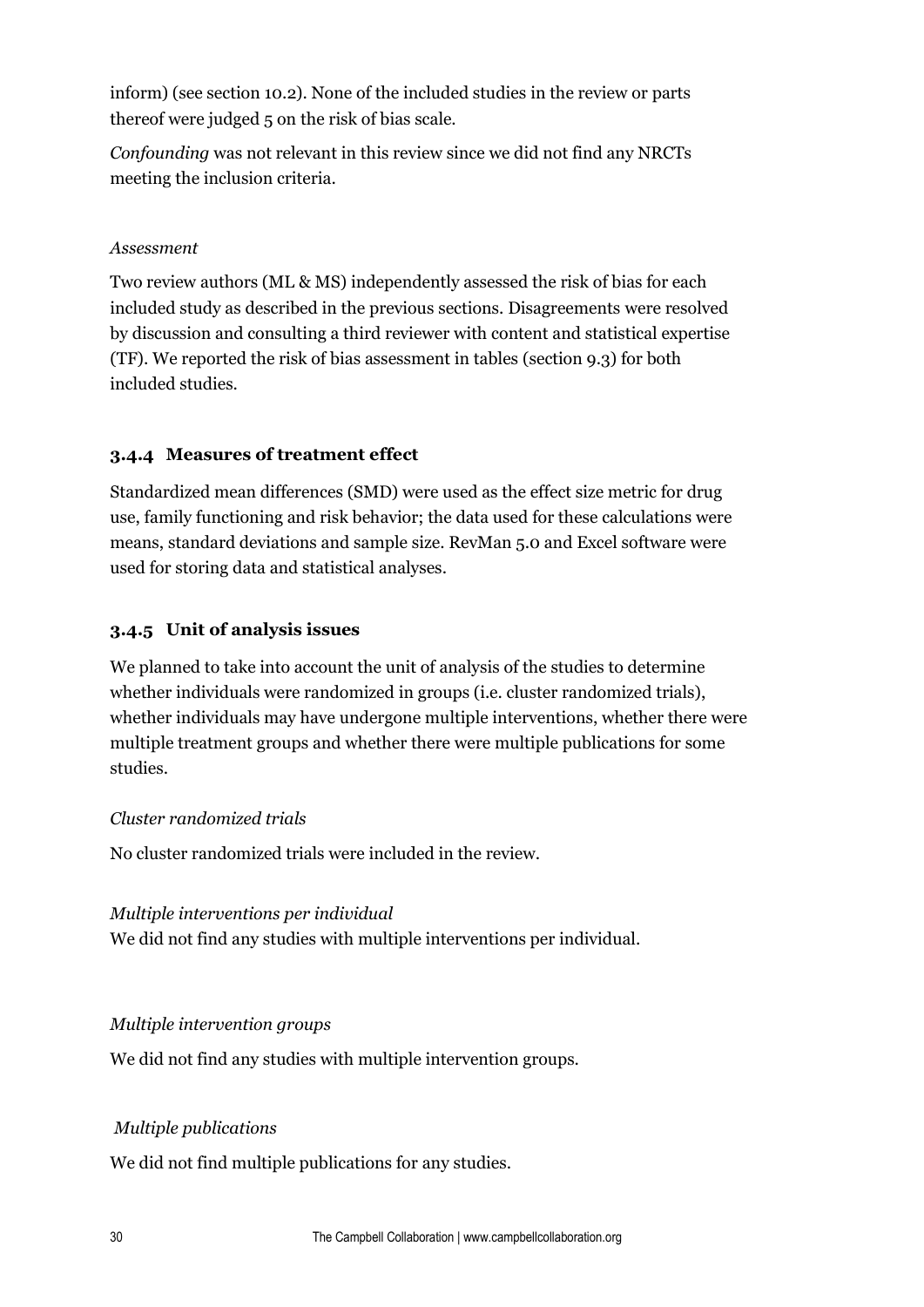inform) (see section 10.2). None of the included studies in the review or parts thereof were judged 5 on the risk of bias scale.

*Confounding* was not relevant in this review since we did not find any NRCTs meeting the inclusion criteria.

*Assessment*

Two review authors (ML & MS) independently assessed the risk of bias for each included study as described in the previous sections. Disagreements were resolved by discussion and consulting a third reviewer with content and statistical expertise (TF). We reported the risk of bias assessment in tables (section 9.3) for both included studies.

### 3.4.4 Measures of treatment effect

Standardized mean differences (SMD) were used as the effect size metric for drug use, family functioning and risk behavior; the data used for these calculations were means, standard deviations and sample size. RevMan 5.0 and Excel software were used for storing data and statistical analyses.

### 3.4.5 Unit of analysis issues

We planned to take into account the unit of analysis of the studies to determine whether individuals were randomized in groups (i.e. cluster randomized trials), whether individuals may have undergone multiple interventions, whether there were multiple treatment groups and whether there were multiple publications for some studies.

*Cluster randomized trials*

No cluster randomized trials were included in the review.

*Multiple interventions per individual*

We did not find any studies with multiple interventions per individual.

*Multiple intervention groups*

We did not find any studies with multiple intervention groups.

*Multiple publications*

We did not find multiple publications for any studies.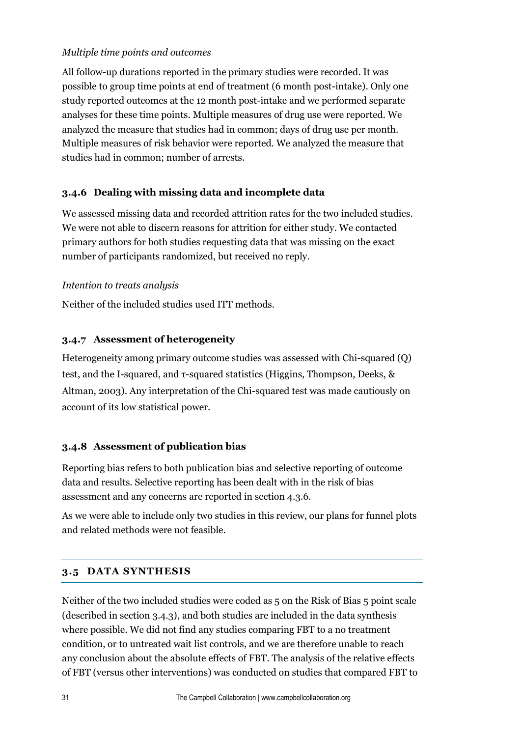*Multiple time points and outcomes*

All follow-up durations reported in the primary studies were recorded. It was possible to group time points at end of treatment (6 month post-intake). Only one study reported outcomes at the 12 month post-intake and we performed separate analyses for these time points. Multiple measures of drug use were reported. We analyzed the measure that studies had in common; days of drug use per month. Multiple measures of risk behavior were reported. We analyzed the measure that studies had in common; number of arrests.

### 3.4.6 Dealing with missing data and incomplete data

We assessed missing data and recorded attrition rates for the two included studies. We were not able to discern reasons for attrition for either study. We contacted primary authors for both studies requesting data that was missing on the exact number of participants randomized, but received no reply.

*Intention to treats analysis*

Neither of the included studies used ITT methods.

### 3.4.7 Assessment of heterogeneity

Heterogeneity among primary outcome studies was assessed with Chi-squared (Q) test, and the I-squared, and τ-squared statistics (Higgins, Thompson, Deeks, & Altman, 2003). Any interpretation of the Chi-squared test was made cautiously on account of its low statistical power.

### 3.4.8 Assessment of publication bias

Reporting bias refers to both publication bias and selective reporting of outcome data and results. Selective reporting has been dealt with in the risk of bias assessment and any concerns are reported in section 4.3.6.

As we were able to include only two studies in this review, our plans for funnel plots and related methods were not feasible.

## 3.5 DATA SYNTHESIS

Neither of the two included studies were coded as 5 on the Risk of Bias 5 point scale (described in section 3.4.3), and both studies are included in the data synthesis where possible. We did not find any studies comparing FBT to a no treatment condition, or to untreated wait list controls, and we are therefore unable to reach any conclusion about the absolute effects of FBT. The analysis of the relative effects of FBT (versus other interventions) was conducted on studies that compared FBT to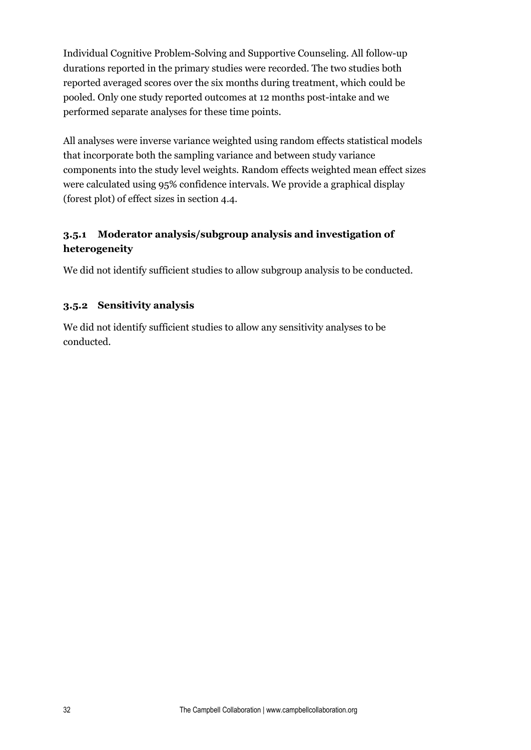Individual Cognitive Problem-Solving and Supportive Counseling. All follow-up durations reported in the primary studies were recorded. The two studies both reported averaged scores over the six months during treatment, which could be pooled. Only one study reported outcomes at 12 months post-intake and we performed separate analyses for these time points.

All analyses were inverse variance weighted using random effects statistical models that incorporate both the sampling variance and between study variance components into the study level weights. Random effects weighted mean effect sizes were calculated using 95% confidence intervals. We provide a graphical display (forest plot) of effect sizes in section 4.4.

### 3.5.1 Moderator analysis/subgroup analysis and investigation of heterogeneity

We did not identify sufficient studies to allow subgroup analysis to be conducted.

### 3.5.2 Sensitivity analysis

We did not identify sufficient studies to allow any sensitivity analyses to be conducted.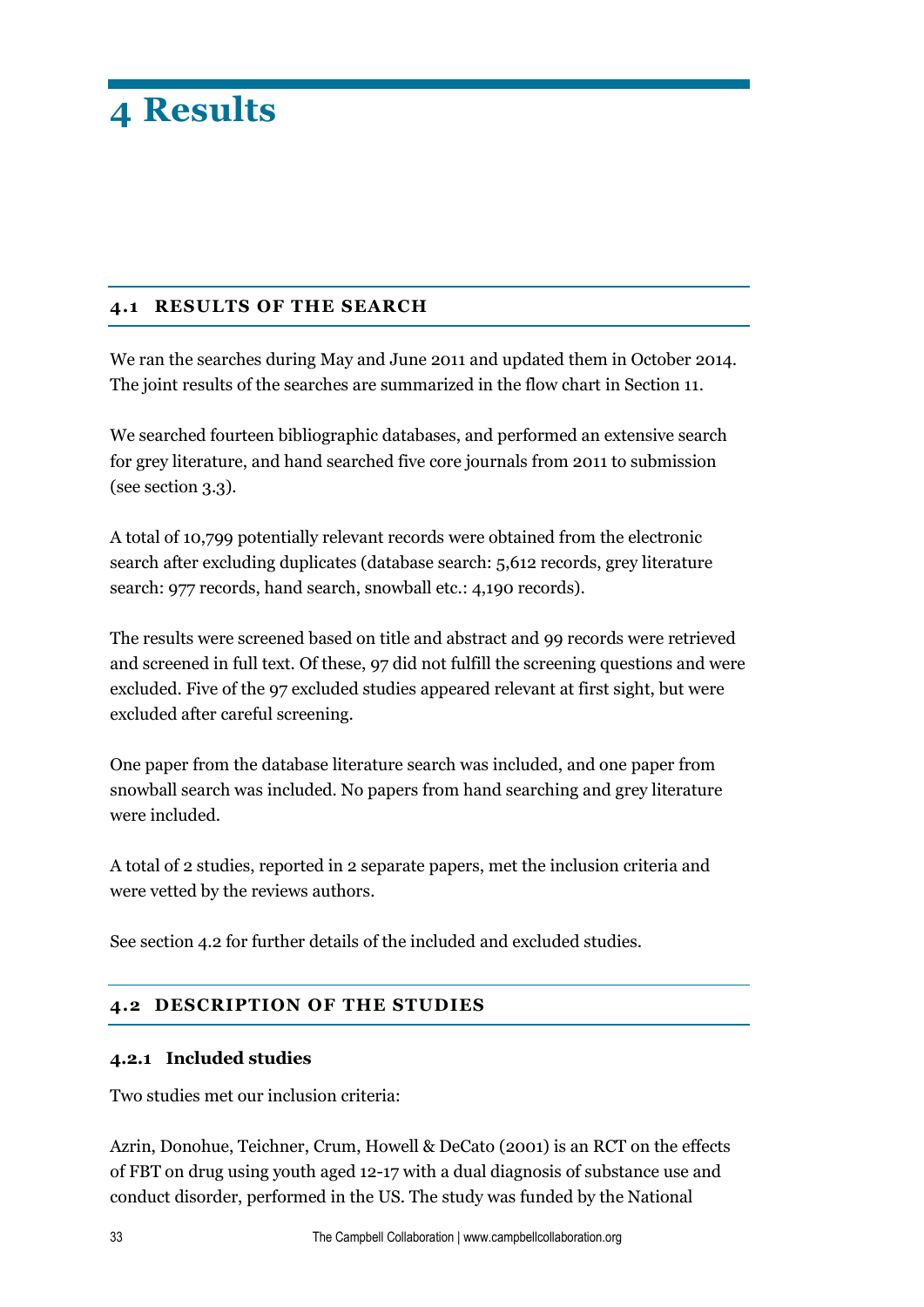# 4 Results

## 4.1 RESULTS OF THE SEARCH

We ran the searches during May and June 2011 and updated them in October 2014. The joint results of the searches are summarized in the flow chart in Section 11.

We searched fourteen bibliographic databases, and performed an extensive search for grey literature, and hand searched five core journals from 2011 to submission (see section 3.3).

A total of 10,799 potentially relevant records were obtained from the electronic search after excluding duplicates (database search: 5,612 records, grey literature search: 977 records, hand search, snowball etc.: 4,190 records).

The results were screened based on title and abstract and 99 records were retrieved and screened in full text. Of these, 97 did not fulfill the screening questions and were excluded. Five of the 97 excluded studies appeared relevant at first sight, but were excluded after careful screening.

One paper from the database literature search was included, and one paper from snowball search was included. No papers from hand searching and grey literature were included.

A total of 2 studies, reported in 2 separate papers, met the inclusion criteria and were vetted by the reviews authors.

See section 4.2 for further details of the included and excluded studies.

## 4.2 DESCRIPTION OF THE STUDIES

### 4.2.1 Included studies

Two studies met our inclusion criteria:

Azrin, Donohue, Teichner, Crum, Howell & DeCato (2001) is an RCT on the effects of FBT on drug using youth aged 12-17 with a dual diagnosis of substance use and conduct disorder, performed in the US. The study was funded by the National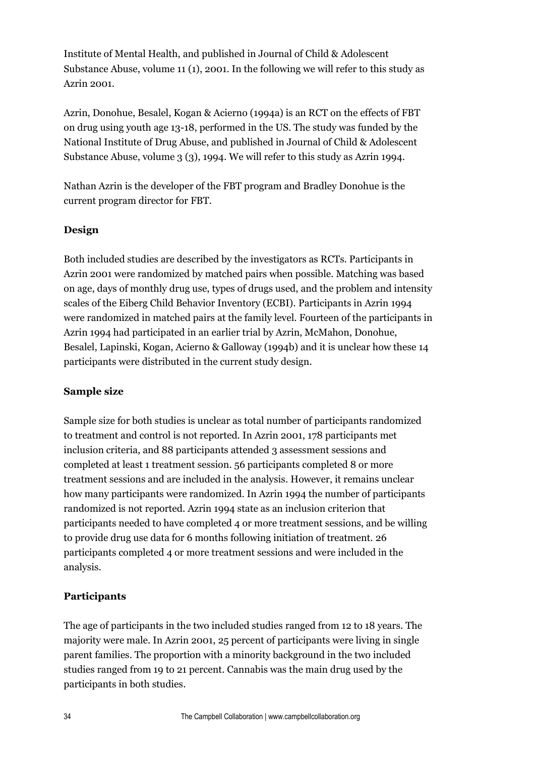Institute of Mental Health, and published in Journal of Child & Adolescent Substance Abuse, volume 11 (1), 2001. In the following we will refer to this study as Azrin 2001.

Azrin, Donohue, Besalel, Kogan & Acierno (1994a) is an RCT on the effects of FBT on drug using youth age 13-18, performed in the US. The study was funded by the National Institute of Drug Abuse, and published in Journal of Child & Adolescent Substance Abuse, volume 3 (3), 1994. We will refer to this study as Azrin 1994.

Nathan Azrin is the developer of the FBT program and Bradley Donohue is the current program director for FBT.

**Design**

Both included studies are described by the investigators as RCTs. Participants in Azrin 2001 were randomized by matched pairs when possible. Matching was based on age, days of monthly drug use, types of drugs used, and the problem and intensity scales of the Eiberg Child Behavior Inventory (ECBI). Participants in Azrin 1994 were randomized in matched pairs at the family level. Fourteen of the participants in Azrin 1994 had participated in an earlier trial by Azrin, McMahon, Donohue, Besalel, Lapinski, Kogan, Acierno & Galloway (1994b) and it is unclear how these 14 participants were distributed in the current study design.

**Sample size**

Sample size for both studies is unclear as total number of participants randomized to treatment and control is not reported. In Azrin 2001, 178 participants met inclusion criteria, and 88 participants attended 3 assessment sessions and completed at least 1 treatment session. 56 participants completed 8 or more treatment sessions and are included in the analysis. However, it remains unclear how many participants were randomized. In Azrin 1994 the number of participants randomized is not reported. Azrin 1994 state as an inclusion criterion that participants needed to have completed 4 or more treatment sessions, and be willing to provide drug use data for 6 months following initiation of treatment. 26 participants completed 4 or more treatment sessions and were included in the analysis.

**Participants**

The age of participants in the two included studies ranged from 12 to 18 years. The majority were male. In Azrin 2001, 25 percent of participants were living in single parent families. The proportion with a minority background in the two included studies ranged from 19 to 21 percent. Cannabis was the main drug used by the participants in both studies.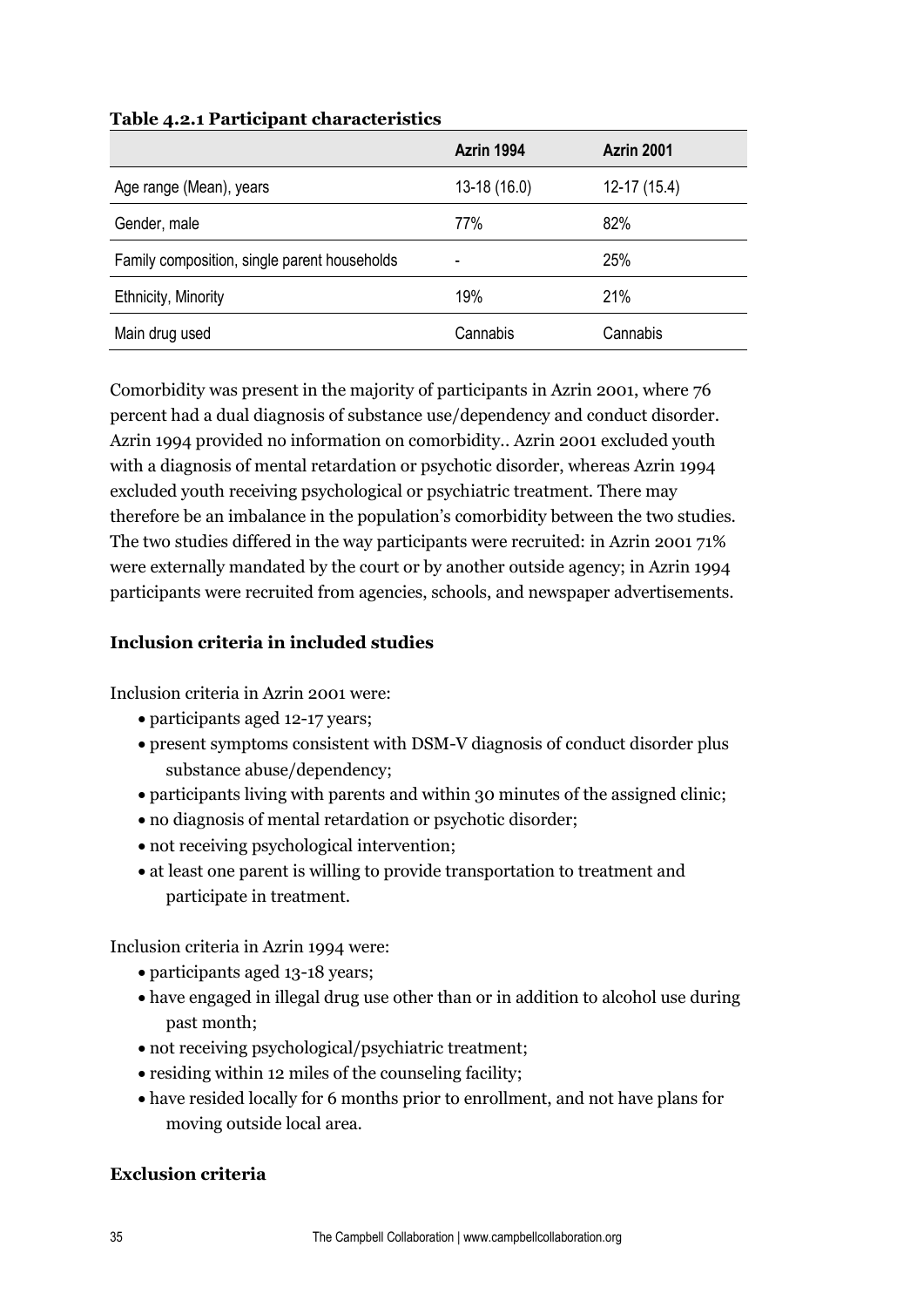**Table 4.2.1 Participant characteristics**

| | Azrin 1994 | Azrin 2001 |
|---|---|---|
| Age range (Mean), years | 13-18 (16.0) | 12-17 (15.4) |
| Gender, male | 77% | 82% |
| Family composition, single parent households | - | 25% |
| Ethnicity, Minority | 19% | 21% |
| Main drug used | Cannabis | Cannabis |

Comorbidity was present in the majority of participants in Azrin 2001, where 76 percent had a dual diagnosis of substance use/dependency and conduct disorder. Azrin 1994 provided no information on comorbidity.. Azrin 2001 excluded youth with a diagnosis of mental retardation or psychotic disorder, whereas Azrin 1994 excluded youth receiving psychological or psychiatric treatment. There may therefore be an imbalance in the population's comorbidity between the two studies. The two studies differed in the way participants were recruited: in Azrin 2001 71% were externally mandated by the court or by another outside agency; in Azrin 1994 participants were recruited from agencies, schools, and newspaper advertisements.

### Inclusion criteria in included studies

Inclusion criteria in Azrin 2001 were:

- participants aged 12-17 years;
- present symptoms consistent with DSM-V diagnosis of conduct disorder plus substance abuse/dependency;
- participants living with parents and within 30 minutes of the assigned clinic;
- no diagnosis of mental retardation or psychotic disorder;
- not receiving psychological intervention;
- at least one parent is willing to provide transportation to treatment and participate in treatment.

Inclusion criteria in Azrin 1994 were:

- participants aged 13-18 years;
- have engaged in illegal drug use other than or in addition to alcohol use during past month;
- not receiving psychological/psychiatric treatment;
- residing within 12 miles of the counseling facility;
- have resided locally for 6 months prior to enrollment, and not have plans for moving outside local area.

### Exclusion criteria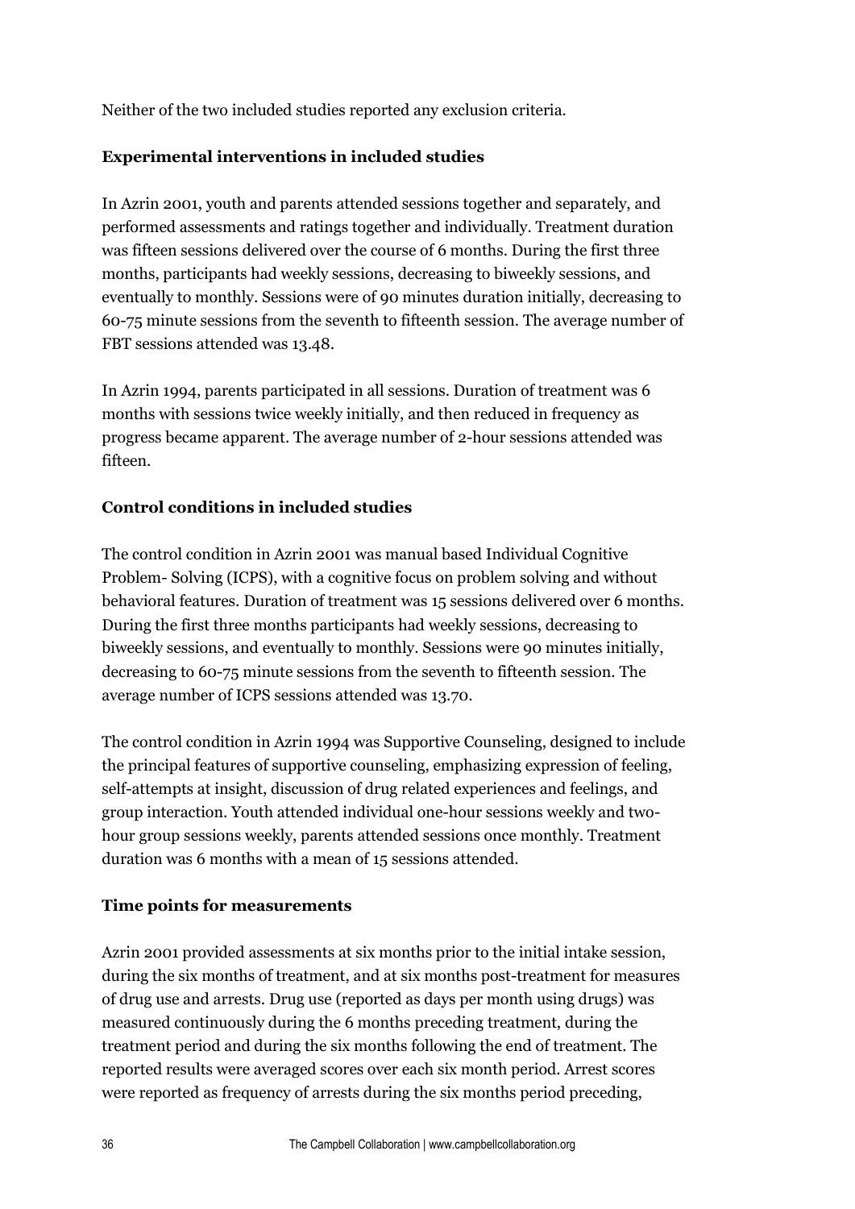Neither of the two included studies reported any exclusion criteria.

**Experimental interventions in included studies**

In Azrin 2001, youth and parents attended sessions together and separately, and performed assessments and ratings together and individually. Treatment duration was fifteen sessions delivered over the course of 6 months. During the first three months, participants had weekly sessions, decreasing to biweekly sessions, and eventually to monthly. Sessions were of 90 minutes duration initially, decreasing to 60-75 minute sessions from the seventh to fifteenth session. The average number of FBT sessions attended was 13.48.

In Azrin 1994, parents participated in all sessions. Duration of treatment was 6 months with sessions twice weekly initially, and then reduced in frequency as progress became apparent. The average number of 2-hour sessions attended was fifteen.

**Control conditions in included studies**

The control condition in Azrin 2001 was manual based Individual Cognitive Problem- Solving (ICPS), with a cognitive focus on problem solving and without behavioral features. Duration of treatment was 15 sessions delivered over 6 months. During the first three months participants had weekly sessions, decreasing to biweekly sessions, and eventually to monthly. Sessions were 90 minutes initially, decreasing to 60-75 minute sessions from the seventh to fifteenth session. The average number of ICPS sessions attended was 13.70.

The control condition in Azrin 1994 was Supportive Counseling, designed to include the principal features of supportive counseling, emphasizing expression of feeling, self-attempts at insight, discussion of drug related experiences and feelings, and group interaction. Youth attended individual one-hour sessions weekly and two-hour group sessions weekly, parents attended sessions once monthly. Treatment duration was 6 months with a mean of 15 sessions attended.

**Time points for measurements**

Azrin 2001 provided assessments at six months prior to the initial intake session, during the six months of treatment, and at six months post-treatment for measures of drug use and arrests. Drug use (reported as days per month using drugs) was measured continuously during the 6 months preceding treatment, during the treatment period and during the six months following the end of treatment. The reported results were averaged scores over each six month period. Arrest scores were reported as frequency of arrests during the six months period preceding,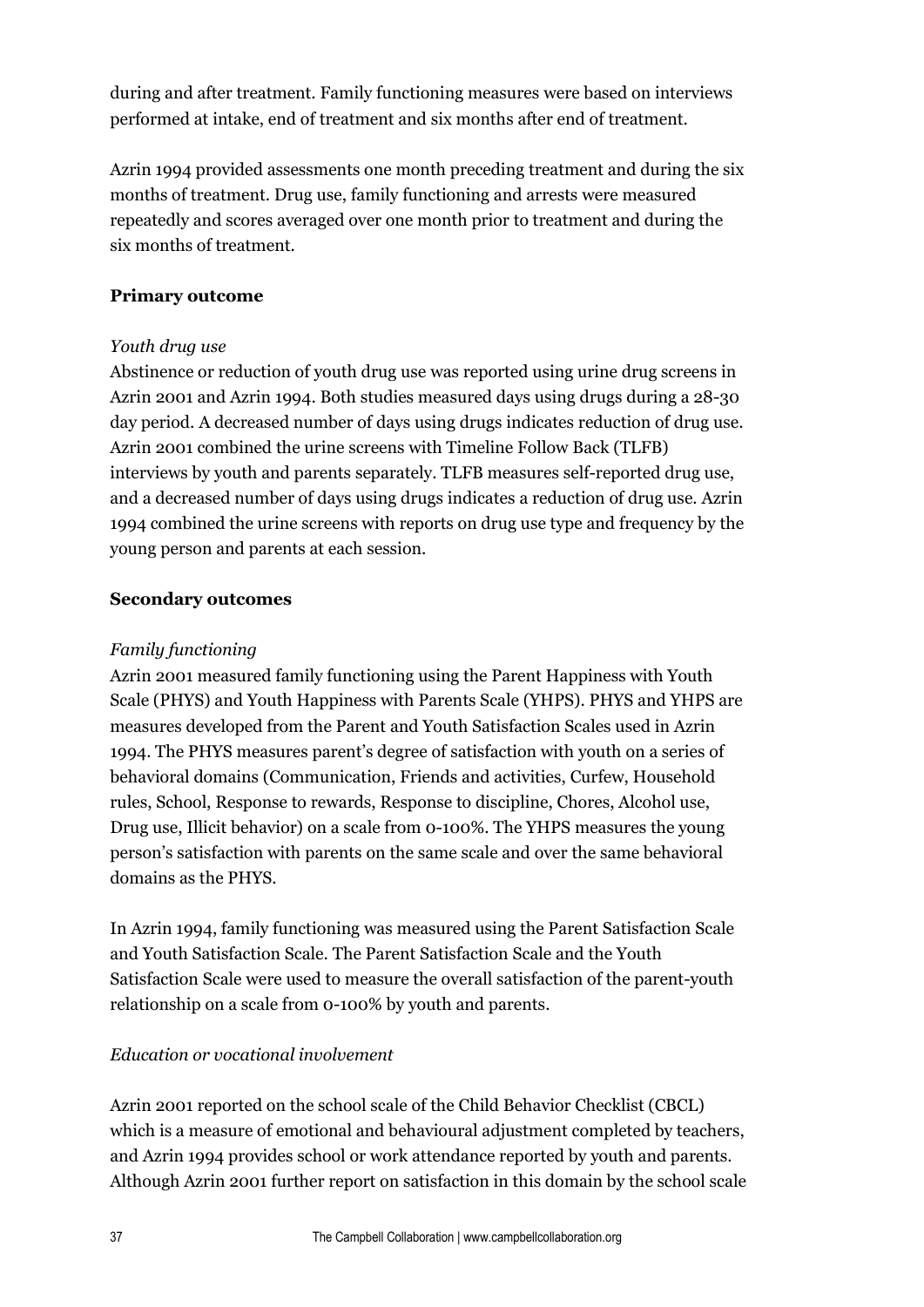during and after treatment. Family functioning measures were based on interviews performed at intake, end of treatment and six months after end of treatment.

Azrin 1994 provided assessments one month preceding treatment and during the six months of treatment. Drug use, family functioning and arrests were measured repeatedly and scores averaged over one month prior to treatment and during the six months of treatment.

**Primary outcome**

*Youth drug use*

Abstinence or reduction of youth drug use was reported using urine drug screens in Azrin 2001 and Azrin 1994. Both studies measured days using drugs during a 28-30 day period. A decreased number of days using drugs indicates reduction of drug use. Azrin 2001 combined the urine screens with Timeline Follow Back (TLFB) interviews by youth and parents separately. TLFB measures self-reported drug use, and a decreased number of days using drugs indicates a reduction of drug use. Azrin 1994 combined the urine screens with reports on drug use type and frequency by the young person and parents at each session.

**Secondary outcomes**

*Family functioning*

Azrin 2001 measured family functioning using the Parent Happiness with Youth Scale (PHYS) and Youth Happiness with Parents Scale (YHPS). PHYS and YHPS are measures developed from the Parent and Youth Satisfaction Scales used in Azrin 1994. The PHYS measures parent's degree of satisfaction with youth on a series of behavioral domains (Communication, Friends and activities, Curfew, Household rules, School, Response to rewards, Response to discipline, Chores, Alcohol use, Drug use, Illicit behavior) on a scale from 0-100%. The YHPS measures the young person's satisfaction with parents on the same scale and over the same behavioral domains as the PHYS.

In Azrin 1994, family functioning was measured using the Parent Satisfaction Scale and Youth Satisfaction Scale. The Parent Satisfaction Scale and the Youth Satisfaction Scale were used to measure the overall satisfaction of the parent-youth relationship on a scale from 0-100% by youth and parents.

*Education or vocational involvement*

Azrin 2001 reported on the school scale of the Child Behavior Checklist (CBCL) which is a measure of emotional and behavioural adjustment completed by teachers, and Azrin 1994 provides school or work attendance reported by youth and parents. Although Azrin 2001 further report on satisfaction in this domain by the school scale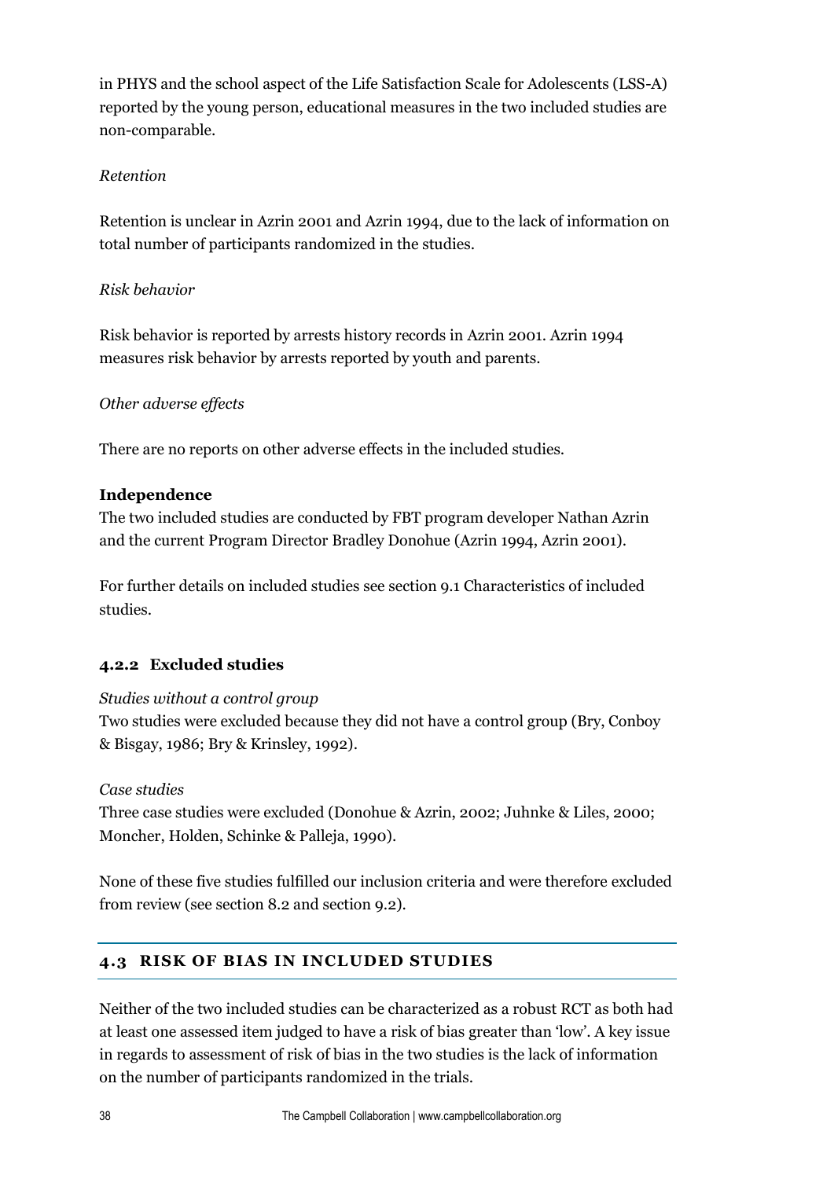in PHYS and the school aspect of the Life Satisfaction Scale for Adolescents (LSS-A) reported by the young person, educational measures in the two included studies are non-comparable.

*Retention*

Retention is unclear in Azrin 2001 and Azrin 1994, due to the lack of information on total number of participants randomized in the studies.

*Risk behavior*

Risk behavior is reported by arrests history records in Azrin 2001. Azrin 1994 measures risk behavior by arrests reported by youth and parents.

*Other adverse effects*

There are no reports on other adverse effects in the included studies.

**Independence**

The two included studies are conducted by FBT program developer Nathan Azrin and the current Program Director Bradley Donohue (Azrin 1994, Azrin 2001).

For further details on included studies see section 9.1 Characteristics of included studies.

### 4.2.2 Excluded studies

*Studies without a control group*

Two studies were excluded because they did not have a control group (Bry, Conboy & Bisgay, 1986; Bry & Krinsley, 1992).

*Case studies*

Three case studies were excluded (Donohue & Azrin, 2002; Juhnke & Liles, 2000; Moncher, Holden, Schinke & Palleja, 1990).

None of these five studies fulfilled our inclusion criteria and were therefore excluded from review (see section 8.2 and section 9.2).

## 4.3 RISK OF BIAS IN INCLUDED STUDIES

Neither of the two included studies can be characterized as a robust RCT as both had at least one assessed item judged to have a risk of bias greater than 'low'. A key issue in regards to assessment of risk of bias in the two studies is the lack of information on the number of participants randomized in the trials.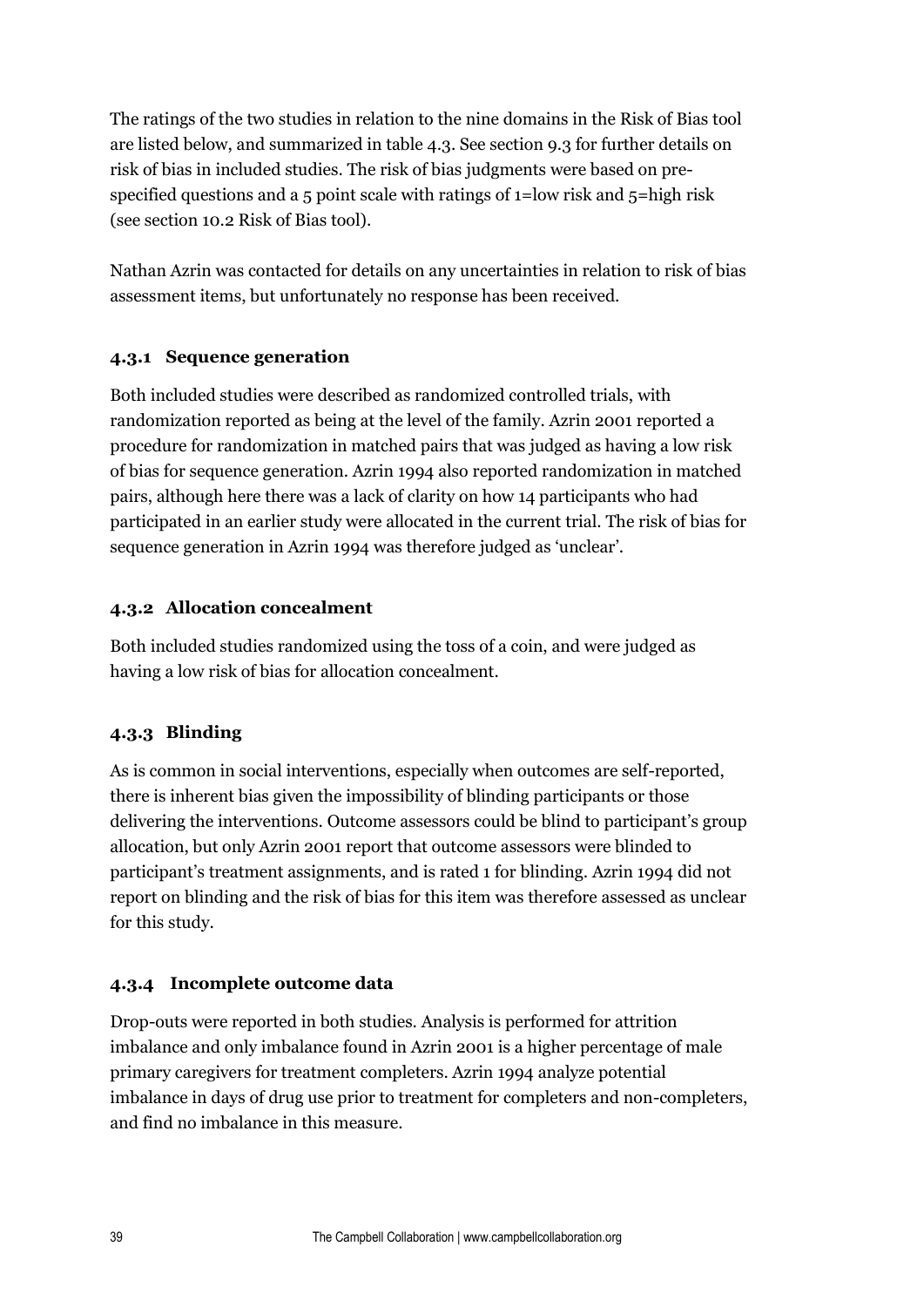The ratings of the two studies in relation to the nine domains in the Risk of Bias tool are listed below, and summarized in table 4.3. See section 9.3 for further details on risk of bias in included studies. The risk of bias judgments were based on pre-specified questions and a 5 point scale with ratings of 1=low risk and 5=high risk (see section 10.2 Risk of Bias tool).

Nathan Azrin was contacted for details on any uncertainties in relation to risk of bias assessment items, but unfortunately no response has been received.

### 4.3.1 Sequence generation

Both included studies were described as randomized controlled trials, with randomization reported as being at the level of the family. Azrin 2001 reported a procedure for randomization in matched pairs that was judged as having a low risk of bias for sequence generation. Azrin 1994 also reported randomization in matched pairs, although here there was a lack of clarity on how 14 participants who had participated in an earlier study were allocated in the current trial. The risk of bias for sequence generation in Azrin 1994 was therefore judged as 'unclear'.

### 4.3.2 Allocation concealment

Both included studies randomized using the toss of a coin, and were judged as having a low risk of bias for allocation concealment.

### 4.3.3 Blinding

As is common in social interventions, especially when outcomes are self-reported, there is inherent bias given the impossibility of blinding participants or those delivering the interventions. Outcome assessors could be blind to participant's group allocation, but only Azrin 2001 report that outcome assessors were blinded to participant's treatment assignments, and is rated 1 for blinding. Azrin 1994 did not report on blinding and the risk of bias for this item was therefore assessed as unclear for this study.

### 4.3.4 Incomplete outcome data

Drop-outs were reported in both studies. Analysis is performed for attrition imbalance and only imbalance found in Azrin 2001 is a higher percentage of male primary caregivers for treatment completers. Azrin 1994 analyze potential imbalance in days of drug use prior to treatment for completers and non-completers, and find no imbalance in this measure.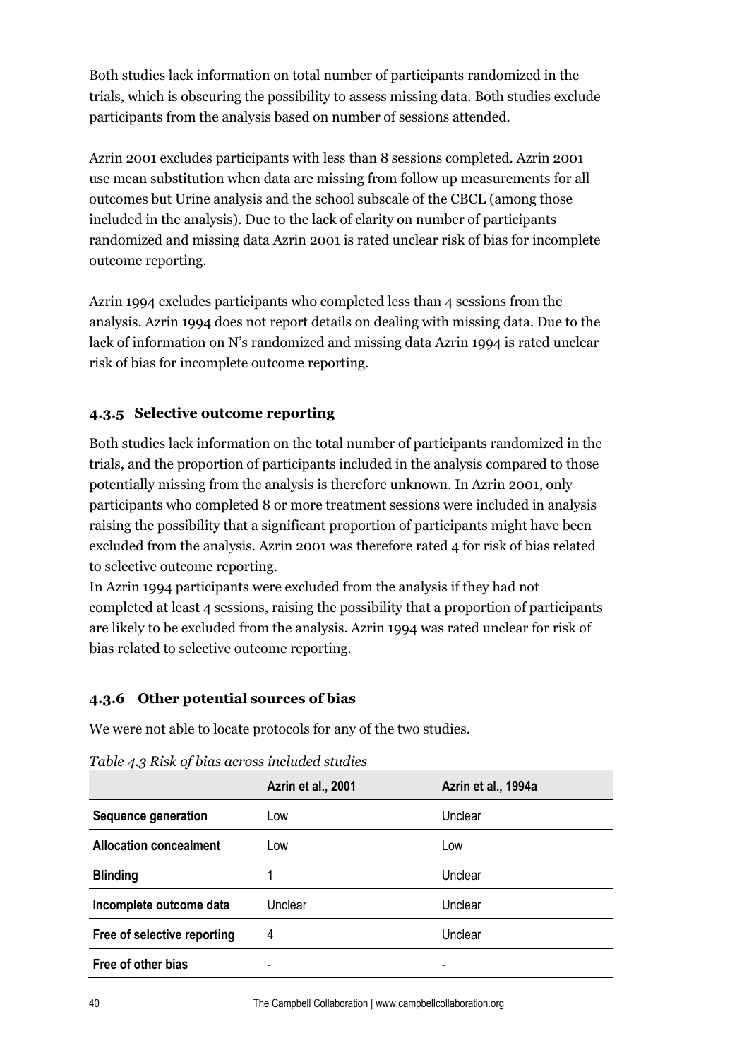Both studies lack information on total number of participants randomized in the trials, which is obscuring the possibility to assess missing data. Both studies exclude participants from the analysis based on number of sessions attended.

Azrin 2001 excludes participants with less than 8 sessions completed. Azrin 2001 use mean substitution when data are missing from follow up measurements for all outcomes but Urine analysis and the school subscale of the CBCL (among those included in the analysis). Due to the lack of clarity on number of participants randomized and missing data Azrin 2001 is rated unclear risk of bias for incomplete outcome reporting.

Azrin 1994 excludes participants who completed less than 4 sessions from the analysis. Azrin 1994 does not report details on dealing with missing data. Due to the lack of information on N's randomized and missing data Azrin 1994 is rated unclear risk of bias for incomplete outcome reporting.

### 4.3.5 Selective outcome reporting

Both studies lack information on the total number of participants randomized in the trials, and the proportion of participants included in the analysis compared to those potentially missing from the analysis is therefore unknown. In Azrin 2001, only participants who completed 8 or more treatment sessions were included in analysis raising the possibility that a significant proportion of participants might have been excluded from the analysis. Azrin 2001 was therefore rated 4 for risk of bias related to selective outcome reporting.
In Azrin 1994 participants were excluded from the analysis if they had not completed at least 4 sessions, raising the possibility that a proportion of participants are likely to be excluded from the analysis. Azrin 1994 was rated unclear for risk of bias related to selective outcome reporting.

### 4.3.6 Other potential sources of bias

We were not able to locate protocols for any of the two studies.

*Table 4.3 Risk of bias across included studies*

| | Azrin et al., 2001 | Azrin et al., 1994a |
|---|---|---|
| **Sequence generation** | Low | Unclear |
| **Allocation concealment** | Low | Low |
| **Blinding** | 1 | Unclear |
| **Incomplete outcome data** | Unclear | Unclear |
| **Free of selective reporting** | 4 | Unclear |
| **Free of other bias** | - | - |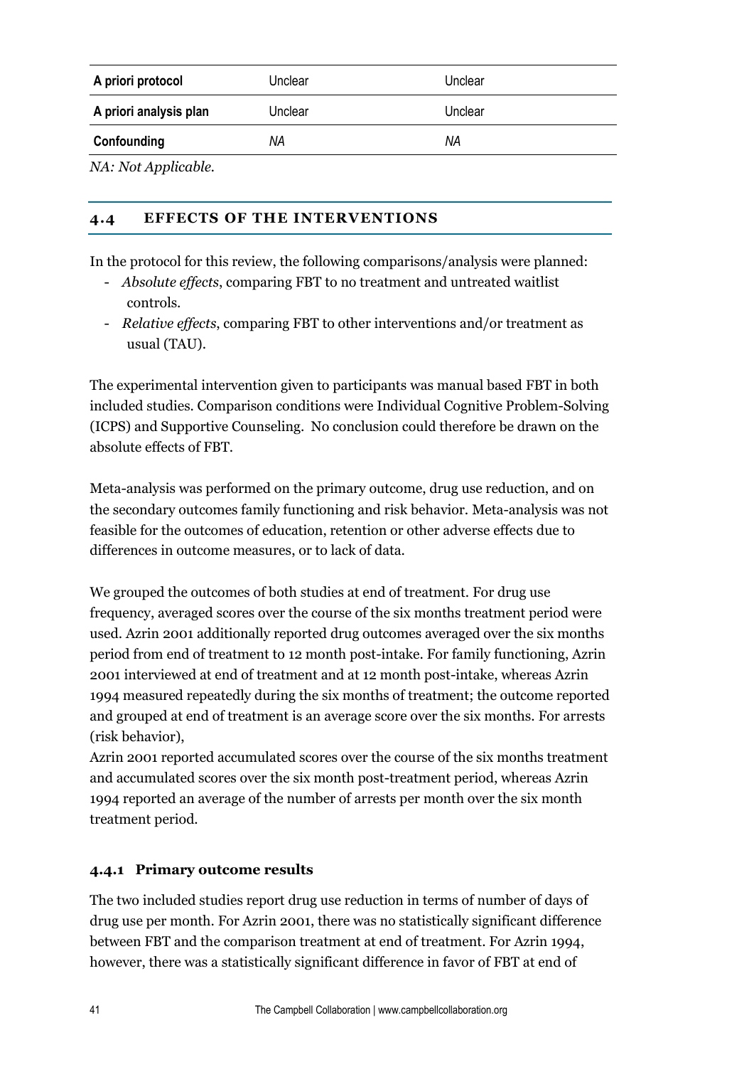| A priori protocol | Unclear | Unclear |
|---|---|---|
| A priori analysis plan | Unclear | Unclear |
| Confounding | *NA* | *NA* |

*NA: Not Applicable.*

## 4.4 EFFECTS OF THE INTERVENTIONS

In the protocol for this review, the following comparisons/analysis were planned:

- *Absolute effects*, comparing FBT to no treatment and untreated waitlist controls.
- *Relative effects*, comparing FBT to other interventions and/or treatment as usual (TAU).

The experimental intervention given to participants was manual based FBT in both included studies. Comparison conditions were Individual Cognitive Problem-Solving (ICPS) and Supportive Counseling. No conclusion could therefore be drawn on the absolute effects of FBT.

Meta-analysis was performed on the primary outcome, drug use reduction, and on the secondary outcomes family functioning and risk behavior. Meta-analysis was not feasible for the outcomes of education, retention or other adverse effects due to differences in outcome measures, or to lack of data.

We grouped the outcomes of both studies at end of treatment. For drug use frequency, averaged scores over the course of the six months treatment period were used. Azrin 2001 additionally reported drug outcomes averaged over the six months period from end of treatment to 12 month post-intake. For family functioning, Azrin 2001 interviewed at end of treatment and at 12 month post-intake, whereas Azrin 1994 measured repeatedly during the six months of treatment; the outcome reported and grouped at end of treatment is an average score over the six months. For arrests (risk behavior),
Azrin 2001 reported accumulated scores over the course of the six months treatment and accumulated scores over the six month post-treatment period, whereas Azrin 1994 reported an average of the number of arrests per month over the six month treatment period.

### 4.4.1 Primary outcome results

The two included studies report drug use reduction in terms of number of days of drug use per month. For Azrin 2001, there was no statistically significant difference between FBT and the comparison treatment at end of treatment. For Azrin 1994, however, there was a statistically significant difference in favor of FBT at end of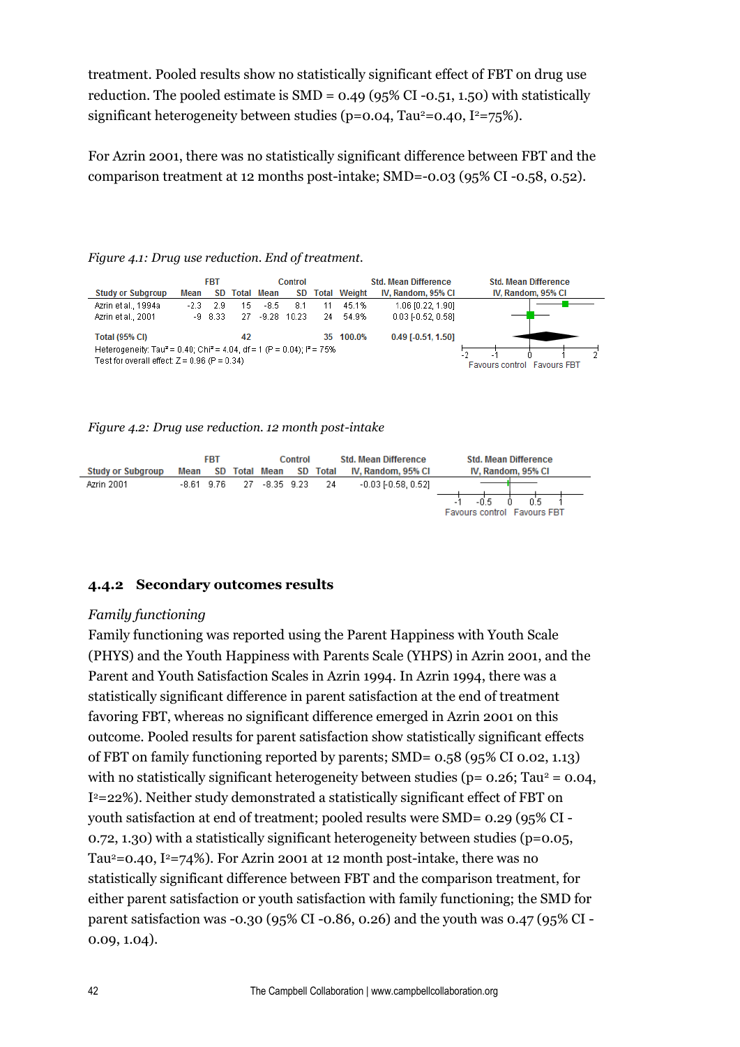treatment. Pooled results show no statistically significant effect of FBT on drug use reduction. The pooled estimate is SMD = 0.49 (95% CI -0.51, 1.50) with statistically significant heterogeneity between studies (p=0.04, $Tau^2$=0.40, $I^2$=75%).

For Azrin 2001, there was no statistically significant difference between FBT and the comparison treatment at 12 months post-intake; SMD=-0.03 (95% CI -0.58, 0.52).

*Figure 4.1: Drug use reduction. End of treatment.*

| Study or Subgroup | FBT Mean | FBT SD | FBT Total | Control Mean | Control SD | Control Total | Weight | Std. Mean Difference IV, Random, 95% CI |
|---|---|---|---|---|---|---|---|---|
| Azrin et al., 1994a | -2.3 | 2.9 | 15 | -8.5 | 8.1 | 11 | 45.1% | 1.06 [0.22, 1.90] |
| Azrin et al., 2001 | -9 | 8.33 | 27 | -9.28 | 10.23 | 24 | 54.9% | 0.03 [-0.52, 0.58] |
| **Total (95% CI)** | | | **42** | | | **35** | **100.0%** | **0.49 [-0.51, 1.50]** |

Heterogeneity: $Tau^2$ = 0.40; $Chi^2$ = 4.04, df = 1 (P = 0.04); $I^2$ = 75%
Test for overall effect: Z = 0.96 (P = 0.34)

Favours control | Favours FBT

*Figure 4.2: Drug use reduction. 12 month post-intake*

| Study or Subgroup | FBT Mean | FBT SD | FBT Total | Control Mean | Control SD | Control Total | Std. Mean Difference IV, Random, 95% CI |
|---|---|---|---|---|---|---|---|
| Azrin 2001 | -8.61 | 9.76 | 27 | -8.35 | 9.23 | 24 | -0.03 [-0.58, 0.52] |

Favours control | Favours FBT

### 4.4.2 Secondary outcomes results

*Family functioning*

Family functioning was reported using the Parent Happiness with Youth Scale (PHYS) and the Youth Happiness with Parents Scale (YHPS) in Azrin 2001, and the Parent and Youth Satisfaction Scales in Azrin 1994. In Azrin 1994, there was a statistically significant difference in parent satisfaction at the end of treatment favoring FBT, whereas no significant difference emerged in Azrin 2001 on this outcome. Pooled results for parent satisfaction show statistically significant effects of FBT on family functioning reported by parents; SMD= 0.58 (95% CI 0.02, 1.13) with no statistically significant heterogeneity between studies (p= 0.26; $Tau^2$ = 0.04, $I^2$=22%). Neither study demonstrated a statistically significant effect of FBT on youth satisfaction at end of treatment; pooled results were SMD= 0.29 (95% CI -0.72, 1.30) with a statistically significant heterogeneity between studies (p=0.05, $Tau^2$=0.40, $I^2$=74%). For Azrin 2001 at 12 month post-intake, there was no statistically significant difference between FBT and the comparison treatment, for either parent satisfaction or youth satisfaction with family functioning; the SMD for parent satisfaction was -0.30 (95% CI -0.86, 0.26) and the youth was 0.47 (95% CI -0.09, 1.04).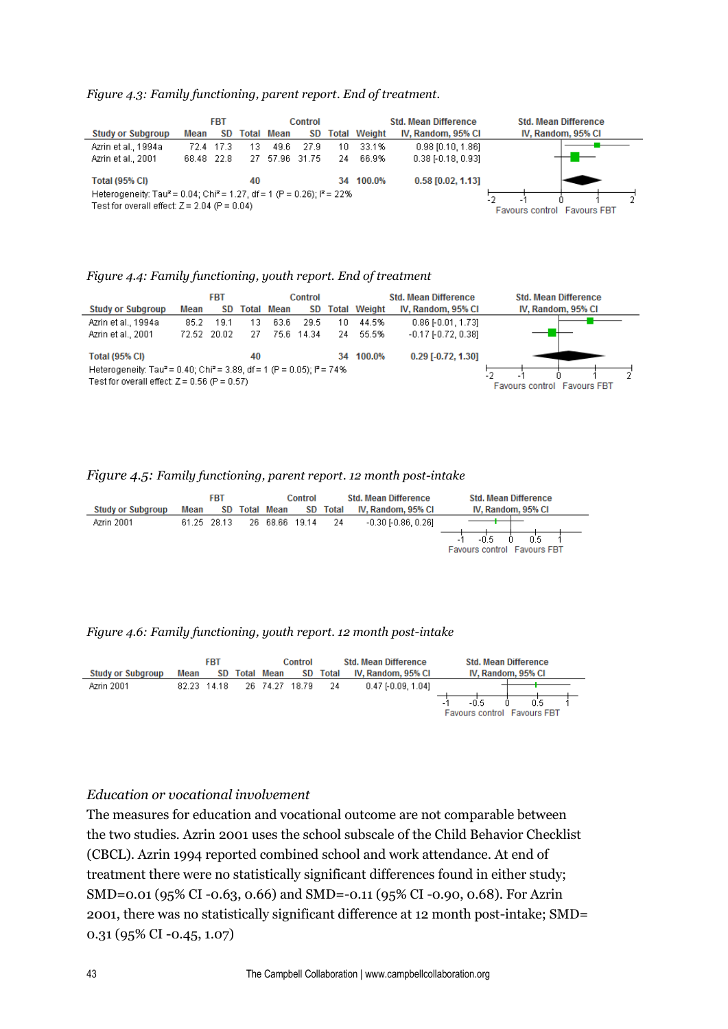*Figure 4.3: Family functioning, parent report. End of treatment.*

| Study or Subgroup | FBT Mean | FBT SD | FBT Total | Control Mean | Control SD | Control Total | Weight | Std. Mean Difference IV, Random, 95% CI |
|---|---|---|---|---|---|---|---|---|
| Azrin et al., 1994a | 72.4 | 17.3 | 13 | 49.6 | 27.9 | 10 | 33.1% | 0.98 [0.10, 1.86] |
| Azrin et al., 2001 | 68.48 | 22.8 | 27 | 57.96 | 31.75 | 24 | 66.9% | 0.38 [-0.18, 0.93] |
| **Total (95% CI)** | | | **40** | | | **34** | **100.0%** | **0.58 [0.02, 1.13]** |

Heterogeneity: Tau² = 0.04; Chi² = 1.27, df = 1 (P = 0.26); I² = 22%
Test for overall effect: Z = 2.04 (P = 0.04)

*Figure 4.4: Family functioning, youth report. End of treatment*

| Study or Subgroup | FBT Mean | FBT SD | FBT Total | Control Mean | Control SD | Control Total | Weight | Std. Mean Difference IV, Random, 95% CI |
|---|---|---|---|---|---|---|---|---|
| Azrin et al., 1994a | 85.2 | 19.1 | 13 | 63.6 | 29.5 | 10 | 44.5% | 0.86 [-0.01, 1.73] |
| Azrin et al., 2001 | 72.52 | 20.02 | 27 | 75.6 | 14.34 | 24 | 55.5% | -0.17 [-0.72, 0.38] |
| **Total (95% CI)** | | | **40** | | | **34** | **100.0%** | **0.29 [-0.72, 1.30]** |

Heterogeneity: Tau² = 0.40; Chi² = 3.89, df = 1 (P = 0.05); I² = 74%
Test for overall effect: Z = 0.56 (P = 0.57)

*Figure 4.5: Family functioning, parent report. 12 month post-intake*

| Study or Subgroup | FBT Mean | FBT SD | FBT Total | Control Mean | Control SD | Control Total | Std. Mean Difference IV, Random, 95% CI |
|---|---|---|---|---|---|---|---|
| Azrin 2001 | 61.25 | 28.13 | 26 | 68.66 | 19.14 | 24 | -0.30 [-0.86, 0.26] |

*Figure 4.6: Family functioning, youth report. 12 month post-intake*

| Study or Subgroup | FBT Mean | FBT SD | FBT Total | Control Mean | Control SD | Control Total | Std. Mean Difference IV, Random, 95% CI |
|---|---|---|---|---|---|---|---|
| Azrin 2001 | 82.23 | 14.18 | 26 | 74.27 | 18.79 | 24 | 0.47 [-0.09, 1.04] |

*Education or vocational involvement*

The measures for education and vocational outcome are not comparable between the two studies. Azrin 2001 uses the school subscale of the Child Behavior Checklist (CBCL). Azrin 1994 reported combined school and work attendance. At end of treatment there were no statistically significant differences found in either study; SMD=0.01 (95% CI -0.63, 0.66) and SMD=-0.11 (95% CI -0.90, 0.68). For Azrin 2001, there was no statistically significant difference at 12 month post-intake; SMD= 0.31 (95% CI -0.45, 1.07)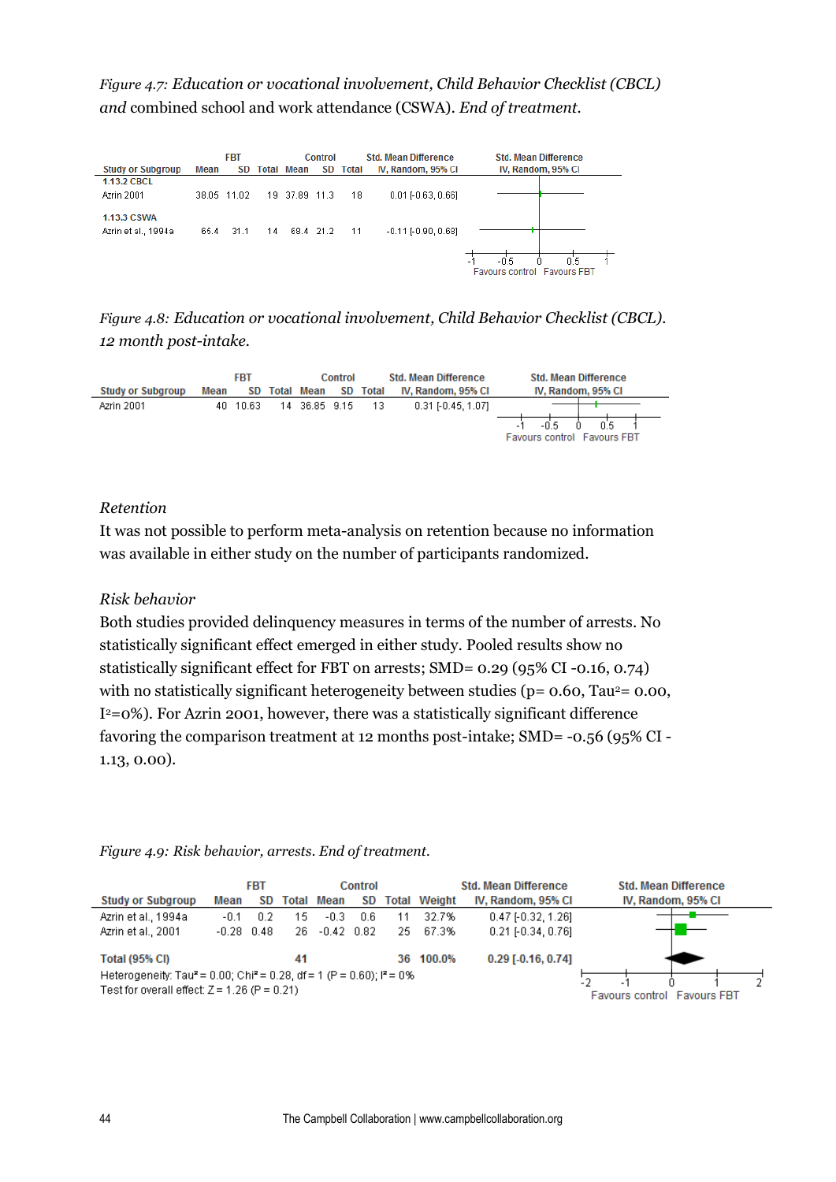*Figure 4.7: Education or vocational involvement, Child Behavior Checklist (CBCL) and* combined school and work attendance (CSWA). *End of treatment.*

| Study or Subgroup | FBT Mean | FBT SD | FBT Total | Control Mean | Control SD | Control Total | Std. Mean Difference IV, Random, 95% CI |
|---|---|---|---|---|---|---|---|
| **1.13.2 CBCL** | | | | | | | |
| Azrin 2001 | 38.05 | 11.02 | 19 | 37.89 | 11.3 | 18 | 0.01 [-0.63, 0.66] |
| **1.13.3 CSWA** | | | | | | | |
| Azrin et al., 1994a | 65.4 | 31.1 | 14 | 68.4 | 21.2 | 11 | -0.11 [-0.90, 0.68] |

Favours control / Favours FBT

*Figure 4.8: Education or vocational involvement, Child Behavior Checklist (CBCL). 12 month post-intake.*

| Study or Subgroup | FBT Mean | FBT SD | FBT Total | Control Mean | Control SD | Control Total | Std. Mean Difference IV, Random, 95% CI |
|---|---|---|---|---|---|---|---|
| Azrin 2001 | 40 | 10.63 | 14 | 36.85 | 9.15 | 13 | 0.31 [-0.45, 1.07] |

Favours control / Favours FBT

*Retention*

It was not possible to perform meta-analysis on retention because no information was available in either study on the number of participants randomized.

*Risk behavior*

Both studies provided delinquency measures in terms of the number of arrests. No statistically significant effect emerged in either study. Pooled results show no statistically significant effect for FBT on arrests; SMD= 0.29 (95% CI -0.16, 0.74) with no statistically significant heterogeneity between studies (p= 0.60, $Tau^2$= 0.00, $I^2$=0%). For Azrin 2001, however, there was a statistically significant difference favoring the comparison treatment at 12 months post-intake; SMD= -0.56 (95% CI -1.13, 0.00).

*Figure 4.9: Risk behavior, arrests. End of treatment.*

| Study or Subgroup | FBT Mean | FBT SD | FBT Total | Control Mean | Control SD | Control Total | Weight | Std. Mean Difference IV, Random, 95% CI |
|---|---|---|---|---|---|---|---|---|
| Azrin et al., 1994a | -0.1 | 0.2 | 15 | -0.3 | 0.6 | 11 | 32.7% | 0.47 [-0.32, 1.26] |
| Azrin et al., 2001 | -0.28 | 0.48 | 26 | -0.42 | 0.82 | 25 | 67.3% | 0.21 [-0.34, 0.76] |
| **Total (95% CI)** | | | **41** | | | **36** | **100.0%** | **0.29 [-0.16, 0.74]** |

Heterogeneity: $Tau^2$ = 0.00; $Chi^2$ = 0.28, df = 1 (P = 0.60); $I^2$ = 0%
Test for overall effect: Z = 1.26 (P = 0.21)

Favours control / Favours FBT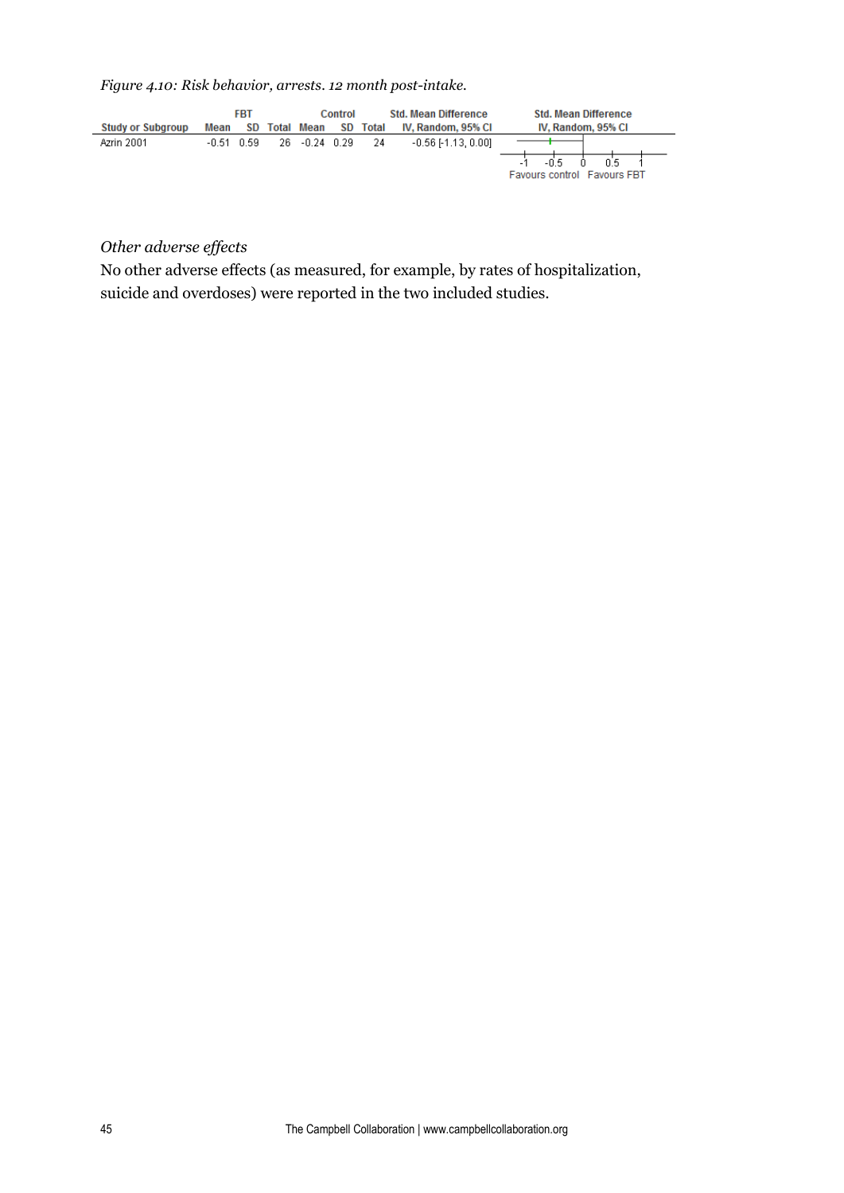*Figure 4.10: Risk behavior, arrests. 12 month post-intake.*

| Study or Subgroup | FBT | | | Control | | | Std. Mean Difference |
|---|---|---|---|---|---|---|---|
| | Mean | SD | Total | Mean | SD | Total | IV, Random, 95% CI |
| Azrin 2001 | -0.51 | 0.59 | 26 | -0.24 | 0.29 | 24 | -0.56 [-1.13, 0.00] |

Std. Mean Difference IV, Random, 95% CI

-1 -0.5 0 0.5 1

Favours control Favours FBT

*Other adverse effects*

No other adverse effects (as measured, for example, by rates of hospitalization, suicide and overdoses) were reported in the two included studies.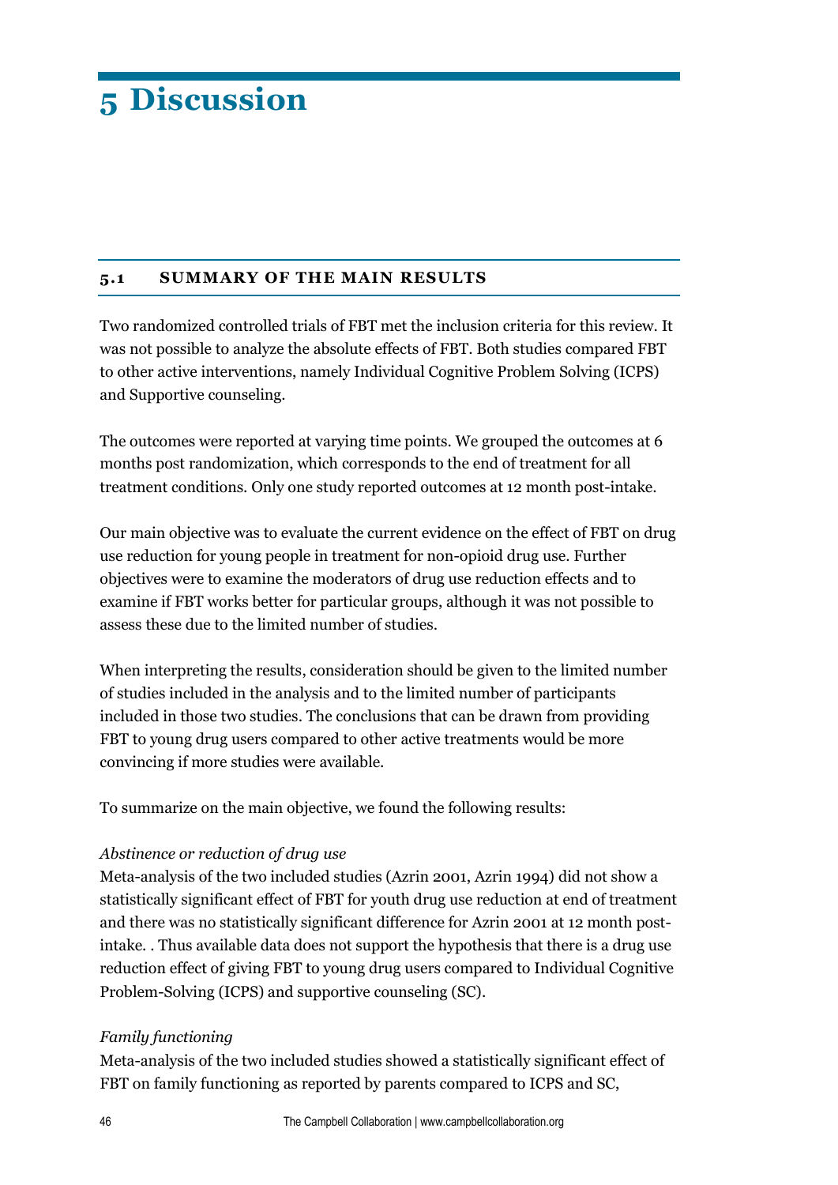# 5 Discussion

## 5.1 SUMMARY OF THE MAIN RESULTS

Two randomized controlled trials of FBT met the inclusion criteria for this review. It was not possible to analyze the absolute effects of FBT. Both studies compared FBT to other active interventions, namely Individual Cognitive Problem Solving (ICPS) and Supportive counseling.

The outcomes were reported at varying time points. We grouped the outcomes at 6 months post randomization, which corresponds to the end of treatment for all treatment conditions. Only one study reported outcomes at 12 month post-intake.

Our main objective was to evaluate the current evidence on the effect of FBT on drug use reduction for young people in treatment for non-opioid drug use. Further objectives were to examine the moderators of drug use reduction effects and to examine if FBT works better for particular groups, although it was not possible to assess these due to the limited number of studies.

When interpreting the results, consideration should be given to the limited number of studies included in the analysis and to the limited number of participants included in those two studies. The conclusions that can be drawn from providing FBT to young drug users compared to other active treatments would be more convincing if more studies were available.

To summarize on the main objective, we found the following results:

*Abstinence or reduction of drug use*

Meta-analysis of the two included studies (Azrin 2001, Azrin 1994) did not show a statistically significant effect of FBT for youth drug use reduction at end of treatment and there was no statistically significant difference for Azrin 2001 at 12 month post-intake. . Thus available data does not support the hypothesis that there is a drug use reduction effect of giving FBT to young drug users compared to Individual Cognitive Problem-Solving (ICPS) and supportive counseling (SC).

*Family functioning*

Meta-analysis of the two included studies showed a statistically significant effect of FBT on family functioning as reported by parents compared to ICPS and SC,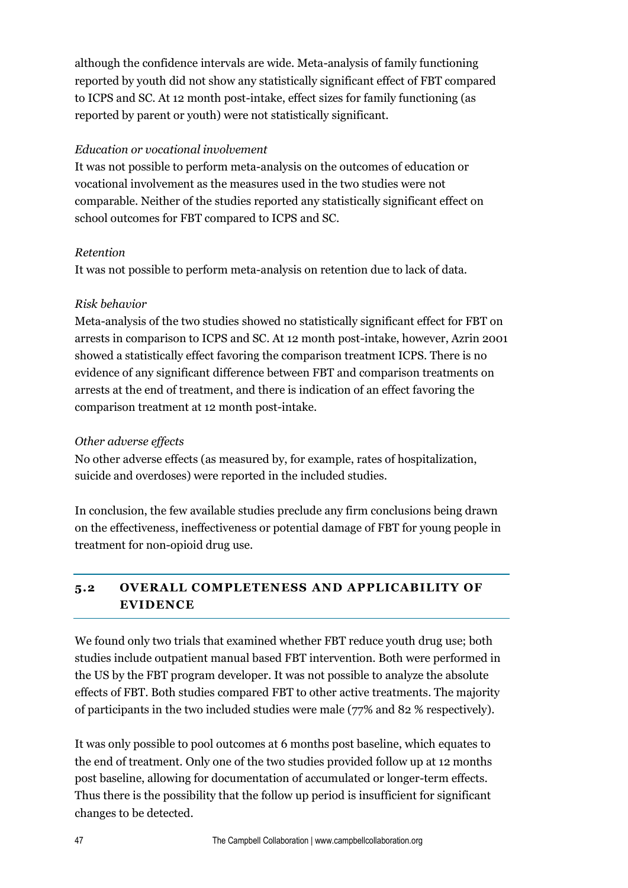although the confidence intervals are wide. Meta-analysis of family functioning reported by youth did not show any statistically significant effect of FBT compared to ICPS and SC. At 12 month post-intake, effect sizes for family functioning (as reported by parent or youth) were not statistically significant.

*Education or vocational involvement*

It was not possible to perform meta-analysis on the outcomes of education or vocational involvement as the measures used in the two studies were not comparable. Neither of the studies reported any statistically significant effect on school outcomes for FBT compared to ICPS and SC.

*Retention*

It was not possible to perform meta-analysis on retention due to lack of data.

*Risk behavior*

Meta-analysis of the two studies showed no statistically significant effect for FBT on arrests in comparison to ICPS and SC. At 12 month post-intake, however, Azrin 2001 showed a statistically effect favoring the comparison treatment ICPS. There is no evidence of any significant difference between FBT and comparison treatments on arrests at the end of treatment, and there is indication of an effect favoring the comparison treatment at 12 month post-intake.

*Other adverse effects*

No other adverse effects (as measured by, for example, rates of hospitalization, suicide and overdoses) were reported in the included studies.

In conclusion, the few available studies preclude any firm conclusions being drawn on the effectiveness, ineffectiveness or potential damage of FBT for young people in treatment for non-opioid drug use.

## 5.2 OVERALL COMPLETENESS AND APPLICABILITY OF EVIDENCE

We found only two trials that examined whether FBT reduce youth drug use; both studies include outpatient manual based FBT intervention. Both were performed in the US by the FBT program developer. It was not possible to analyze the absolute effects of FBT. Both studies compared FBT to other active treatments. The majority of participants in the two included studies were male (77% and 82 % respectively).

It was only possible to pool outcomes at 6 months post baseline, which equates to the end of treatment. Only one of the two studies provided follow up at 12 months post baseline, allowing for documentation of accumulated or longer-term effects. Thus there is the possibility that the follow up period is insufficient for significant changes to be detected.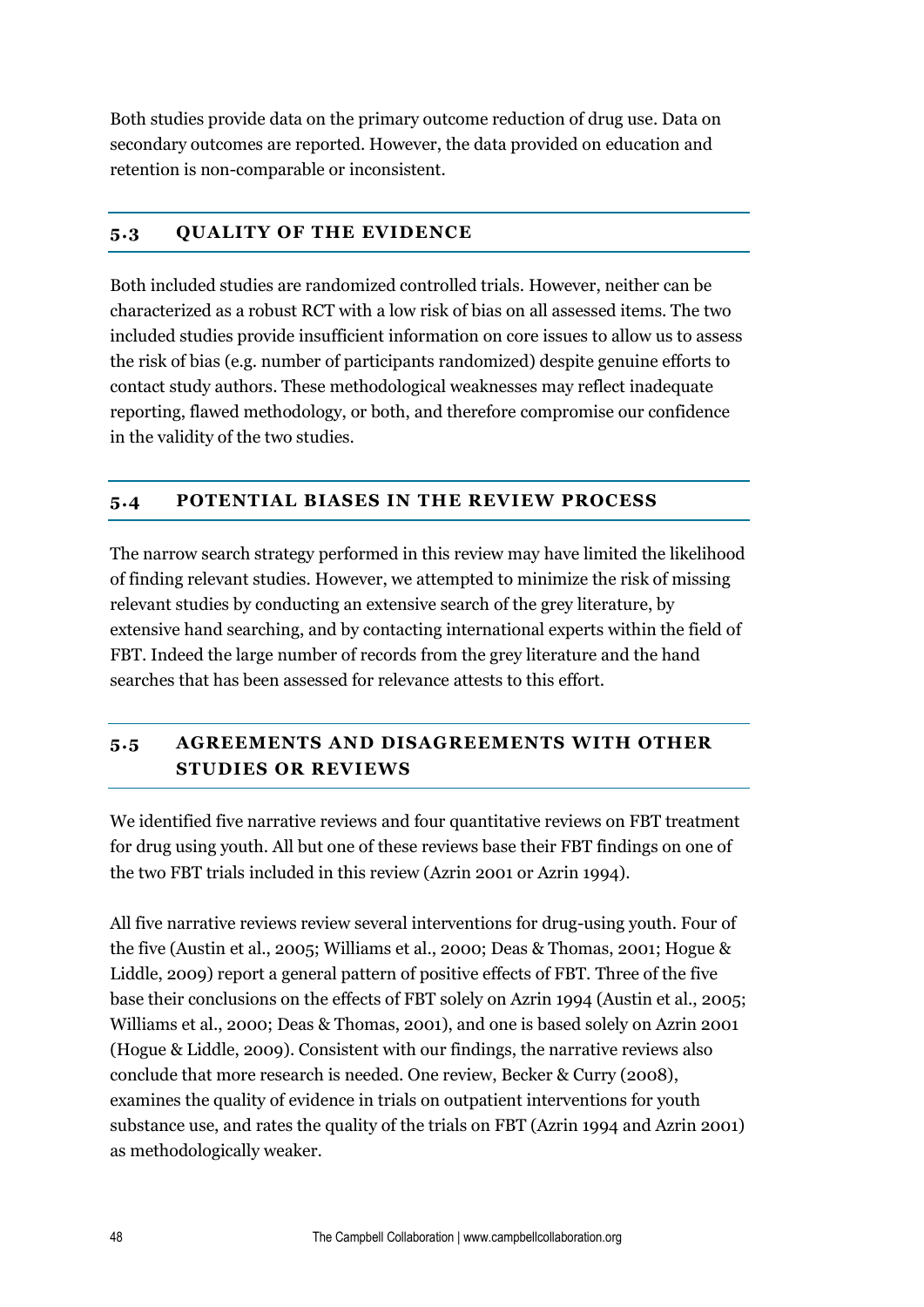Both studies provide data on the primary outcome reduction of drug use. Data on secondary outcomes are reported. However, the data provided on education and retention is non-comparable or inconsistent.

## 5.3 QUALITY OF THE EVIDENCE

Both included studies are randomized controlled trials. However, neither can be characterized as a robust RCT with a low risk of bias on all assessed items. The two included studies provide insufficient information on core issues to allow us to assess the risk of bias (e.g. number of participants randomized) despite genuine efforts to contact study authors. These methodological weaknesses may reflect inadequate reporting, flawed methodology, or both, and therefore compromise our confidence in the validity of the two studies.

## 5.4 POTENTIAL BIASES IN THE REVIEW PROCESS

The narrow search strategy performed in this review may have limited the likelihood of finding relevant studies. However, we attempted to minimize the risk of missing relevant studies by conducting an extensive search of the grey literature, by extensive hand searching, and by contacting international experts within the field of FBT. Indeed the large number of records from the grey literature and the hand searches that has been assessed for relevance attests to this effort.

## 5.5 AGREEMENTS AND DISAGREEMENTS WITH OTHER STUDIES OR REVIEWS

We identified five narrative reviews and four quantitative reviews on FBT treatment for drug using youth. All but one of these reviews base their FBT findings on one of the two FBT trials included in this review (Azrin 2001 or Azrin 1994).

All five narrative reviews review several interventions for drug-using youth. Four of the five (Austin et al., 2005; Williams et al., 2000; Deas & Thomas, 2001; Hogue & Liddle, 2009) report a general pattern of positive effects of FBT. Three of the five base their conclusions on the effects of FBT solely on Azrin 1994 (Austin et al., 2005; Williams et al., 2000; Deas & Thomas, 2001), and one is based solely on Azrin 2001 (Hogue & Liddle, 2009). Consistent with our findings, the narrative reviews also conclude that more research is needed. One review, Becker & Curry (2008), examines the quality of evidence in trials on outpatient interventions for youth substance use, and rates the quality of the trials on FBT (Azrin 1994 and Azrin 2001) as methodologically weaker.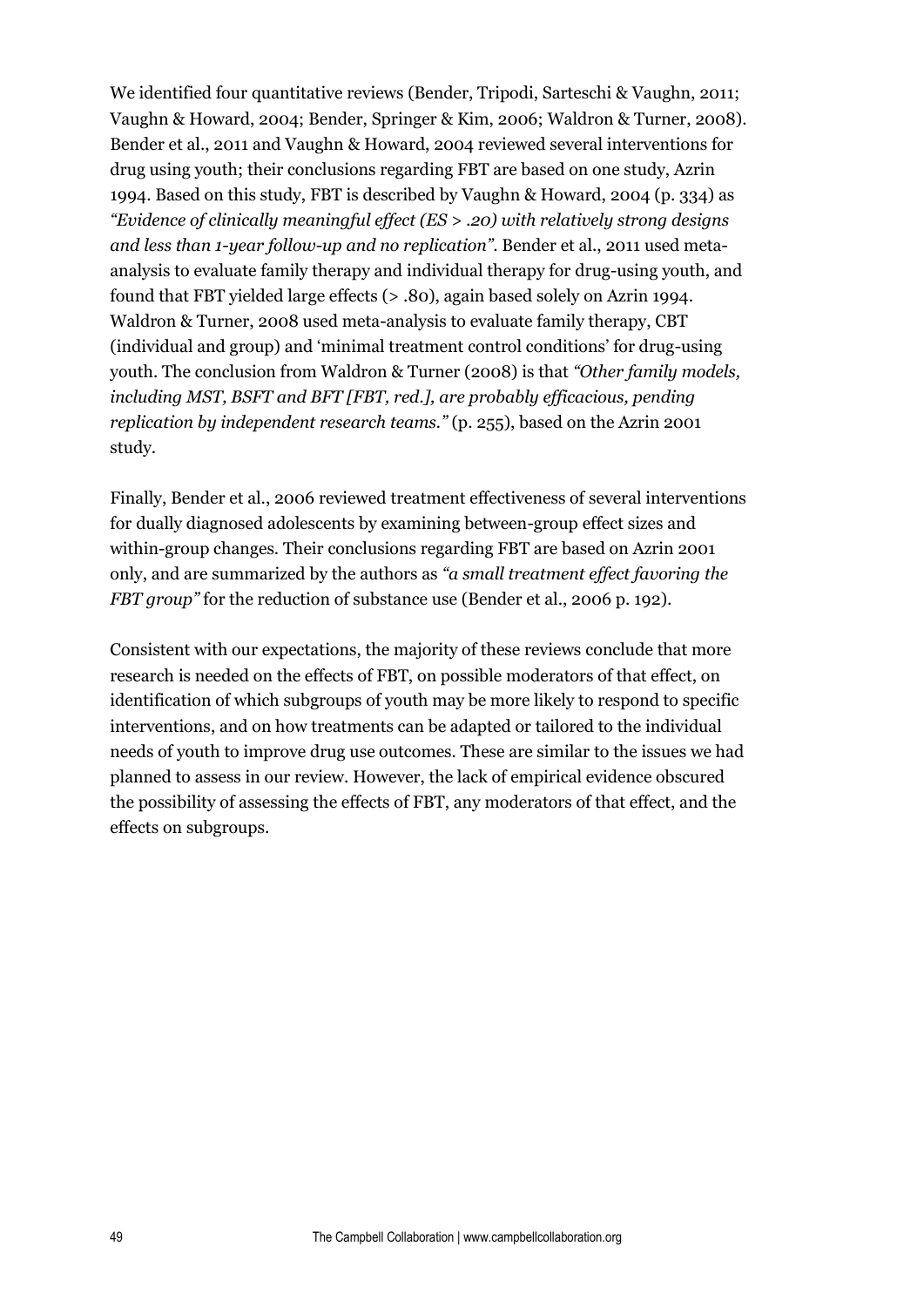We identified four quantitative reviews (Bender, Tripodi, Sarteschi & Vaughn, 2011; Vaughn & Howard, 2004; Bender, Springer & Kim, 2006; Waldron & Turner, 2008). Bender et al., 2011 and Vaughn & Howard, 2004 reviewed several interventions for drug using youth; their conclusions regarding FBT are based on one study, Azrin 1994. Based on this study, FBT is described by Vaughn & Howard, 2004 (p. 334) as *"Evidence of clinically meaningful effect (ES > .20) with relatively strong designs and less than 1-year follow-up and no replication"*. Bender et al., 2011 used meta-analysis to evaluate family therapy and individual therapy for drug-using youth, and found that FBT yielded large effects (> .80), again based solely on Azrin 1994. Waldron & Turner, 2008 used meta-analysis to evaluate family therapy, CBT (individual and group) and 'minimal treatment control conditions' for drug-using youth. The conclusion from Waldron & Turner (2008) is that *"Other family models, including MST, BSFT and BFT [FBT, red.], are probably efficacious, pending replication by independent research teams."* (p. 255), based on the Azrin 2001 study.

Finally, Bender et al., 2006 reviewed treatment effectiveness of several interventions for dually diagnosed adolescents by examining between-group effect sizes and within-group changes. Their conclusions regarding FBT are based on Azrin 2001 only, and are summarized by the authors as *"a small treatment effect favoring the FBT group"* for the reduction of substance use (Bender et al., 2006 p. 192).

Consistent with our expectations, the majority of these reviews conclude that more research is needed on the effects of FBT, on possible moderators of that effect, on identification of which subgroups of youth may be more likely to respond to specific interventions, and on how treatments can be adapted or tailored to the individual needs of youth to improve drug use outcomes. These are similar to the issues we had planned to assess in our review. However, the lack of empirical evidence obscured the possibility of assessing the effects of FBT, any moderators of that effect, and the effects on subgroups.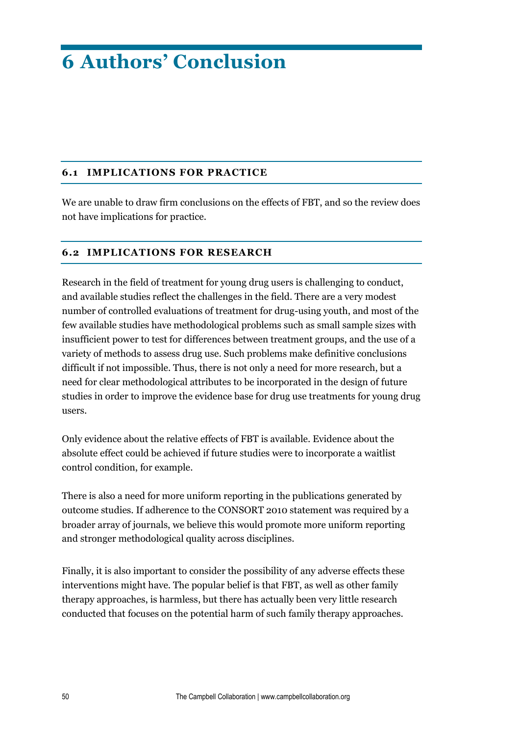# 6 Authors' Conclusion

## 6.1 IMPLICATIONS FOR PRACTICE

We are unable to draw firm conclusions on the effects of FBT, and so the review does not have implications for practice.

## 6.2 IMPLICATIONS FOR RESEARCH

Research in the field of treatment for young drug users is challenging to conduct, and available studies reflect the challenges in the field. There are a very modest number of controlled evaluations of treatment for drug-using youth, and most of the few available studies have methodological problems such as small sample sizes with insufficient power to test for differences between treatment groups, and the use of a variety of methods to assess drug use. Such problems make definitive conclusions difficult if not impossible. Thus, there is not only a need for more research, but a need for clear methodological attributes to be incorporated in the design of future studies in order to improve the evidence base for drug use treatments for young drug users.

Only evidence about the relative effects of FBT is available. Evidence about the absolute effect could be achieved if future studies were to incorporate a waitlist control condition, for example.

There is also a need for more uniform reporting in the publications generated by outcome studies. If adherence to the CONSORT 2010 statement was required by a broader array of journals, we believe this would promote more uniform reporting and stronger methodological quality across disciplines.

Finally, it is also important to consider the possibility of any adverse effects these interventions might have. The popular belief is that FBT, as well as other family therapy approaches, is harmless, but there has actually been very little research conducted that focuses on the potential harm of such family therapy approaches.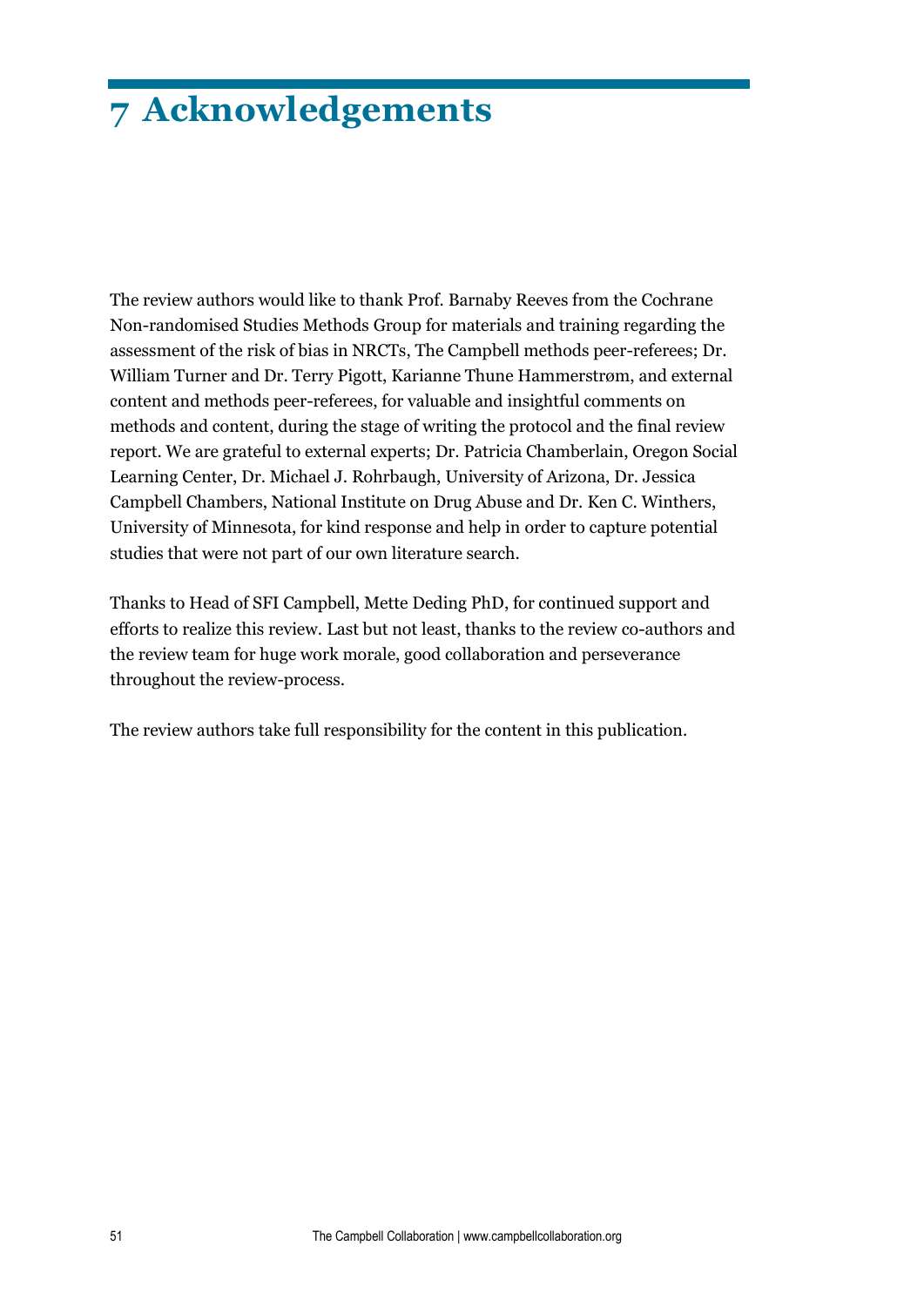# 7 Acknowledgements

The review authors would like to thank Prof. Barnaby Reeves from the Cochrane Non-randomised Studies Methods Group for materials and training regarding the assessment of the risk of bias in NRCTs, The Campbell methods peer-referees; Dr. William Turner and Dr. Terry Pigott, Karianne Thune Hammerstrøm, and external content and methods peer-referees, for valuable and insightful comments on methods and content, during the stage of writing the protocol and the final review report. We are grateful to external experts; Dr. Patricia Chamberlain, Oregon Social Learning Center, Dr. Michael J. Rohrbaugh, University of Arizona, Dr. Jessica Campbell Chambers, National Institute on Drug Abuse and Dr. Ken C. Winthers, University of Minnesota, for kind response and help in order to capture potential studies that were not part of our own literature search.

Thanks to Head of SFI Campbell, Mette Deding PhD, for continued support and efforts to realize this review. Last but not least, thanks to the review co-authors and the review team for huge work morale, good collaboration and perseverance throughout the review-process.

The review authors take full responsibility for the content in this publication.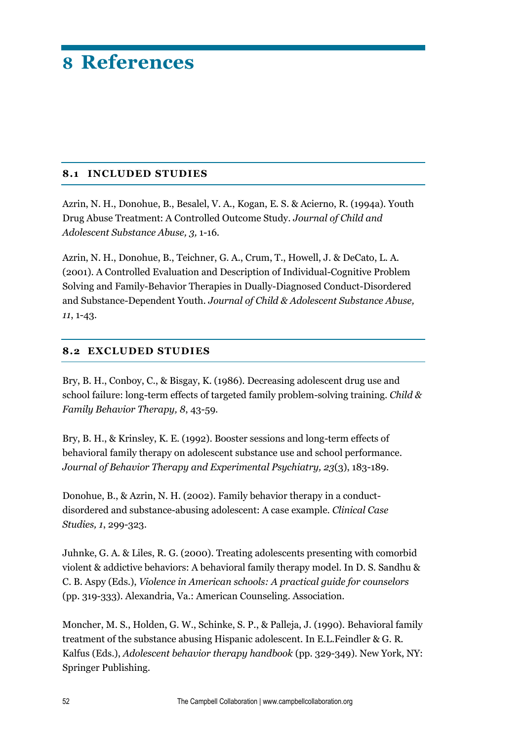# 8 References

## 8.1 INCLUDED STUDIES

Azrin, N. H., Donohue, B., Besalel, V. A., Kogan, E. S. & Acierno, R. (1994a). Youth Drug Abuse Treatment: A Controlled Outcome Study. *Journal of Child and Adolescent Substance Abuse, 3,* 1-16.

Azrin, N. H., Donohue, B., Teichner, G. A., Crum, T., Howell, J. & DeCato, L. A. (2001). A Controlled Evaluation and Description of Individual-Cognitive Problem Solving and Family-Behavior Therapies in Dually-Diagnosed Conduct-Disordered and Substance-Dependent Youth. *Journal of Child & Adolescent Substance Abuse, 11*, 1-43.

## 8.2 EXCLUDED STUDIES

Bry, B. H., Conboy, C., & Bisgay, K. (1986). Decreasing adolescent drug use and school failure: long-term effects of targeted family problem-solving training. *Child & Family Behavior Therapy, 8*, 43-59.

Bry, B. H., & Krinsley, K. E. (1992). Booster sessions and long-term effects of behavioral family therapy on adolescent substance use and school performance. *Journal of Behavior Therapy and Experimental Psychiatry, 23*(3), 183-189.

Donohue, B., & Azrin, N. H. (2002). Family behavior therapy in a conduct-disordered and substance-abusing adolescent: A case example. *Clinical Case Studies, 1*, 299-323.

Juhnke, G. A. & Liles, R. G. (2000). Treating adolescents presenting with comorbid violent & addictive behaviors: A behavioral family therapy model. In D. S. Sandhu & C. B. Aspy (Eds.), *Violence in American schools: A practical guide for counselors* (pp. 319-333). Alexandria, Va.: American Counseling. Association.

Moncher, M. S., Holden, G. W., Schinke, S. P., & Palleja, J. (1990). Behavioral family treatment of the substance abusing Hispanic adolescent. In E.L.Feindler & G. R. Kalfus (Eds.), *Adolescent behavior therapy handbook* (pp. 329-349). New York, NY: Springer Publishing.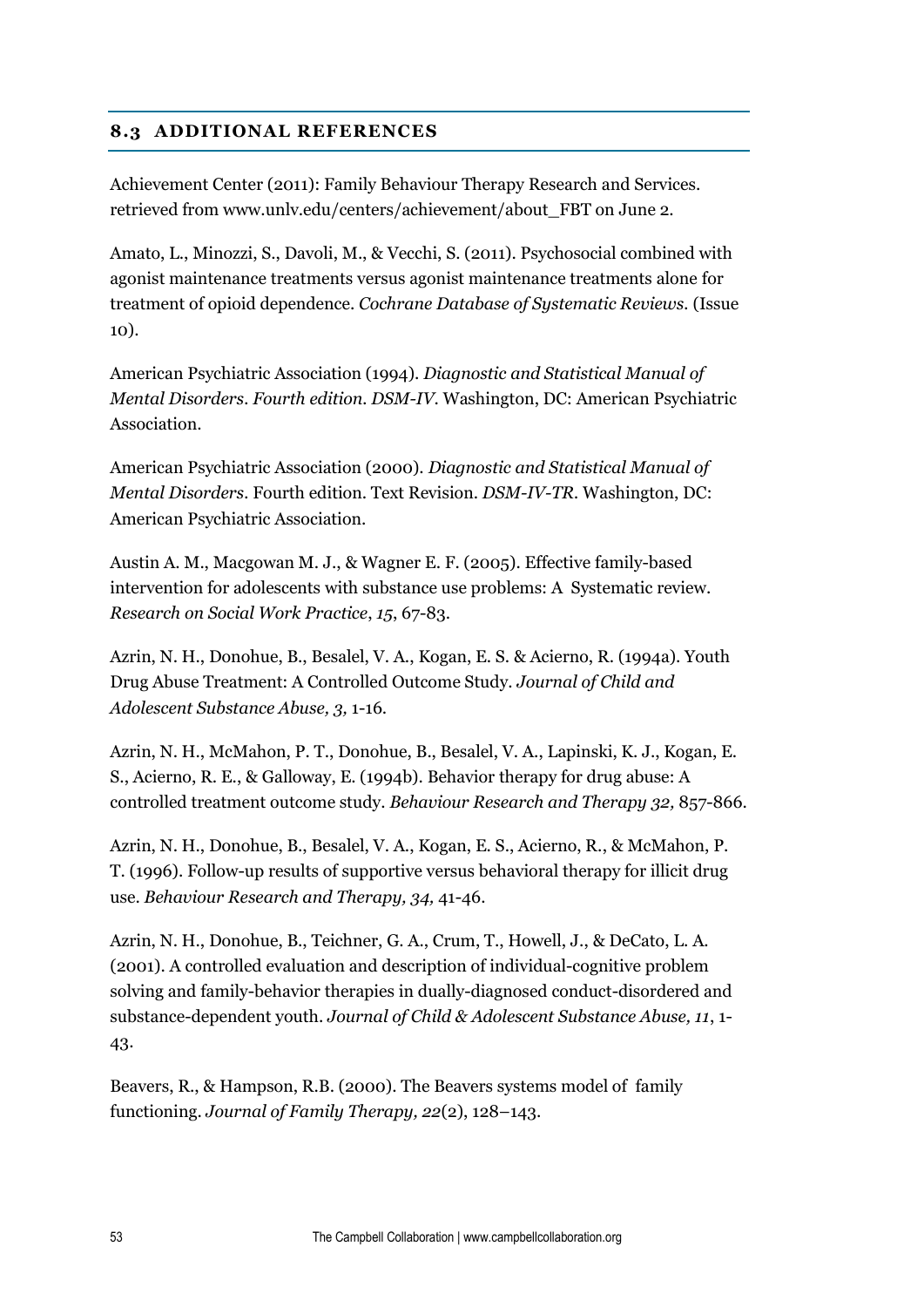## 8.3 ADDITIONAL REFERENCES

Achievement Center (2011): Family Behaviour Therapy Research and Services. retrieved from www.unlv.edu/centers/achievement/about_FBT on June 2.

Amato, L., Minozzi, S., Davoli, M., & Vecchi, S. (2011). Psychosocial combined with agonist maintenance treatments versus agonist maintenance treatments alone for treatment of opioid dependence. *Cochrane Database of Systematic Reviews*. (Issue 10).

American Psychiatric Association (1994). *Diagnostic and Statistical Manual of Mental Disorders. Fourth edition. DSM-IV*. Washington, DC: American Psychiatric Association.

American Psychiatric Association (2000). *Diagnostic and Statistical Manual of Mental Disorders*. Fourth edition. Text Revision. *DSM-IV-TR*. Washington, DC: American Psychiatric Association.

Austin A. M., Macgowan M. J., & Wagner E. F. (2005). Effective family-based intervention for adolescents with substance use problems: A Systematic review. *Research on Social Work Practice*, *15*, 67-83.

Azrin, N. H., Donohue, B., Besalel, V. A., Kogan, E. S. & Acierno, R. (1994a). Youth Drug Abuse Treatment: A Controlled Outcome Study. *Journal of Child and Adolescent Substance Abuse, 3,* 1-16.

Azrin, N. H., McMahon, P. T., Donohue, B., Besalel, V. A., Lapinski, K. J., Kogan, E. S., Acierno, R. E., & Galloway, E. (1994b). Behavior therapy for drug abuse: A controlled treatment outcome study. *Behaviour Research and Therapy 32,* 857-866.

Azrin, N. H., Donohue, B., Besalel, V. A., Kogan, E. S., Acierno, R., & McMahon, P. T. (1996). Follow-up results of supportive versus behavioral therapy for illicit drug use. *Behaviour Research and Therapy, 34,* 41-46.

Azrin, N. H., Donohue, B., Teichner, G. A., Crum, T., Howell, J., & DeCato, L. A. (2001). A controlled evaluation and description of individual-cognitive problem solving and family-behavior therapies in dually-diagnosed conduct-disordered and substance-dependent youth. *Journal of Child & Adolescent Substance Abuse, 11*, 1-43.

Beavers, R., & Hampson, R.B. (2000). The Beavers systems model of family functioning. *Journal of Family Therapy, 22*(2), 128–143.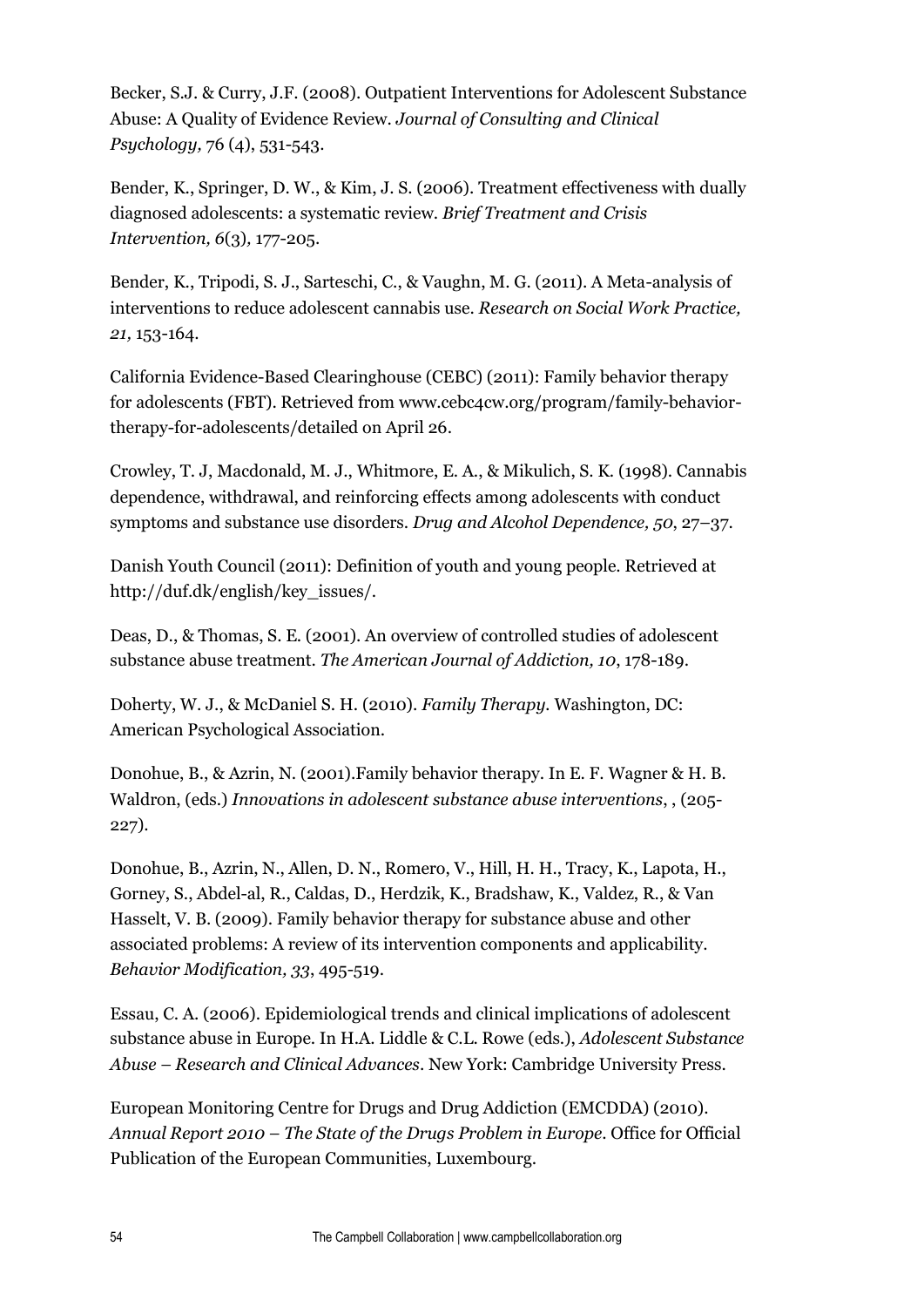Becker, S.J. & Curry, J.F. (2008). Outpatient Interventions for Adolescent Substance Abuse: A Quality of Evidence Review. *Journal of Consulting and Clinical Psychology,* 76 (4), 531-543.

Bender, K., Springer, D. W., & Kim, J. S. (2006). Treatment effectiveness with dually diagnosed adolescents: a systematic review. *Brief Treatment and Crisis Intervention, 6*(3)*,* 177-205.

Bender, K., Tripodi, S. J., Sarteschi, C., & Vaughn, M. G. (2011). A Meta-analysis of interventions to reduce adolescent cannabis use. *Research on Social Work Practice, 21,* 153-164.

California Evidence-Based Clearinghouse (CEBC) (2011): Family behavior therapy for adolescents (FBT). Retrieved from www.cebc4cw.org/program/family-behavior-therapy-for-adolescents/detailed on April 26.

Crowley, T. J, Macdonald, M. J., Whitmore, E. A., & Mikulich, S. K. (1998). Cannabis dependence, withdrawal, and reinforcing effects among adolescents with conduct symptoms and substance use disorders. *Drug and Alcohol Dependence, 50*, 27–37.

Danish Youth Council (2011): Definition of youth and young people. Retrieved at http://duf.dk/english/key_issues/.

Deas, D., & Thomas, S. E. (2001). An overview of controlled studies of adolescent substance abuse treatment. *The American Journal of Addiction, 10*, 178-189.

Doherty, W. J., & McDaniel S. H. (2010). *Family Therapy*. Washington, DC: American Psychological Association.

Donohue, B., & Azrin, N. (2001).Family behavior therapy. In E. F. Wagner & H. B. Waldron, (eds.) *Innovations in adolescent substance abuse interventions*, , (205-227).

Donohue, B., Azrin, N., Allen, D. N., Romero, V., Hill, H. H., Tracy, K., Lapota, H., Gorney, S., Abdel-al, R., Caldas, D., Herdzik, K., Bradshaw, K., Valdez, R., & Van Hasselt, V. B. (2009). Family behavior therapy for substance abuse and other associated problems: A review of its intervention components and applicability. *Behavior Modification, 33*, 495-519.

Essau, C. A. (2006). Epidemiological trends and clinical implications of adolescent substance abuse in Europe. In H.A. Liddle & C.L. Rowe (eds.), *Adolescent Substance Abuse – Research and Clinical Advances*. New York: Cambridge University Press.

European Monitoring Centre for Drugs and Drug Addiction (EMCDDA) (2010). *Annual Report 2010 – The State of the Drugs Problem in Europe*. Office for Official Publication of the European Communities, Luxembourg.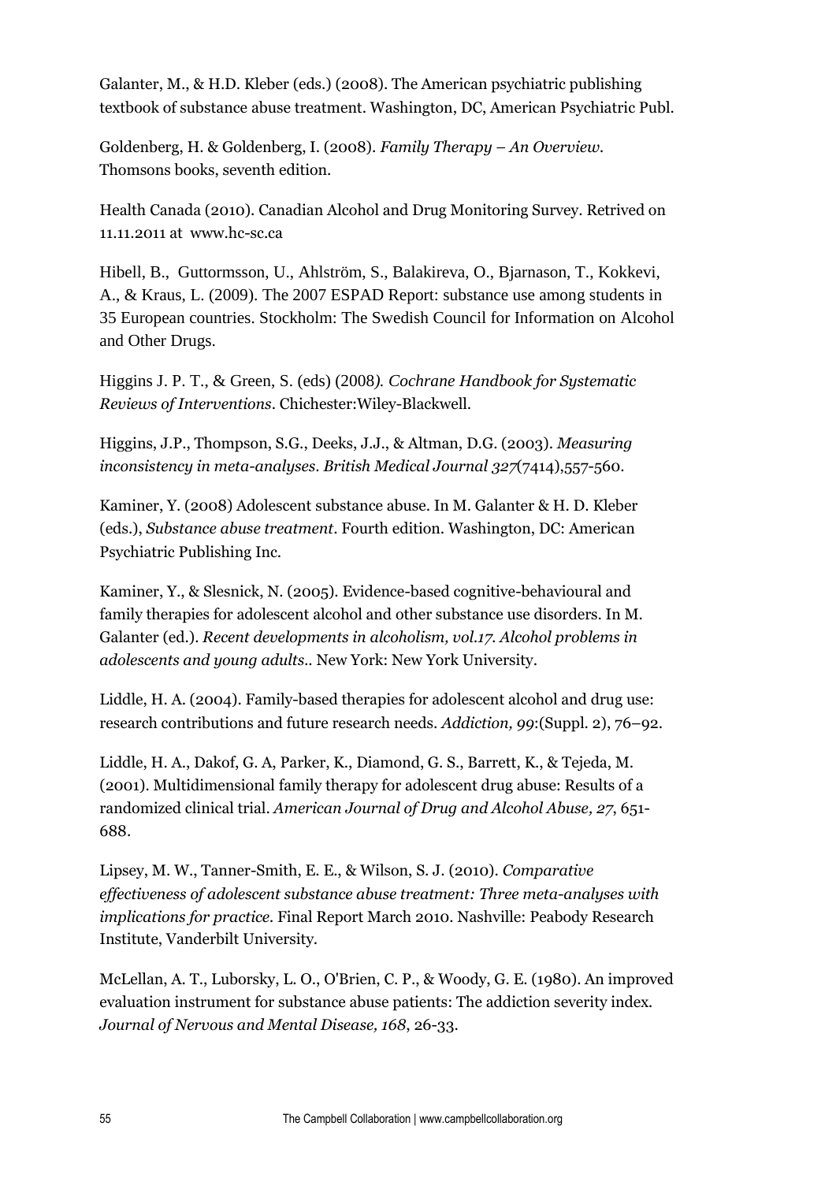Galanter, M., & H.D. Kleber (eds.) (2008). The American psychiatric publishing textbook of substance abuse treatment. Washington, DC, American Psychiatric Publ.

Goldenberg, H. & Goldenberg, I. (2008). *Family Therapy – An Overview*. Thomsons books, seventh edition.

Health Canada (2010). Canadian Alcohol and Drug Monitoring Survey. Retrived on 11.11.2011 at www.hc-sc.ca

Hibell, B., Guttormsson, U., Ahlström, S., Balakireva, O., Bjarnason, T., Kokkevi, A., & Kraus, L. (2009). The 2007 ESPAD Report: substance use among students in 35 European countries. Stockholm: The Swedish Council for Information on Alcohol and Other Drugs.

Higgins J. P. T., & Green, S. (eds) (2008*). Cochrane Handbook for Systematic Reviews of Interventions*. Chichester:Wiley-Blackwell.

Higgins, J.P., Thompson, S.G., Deeks, J.J., & Altman, D.G. (2003). *Measuring inconsistency in meta-analyses. British Medical Journal 327*(7414),557-560.

Kaminer, Y. (2008) Adolescent substance abuse. In M. Galanter & H. D. Kleber (eds.), *Substance abuse treatment*. Fourth edition. Washington, DC: American Psychiatric Publishing Inc.

Kaminer, Y., & Slesnick, N. (2005). Evidence-based cognitive-behavioural and family therapies for adolescent alcohol and other substance use disorders. In M. Galanter (ed.). *Recent developments in alcoholism, vol.17. Alcohol problems in adolescents and young adults*.. New York: New York University.

Liddle, H. A. (2004). Family-based therapies for adolescent alcohol and drug use: research contributions and future research needs. *Addiction, 99*:(Suppl. 2), 76–92.

Liddle, H. A., Dakof, G. A, Parker, K., Diamond, G. S., Barrett, K., & Tejeda, M. (2001). Multidimensional family therapy for adolescent drug abuse: Results of a randomized clinical trial. *American Journal of Drug and Alcohol Abuse, 27*, 651-688.

Lipsey, M. W., Tanner-Smith, E. E., & Wilson, S. J. (2010). *Comparative effectiveness of adolescent substance abuse treatment: Three meta-analyses with implications for practice*. Final Report March 2010. Nashville: Peabody Research Institute, Vanderbilt University.

McLellan, A. T., Luborsky, L. O., O'Brien, C. P., & Woody, G. E. (1980). An improved evaluation instrument for substance abuse patients: The addiction severity index. *Journal of Nervous and Mental Disease, 168*, 26-33.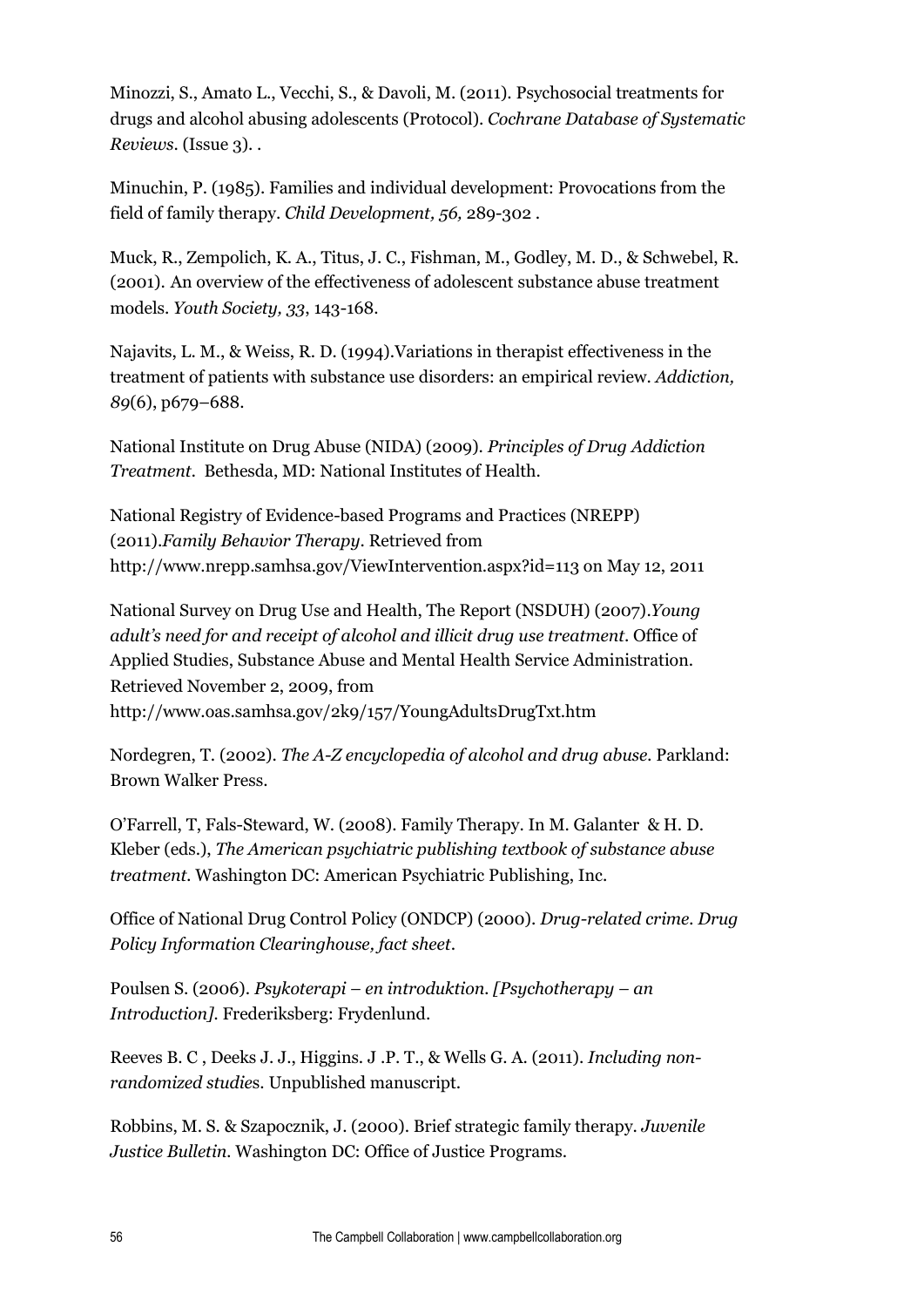Minozzi, S., Amato L., Vecchi, S., & Davoli, M. (2011). Psychosocial treatments for drugs and alcohol abusing adolescents (Protocol). *Cochrane Database of Systematic Reviews*. (Issue 3). .

Minuchin, P. (1985). Families and individual development: Provocations from the field of family therapy. *Child Development, 56,* 289-302 .

Muck, R., Zempolich, K. A., Titus, J. C., Fishman, M., Godley, M. D., & Schwebel, R. (2001). An overview of the effectiveness of adolescent substance abuse treatment models. *Youth Society, 33*, 143-168.

Najavits, L. M., & Weiss, R. D. (1994).Variations in therapist effectiveness in the treatment of patients with substance use disorders: an empirical review. *Addiction, 89*(6), p679–688.

National Institute on Drug Abuse (NIDA) (2009). *Principles of Drug Addiction Treatment*. Bethesda, MD: National Institutes of Health.

National Registry of Evidence-based Programs and Practices (NREPP) (2011).*Family Behavior Therapy*. Retrieved from http://www.nrepp.samhsa.gov/ViewIntervention.aspx?id=113 on May 12, 2011

National Survey on Drug Use and Health, The Report (NSDUH) (2007).*Young adult's need for and receipt of alcohol and illicit drug use treatment*. Office of Applied Studies, Substance Abuse and Mental Health Service Administration. Retrieved November 2, 2009, from http://www.oas.samhsa.gov/2k9/157/YoungAdultsDrugTxt.htm

Nordegren, T. (2002). *The A-Z encyclopedia of alcohol and drug abuse*. Parkland: Brown Walker Press.

O'Farrell, T, Fals-Steward, W. (2008). Family Therapy. In M. Galanter & H. D. Kleber (eds.), *The American psychiatric publishing textbook of substance abuse treatment*. Washington DC: American Psychiatric Publishing, Inc.

Office of National Drug Control Policy (ONDCP) (2000). *Drug-related crime. Drug Policy Information Clearinghouse, fact sheet*.

Poulsen S. (2006). *Psykoterapi – en introduktion. [Psychotherapy – an Introduction]*. Frederiksberg: Frydenlund.

Reeves B. C , Deeks J. J., Higgins. J .P. T., & Wells G. A. (2011). *Including non-randomized studies*. Unpublished manuscript.

Robbins, M. S. & Szapocznik, J. (2000). Brief strategic family therapy. *Juvenile Justice Bulletin*. Washington DC: Office of Justice Programs.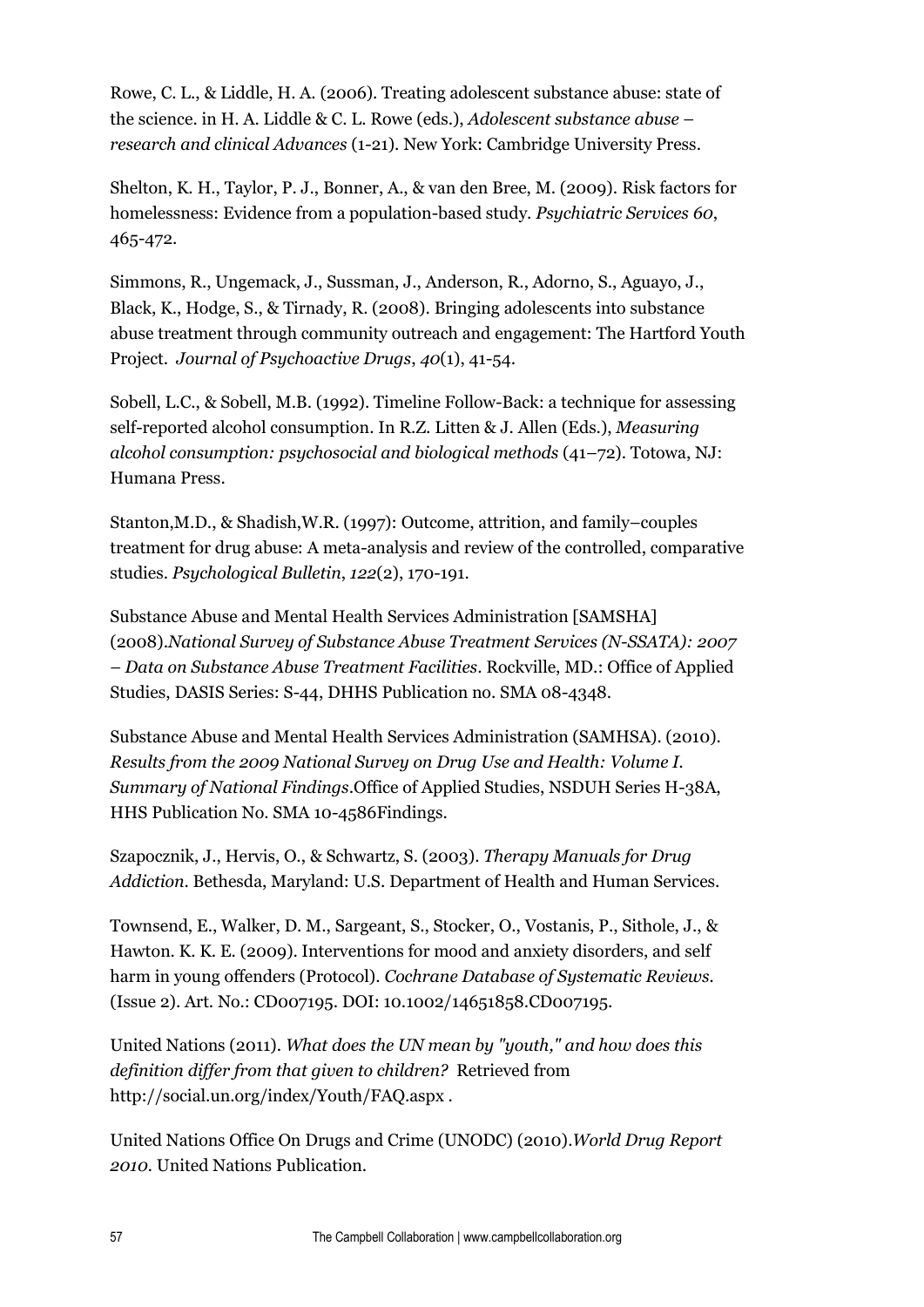Rowe, C. L., & Liddle, H. A. (2006). Treating adolescent substance abuse: state of the science. in H. A. Liddle & C. L. Rowe (eds.), *Adolescent substance abuse – research and clinical Advances* (1-21). New York: Cambridge University Press.

Shelton, K. H., Taylor, P. J., Bonner, A., & van den Bree, M. (2009). Risk factors for homelessness: Evidence from a population-based study. *Psychiatric Services 60*, 465-472.

Simmons, R., Ungemack, J., Sussman, J., Anderson, R., Adorno, S., Aguayo, J., Black, K., Hodge, S., & Tirnady, R. (2008). Bringing adolescents into substance abuse treatment through community outreach and engagement: The Hartford Youth Project. *Journal of Psychoactive Drugs*, *40*(1), 41-54.

Sobell, L.C., & Sobell, M.B. (1992). Timeline Follow-Back: a technique for assessing self-reported alcohol consumption. In R.Z. Litten & J. Allen (Eds.), *Measuring alcohol consumption: psychosocial and biological methods* (41–72). Totowa, NJ: Humana Press.

Stanton,M.D., & Shadish,W.R. (1997): Outcome, attrition, and family–couples treatment for drug abuse: A meta-analysis and review of the controlled, comparative studies. *Psychological Bulletin*, *122*(2), 170-191.

Substance Abuse and Mental Health Services Administration [SAMSHA] (2008).*National Survey of Substance Abuse Treatment Services (N-SSATA): 2007 – Data on Substance Abuse Treatment Facilities*. Rockville, MD.: Office of Applied Studies, DASIS Series: S-44, DHHS Publication no. SMA 08-4348.

Substance Abuse and Mental Health Services Administration (SAMHSA). (2010). *Results from the 2009 National Survey on Drug Use and Health: Volume I. Summary of National Findings*.Office of Applied Studies, NSDUH Series H-38A, HHS Publication No. SMA 10-4586Findings.

Szapocznik, J., Hervis, O., & Schwartz, S. (2003). *Therapy Manuals for Drug Addiction*. Bethesda, Maryland: U.S. Department of Health and Human Services.

Townsend, E., Walker, D. M., Sargeant, S., Stocker, O., Vostanis, P., Sithole, J., & Hawton. K. K. E. (2009). Interventions for mood and anxiety disorders, and self harm in young offenders (Protocol). *Cochrane Database of Systematic Reviews*. (Issue 2). Art. No.: CD007195. DOI: 10.1002/14651858.CD007195.

United Nations (2011). *What does the UN mean by "youth," and how does this definition differ from that given to children?* Retrieved from http://social.un.org/index/Youth/FAQ.aspx .

United Nations Office On Drugs and Crime (UNODC) (2010).*World Drug Report 2010*. United Nations Publication.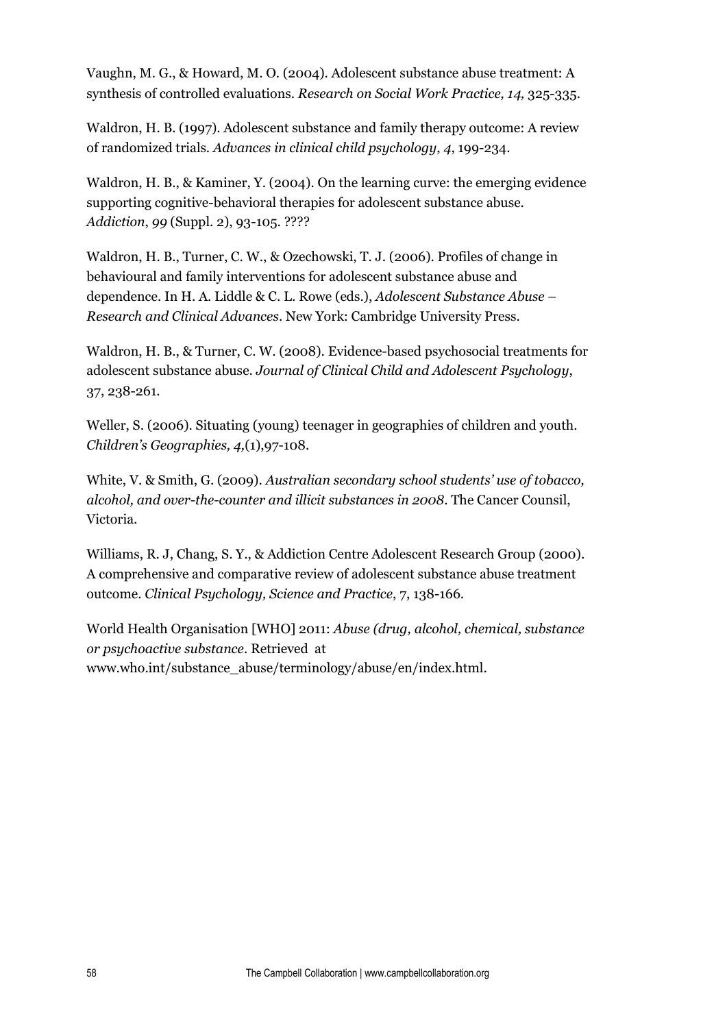Vaughn, M. G., & Howard, M. O. (2004). Adolescent substance abuse treatment: A synthesis of controlled evaluations. *Research on Social Work Practice, 14,* 325-335.

Waldron, H. B. (1997). Adolescent substance and family therapy outcome: A review of randomized trials. *Advances in clinical child psychology*, *4*, 199-234.

Waldron, H. B., & Kaminer, Y. (2004). On the learning curve: the emerging evidence supporting cognitive-behavioral therapies for adolescent substance abuse. *Addiction*, *99* (Suppl. 2), 93-105. ????

Waldron, H. B., Turner, C. W., & Ozechowski, T. J. (2006). Profiles of change in behavioural and family interventions for adolescent substance abuse and dependence. In H. A. Liddle & C. L. Rowe (eds.), *Adolescent Substance Abuse – Research and Clinical Advances*. New York: Cambridge University Press.

Waldron, H. B., & Turner, C. W. (2008). Evidence-based psychosocial treatments for adolescent substance abuse. *Journal of Clinical Child and Adolescent Psychology*, 37, 238-261.

Weller, S. (2006). Situating (young) teenager in geographies of children and youth. *Children's Geographies, 4,*(1),97-108.

White, V. & Smith, G. (2009). *Australian secondary school students' use of tobacco, alcohol, and over-the-counter and illicit substances in 2008*. The Cancer Counsil, Victoria.

Williams, R. J, Chang, S. Y., & Addiction Centre Adolescent Research Group (2000). A comprehensive and comparative review of adolescent substance abuse treatment outcome. *Clinical Psychology, Science and Practice*, 7, 138-166.

World Health Organisation [WHO] 2011: *Abuse (drug, alcohol, chemical, substance or psychoactive substance*. Retrieved at www.who.int/substance_abuse/terminology/abuse/en/index.html.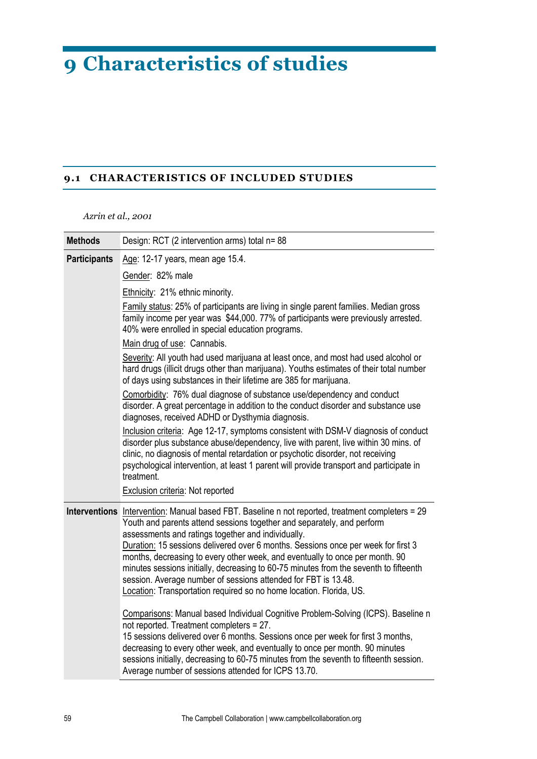# 9 Characteristics of studies

## 9.1 CHARACTERISTICS OF INCLUDED STUDIES

*Azrin et al., 2001*

| **Methods** | Design: RCT (2 intervention arms) total n= 88 |
|---|---|
| **Participants** | Age: 12-17 years, mean age 15.4.<br><br>Gender: 82% male<br><br>Ethnicity: 21% ethnic minority.<br><br>Family status: 25% of participants are living in single parent families. Median gross family income per year was $44,000. 77% of participants were previously arrested. 40% were enrolled in special education programs.<br><br>Main drug of use: Cannabis.<br><br>Severity: All youth had used marijuana at least once, and most had used alcohol or hard drugs (illicit drugs other than marijuana). Youths estimates of their total number of days using substances in their lifetime are 385 for marijuana.<br><br>Comorbidity: 76% dual diagnose of substance use/dependency and conduct disorder. A great percentage in addition to the conduct disorder and substance use diagnoses, received ADHD or Dysthymia diagnosis.<br><br>Inclusion criteria: Age 12-17, symptoms consistent with DSM-V diagnosis of conduct disorder plus substance abuse/dependency, live with parent, live within 30 mins. of clinic, no diagnosis of mental retardation or psychotic disorder, not receiving psychological intervention, at least 1 parent will provide transport and participate in treatment.<br><br>Exclusion criteria: Not reported |
| **Interventions** | Intervention: Manual based FBT. Baseline n not reported, treatment completers = 29 Youth and parents attend sessions together and separately, and perform assessments and ratings together and individually.<br>Duration: 15 sessions delivered over 6 months. Sessions once per week for first 3 months, decreasing to every other week, and eventually to once per month. 90 minutes sessions initially, decreasing to 60-75 minutes from the seventh to fifteenth session. Average number of sessions attended for FBT is 13.48.<br>Location: Transportation required so no home location. Florida, US.<br><br>Comparisons: Manual based Individual Cognitive Problem-Solving (ICPS). Baseline n not reported. Treatment completers = 27.<br>15 sessions delivered over 6 months. Sessions once per week for first 3 months, decreasing to every other week, and eventually to once per month. 90 minutes sessions initially, decreasing to 60-75 minutes from the seventh to fifteenth session. Average number of sessions attended for ICPS 13.70. |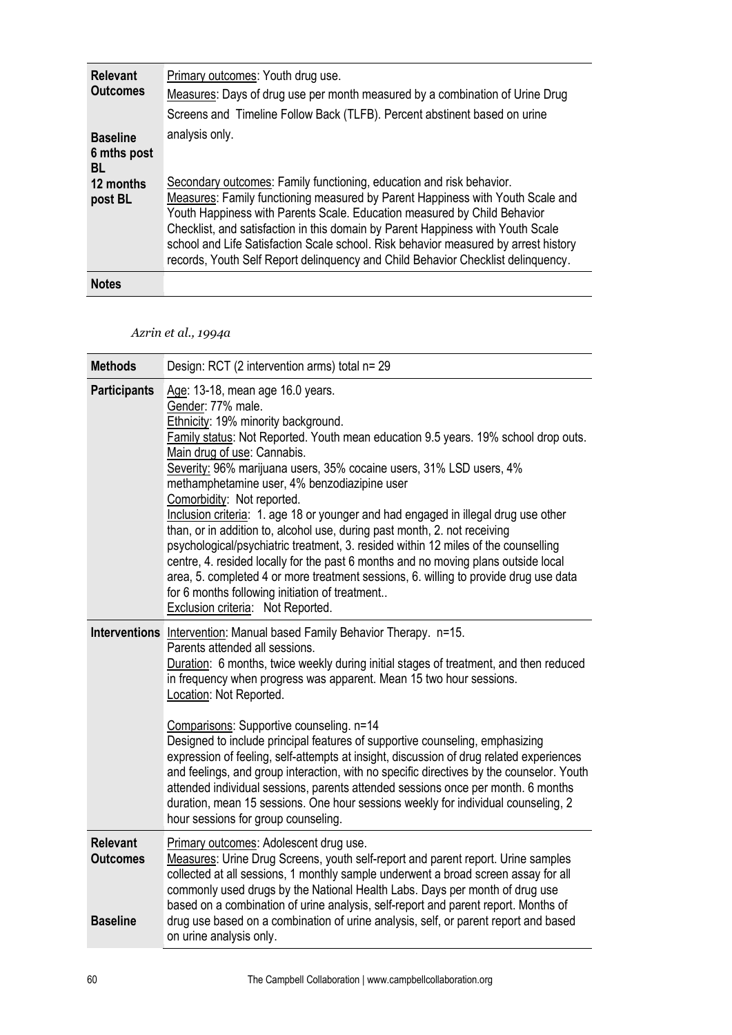| | |
|---|---|
| **Relevant Outcomes**<br><br>**Baseline**<br>**6 mths post BL**<br>**12 months post BL** | Primary outcomes: Youth drug use.<br>Measures: Days of drug use per month measured by a combination of Urine Drug Screens and Timeline Follow Back (TLFB). Percent abstinent based on urine analysis only.<br><br>Secondary outcomes: Family functioning, education and risk behavior.<br>Measures: Family functioning measured by Parent Happiness with Youth Scale and Youth Happiness with Parents Scale. Education measured by Child Behavior Checklist, and satisfaction in this domain by Parent Happiness with Youth Scale school and Life Satisfaction Scale school. Risk behavior measured by arrest history records, Youth Self Report delinquency and Child Behavior Checklist delinquency. |
| **Notes** | |

*Azrin et al., 1994a*

| | |
|---|---|
| **Methods** | Design: RCT (2 intervention arms) total n= 29 |
| **Participants** | Age: 13-18, mean age 16.0 years.<br>Gender: 77% male.<br>Ethnicity: 19% minority background.<br>Family status: Not Reported. Youth mean education 9.5 years. 19% school drop outs.<br>Main drug of use: Cannabis.<br>Severity: 96% marijuana users, 35% cocaine users, 31% LSD users, 4% methamphetamine user, 4% benzodiazepine user<br>Comorbidity: Not reported.<br>Inclusion criteria: 1. age 18 or younger and had engaged in illegal drug use other than, or in addition to, alcohol use, during past month, 2. not receiving psychological/psychiatric treatment, 3. resided within 12 miles of the counselling centre, 4. resided locally for the past 6 months and no moving plans outside local area, 5. completed 4 or more treatment sessions, 6. willing to provide drug use data for 6 months following initiation of treatment..<br>Exclusion criteria: Not Reported. |
| **Interventions** | Intervention: Manual based Family Behavior Therapy. n=15.<br>Parents attended all sessions.<br>Duration: 6 months, twice weekly during initial stages of treatment, and then reduced in frequency when progress was apparent. Mean 15 two hour sessions.<br>Location: Not Reported.<br><br>Comparisons: Supportive counseling. n=14<br>Designed to include principal features of supportive counseling, emphasizing expression of feeling, self-attempts at insight, discussion of drug related experiences and feelings, and group interaction, with no specific directives by the counselor. Youth attended individual sessions, parents attended sessions once per month. 6 months duration, mean 15 sessions. One hour sessions weekly for individual counseling, 2 hour sessions for group counseling. |
| **Relevant Outcomes**<br><br>**Baseline** | Primary outcomes: Adolescent drug use.<br>Measures: Urine Drug Screens, youth self-report and parent report. Urine samples collected at all sessions, 1 monthly sample underwent a broad screen assay for all commonly used drugs by the National Health Labs. Days per month of drug use based on a combination of urine analysis, self-report and parent report. Months of drug use based on a combination of urine analysis, self, or parent report and based on urine analysis only. |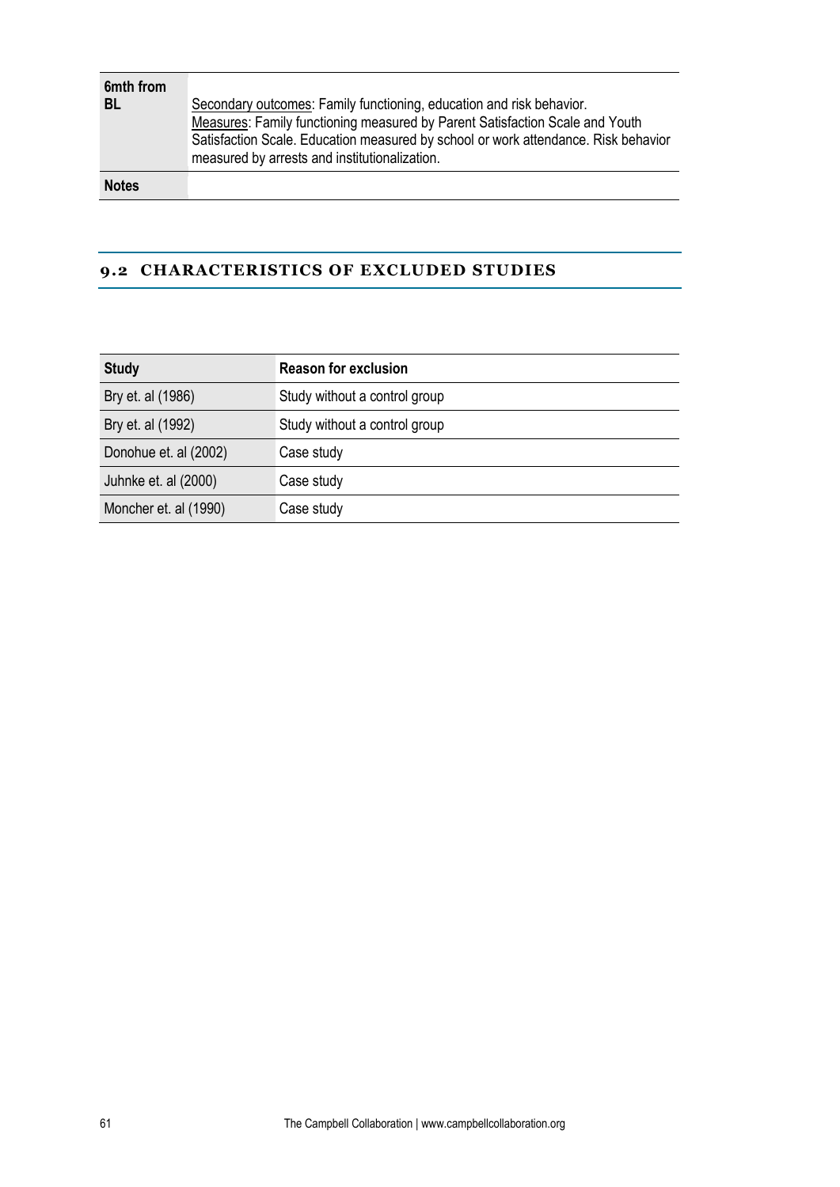| | |
|---|---|
| **6mth from BL** | Secondary outcomes: Family functioning, education and risk behavior. Measures: Family functioning measured by Parent Satisfaction Scale and Youth Satisfaction Scale. Education measured by school or work attendance. Risk behavior measured by arrests and institutionalization. |
| **Notes** | |

## 9.2 CHARACTERISTICS OF EXCLUDED STUDIES

| Study | Reason for exclusion |
|---|---|
| Bry et. al (1986) | Study without a control group |
| Bry et. al (1992) | Study without a control group |
| Donohue et. al (2002) | Case study |
| Juhnke et. al (2000) | Case study |
| Moncher et. al (1990) | Case study |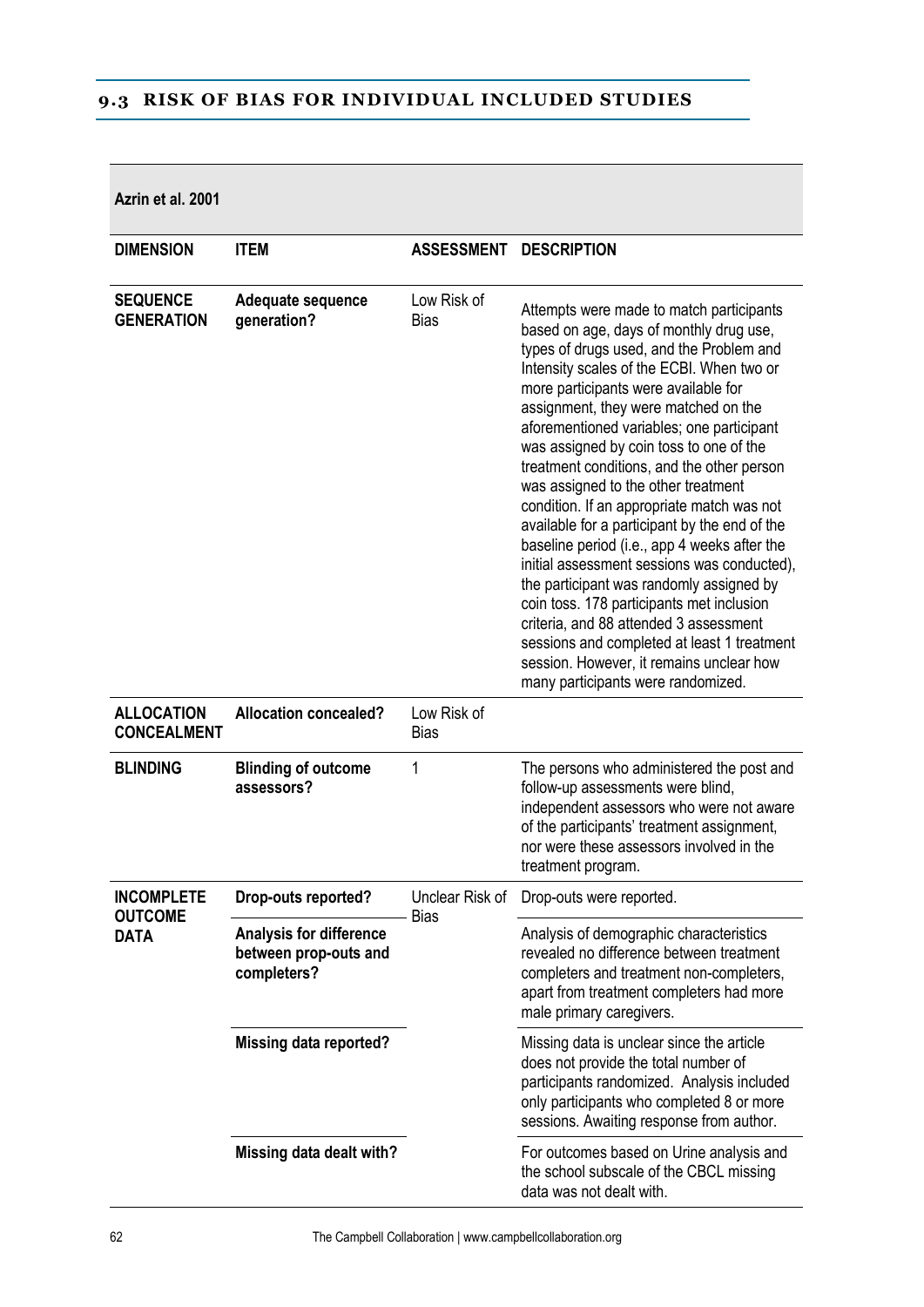## 9.3 RISK OF BIAS FOR INDIVIDUAL INCLUDED STUDIES

| Azrin et al. 2001 | | | |
|---|---|---|---|
| **DIMENSION** | **ITEM** | **ASSESSMENT** | **DESCRIPTION** |
| **SEQUENCE GENERATION** | **Adequate sequence generation?** | Low Risk of Bias | Attempts were made to match participants based on age, days of monthly drug use, types of drugs used, and the Problem and Intensity scales of the ECBI. When two or more participants were available for assignment, they were matched on the aforementioned variables; one participant was assigned by coin toss to one of the treatment conditions, and the other person was assigned to the other treatment condition. If an appropriate match was not available for a participant by the end of the baseline period (i.e., app 4 weeks after the initial assessment sessions was conducted), the participant was randomly assigned by coin toss. 178 participants met inclusion criteria, and 88 attended 3 assessment sessions and completed at least 1 treatment session. However, it remains unclear how many participants were randomized. |
| **ALLOCATION CONCEALMENT** | **Allocation concealed?** | Low Risk of Bias | |
| **BLINDING** | **Blinding of outcome assessors?** | 1 | The persons who administered the post and follow-up assessments were blind, independent assessors who were not aware of the participants' treatment assignment, nor were these assessors involved in the treatment program. |
| **INCOMPLETE OUTCOME DATA** | **Drop-outs reported?** | Unclear Risk of Bias | Drop-outs were reported. |
| | **Analysis for difference between prop-outs and completers?** | | Analysis of demographic characteristics revealed no difference between treatment completers and treatment non-completers, apart from treatment completers had more male primary caregivers. |
| | **Missing data reported?** | | Missing data is unclear since the article does not provide the total number of participants randomized. Analysis included only participants who completed 8 or more sessions. Awaiting response from author. |
| | **Missing data dealt with?** | | For outcomes based on Urine analysis and the school subscale of the CBCL missing data was not dealt with. |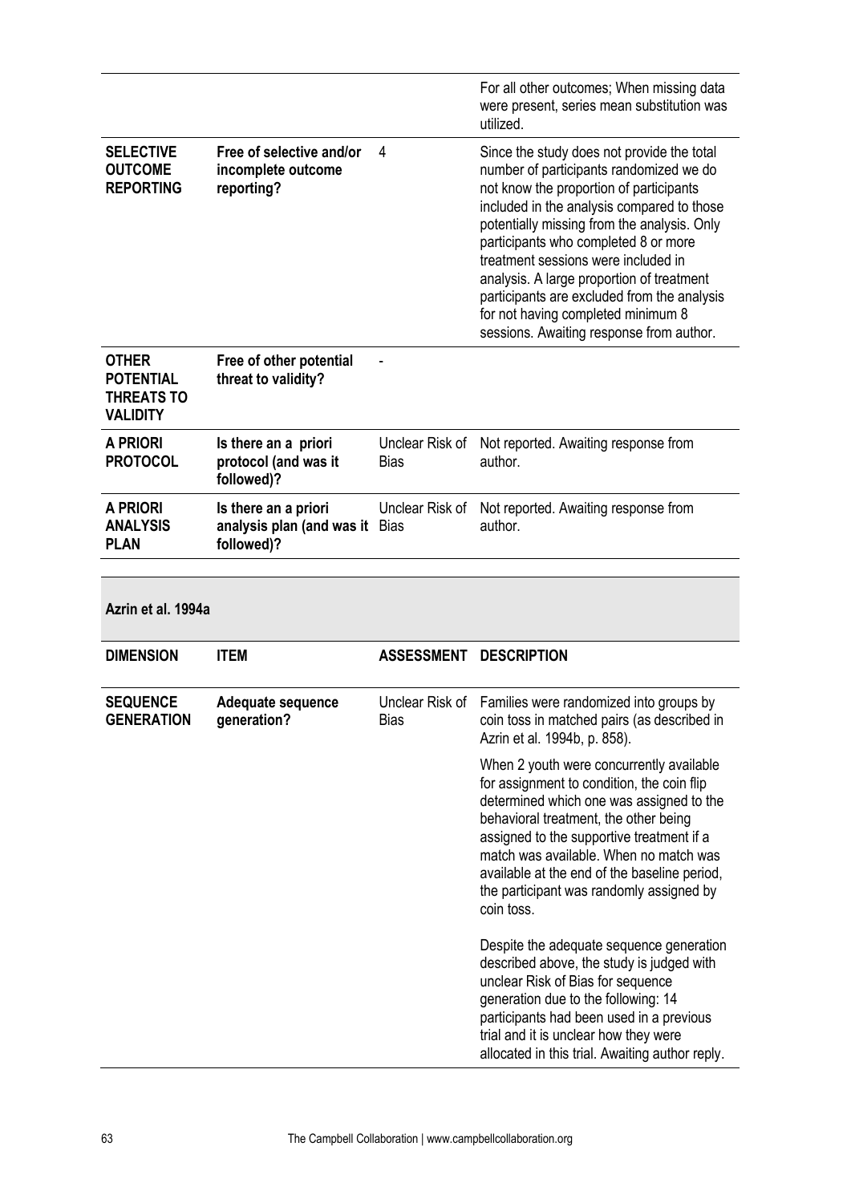| | | | |
|---|---|---|---|
| | | | For all other outcomes; When missing data were present, series mean substitution was utilized. |
| **SELECTIVE OUTCOME REPORTING** | **Free of selective and/or incomplete outcome reporting?** | 4 | Since the study does not provide the total number of participants randomized we do not know the proportion of participants included in the analysis compared to those potentially missing from the analysis. Only participants who completed 8 or more treatment sessions were included in analysis. A large proportion of treatment participants are excluded from the analysis for not having completed minimum 8 sessions. Awaiting response from author. |
| **OTHER POTENTIAL THREATS TO VALIDITY** | **Free of other potential threat to validity?** | - | |
| **A PRIORI PROTOCOL** | **Is there an a priori protocol (and was it followed)?** | Unclear Risk of Bias | Not reported. Awaiting response from author. |
| **A PRIORI ANALYSIS PLAN** | **Is there an a priori analysis plan (and was it followed)?** | Unclear Risk of Bias | Not reported. Awaiting response from author. |

**Azrin et al. 1994a**

| **DIMENSION** | **ITEM** | **ASSESSMENT** | **DESCRIPTION** |
|---|---|---|---|
| **SEQUENCE GENERATION** | **Adequate sequence generation?** | Unclear Risk of Bias | Families were randomized into groups by coin toss in matched pairs (as described in Azrin et al. 1994b, p. 858).<br><br>When 2 youth were concurrently available for assignment to condition, the coin flip determined which one was assigned to the behavioral treatment, the other being assigned to the supportive treatment if a match was available. When no match was available at the end of the baseline period, the participant was randomly assigned by coin toss.<br><br>Despite the adequate sequence generation described above, the study is judged with unclear Risk of Bias for sequence generation due to the following: 14 participants had been used in a previous trial and it is unclear how they were allocated in this trial. Awaiting author reply. |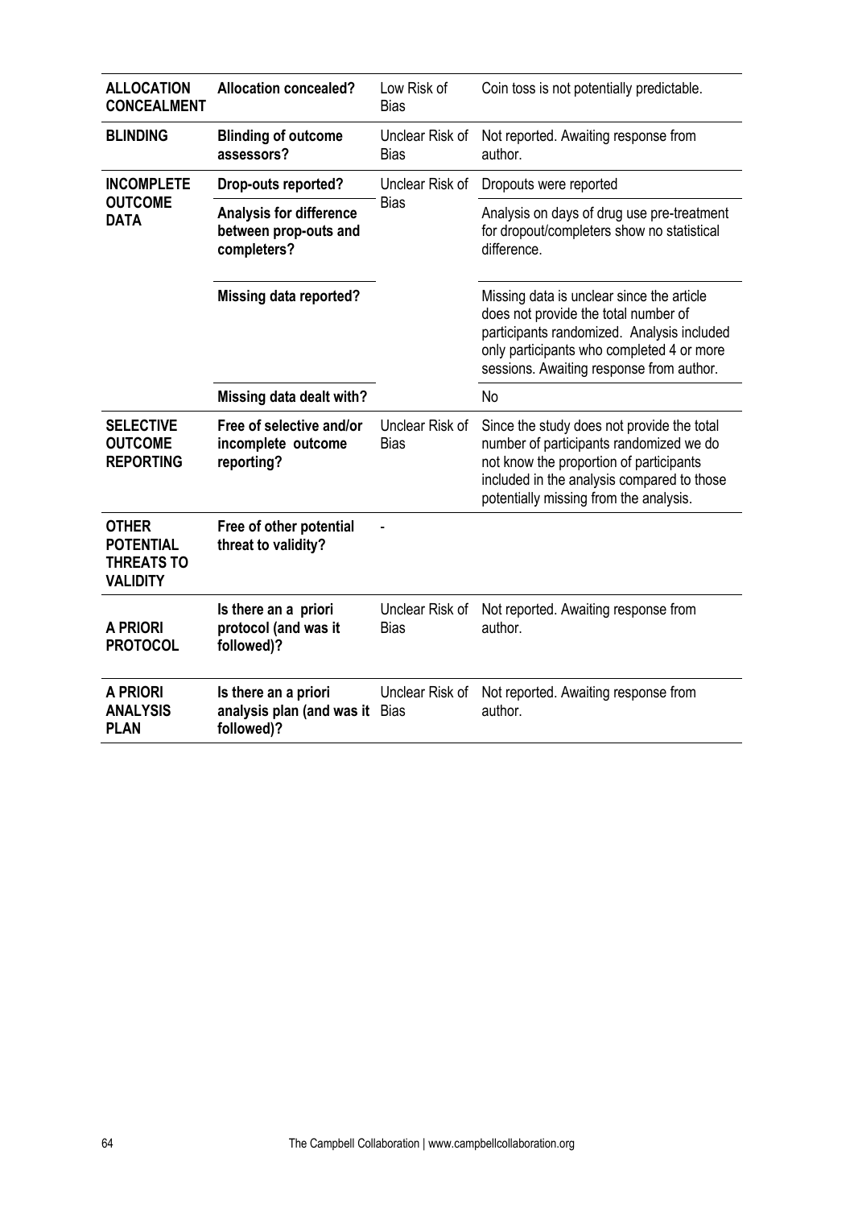| | | | |
|---|---|---|---|
| **ALLOCATION CONCEALMENT** | **Allocation concealed?** | Low Risk of Bias | Coin toss is not potentially predictable. |
| **BLINDING** | **Blinding of outcome assessors?** | Unclear Risk of Bias | Not reported. Awaiting response from author. |
| **INCOMPLETE OUTCOME DATA** | **Drop-outs reported?** | Unclear Risk of Bias | Dropouts were reported |
| | **Analysis for difference between prop-outs and completers?** | | Analysis on days of drug use pre-treatment for dropout/completers show no statistical difference. |
| | **Missing data reported?** | | Missing data is unclear since the article does not provide the total number of participants randomized. Analysis included only participants who completed 4 or more sessions. Awaiting response from author. |
| | **Missing data dealt with?** | | No |
| **SELECTIVE OUTCOME REPORTING** | **Free of selective and/or incomplete outcome reporting?** | Unclear Risk of Bias | Since the study does not provide the total number of participants randomized we do not know the proportion of participants included in the analysis compared to those potentially missing from the analysis. |
| **OTHER POTENTIAL THREATS TO VALIDITY** | **Free of other potential threat to validity?** | - | |
| **A PRIORI PROTOCOL** | **Is there an a priori protocol (and was it followed)?** | Unclear Risk of Bias | Not reported. Awaiting response from author. |
| **A PRIORI ANALYSIS PLAN** | **Is there an a priori analysis plan (and was it followed)?** | Unclear Risk of Bias | Not reported. Awaiting response from author. |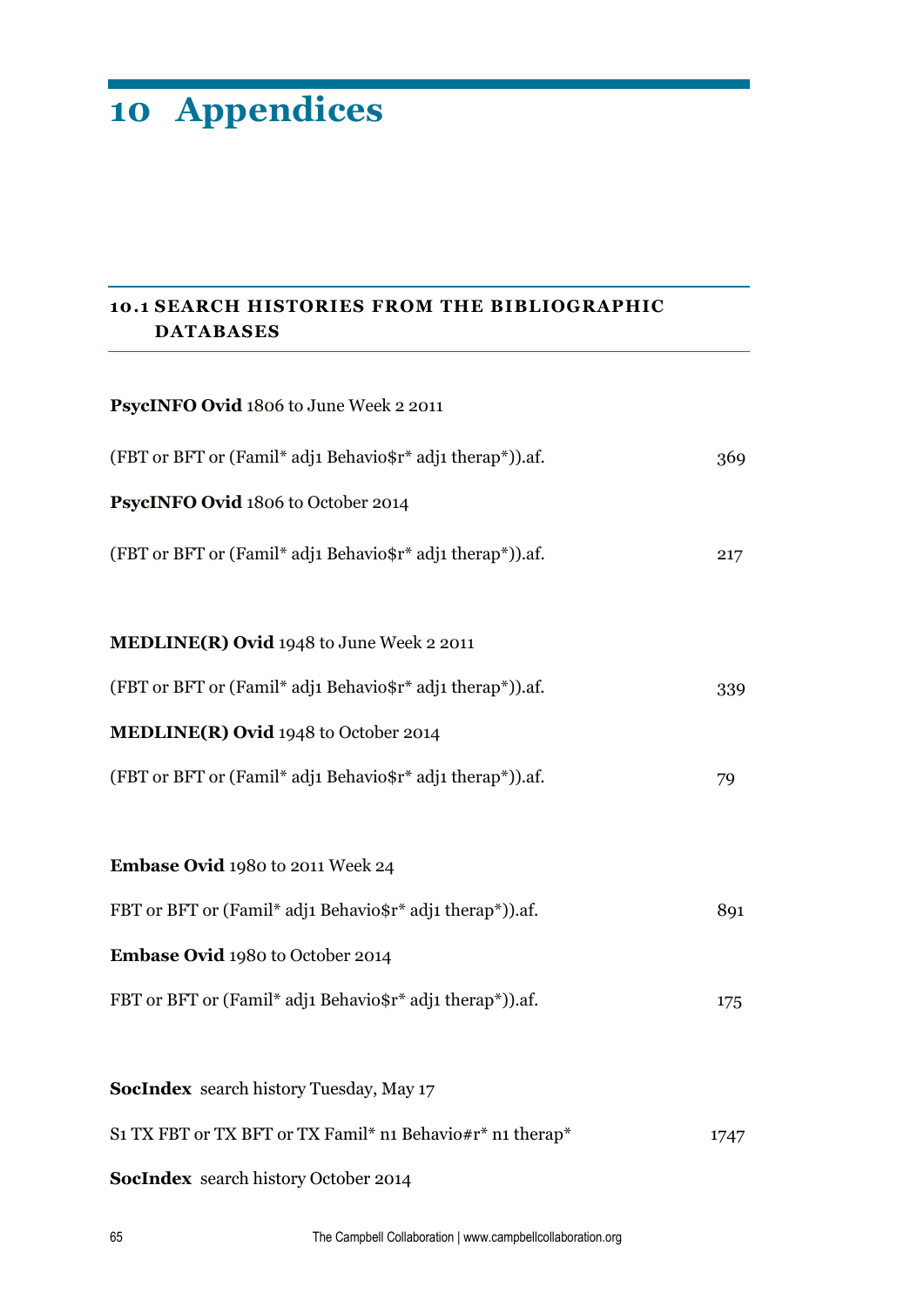# 10 Appendices

## 10.1 SEARCH HISTORIES FROM THE BIBLIOGRAPHIC DATABASES

**PsycINFO Ovid** 1806 to June Week 2 2011

| | |
|---|---|
| (FBT or BFT or (Famil* adj1 Behavio$r* adj1 therap*)).af. | 369 |

**PsycINFO Ovid** 1806 to October 2014

| | |
|---|---|
| (FBT or BFT or (Famil* adj1 Behavio$r* adj1 therap*)).af. | 217 |

**MEDLINE(R) Ovid** 1948 to June Week 2 2011

| | |
|---|---|
| (FBT or BFT or (Famil* adj1 Behavio$r* adj1 therap*)).af. | 339 |

**MEDLINE(R) Ovid** 1948 to October 2014

| | |
|---|---|
| (FBT or BFT or (Famil* adj1 Behavio$r* adj1 therap*)).af. | 79 |

**Embase Ovid** 1980 to 2011 Week 24

| | |
|---|---|
| FBT or BFT or (Famil* adj1 Behavio$r* adj1 therap*)).af. | 891 |

**Embase Ovid** 1980 to October 2014

| | |
|---|---|
| FBT or BFT or (Famil* adj1 Behavio$r* adj1 therap*)).af. | 175 |

**SocIndex** search history Tuesday, May 17

| | |
|---|---|
| S1 TX FBT or TX BFT or TX Famil* n1 Behavio#r* n1 therap* | 1747 |

**SocIndex** search history October 2014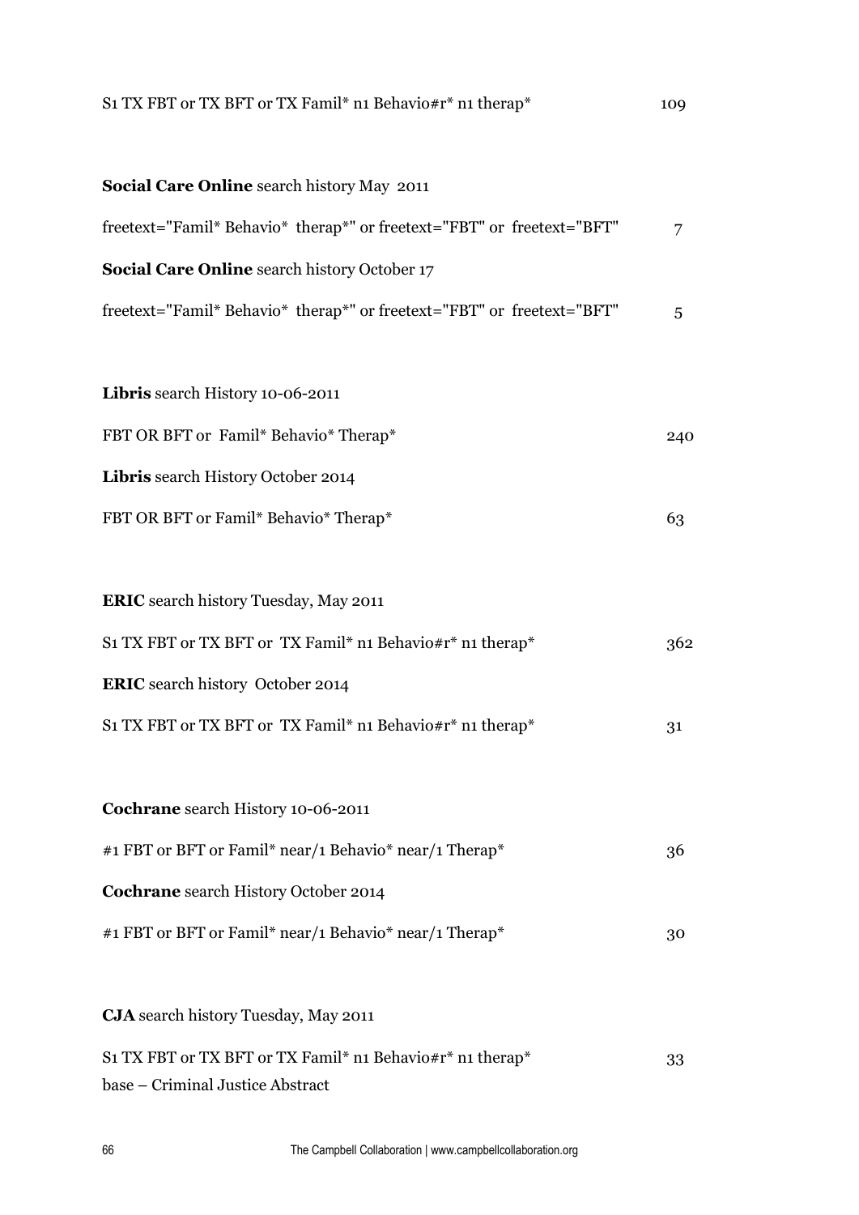S1 TX FBT or TX BFT or TX Famil* n1 Behavio#r* n1 therap* 109

**Social Care Online** search history May 2011

freetext="Famil* Behavio* therap*" or freetext="FBT" or freetext="BFT" 7

**Social Care Online** search history October 17

freetext="Famil* Behavio* therap*" or freetext="FBT" or freetext="BFT" 5

**Libris** search History 10-06-2011

FBT OR BFT or Famil* Behavio* Therap* 240

**Libris** search History October 2014

FBT OR BFT or Famil* Behavio* Therap* 63

**ERIC** search history Tuesday, May 2011

S1 TX FBT or TX BFT or TX Famil* n1 Behavio#r* n1 therap* 362

**ERIC** search history October 2014

S1 TX FBT or TX BFT or TX Famil* n1 Behavio#r* n1 therap* 31

**Cochrane** search History 10-06-2011

#1 FBT or BFT or Famil* near/1 Behavio* near/1 Therap* 36

**Cochrane** search History October 2014

#1 FBT or BFT or Famil* near/1 Behavio* near/1 Therap* 30

**CJA** search history Tuesday, May 2011

S1 TX FBT or TX BFT or TX Famil* n1 Behavio#r* n1 therap* 33
base – Criminal Justice Abstract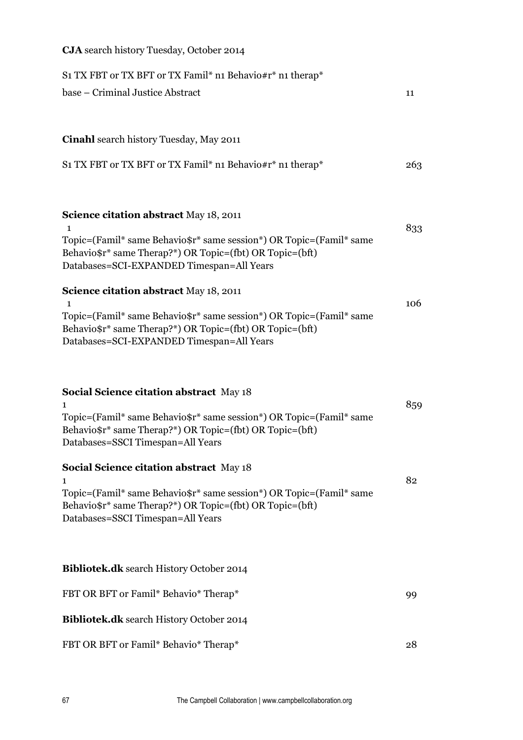**CJA** search history Tuesday, October 2014

S1 TX FBT or TX BFT or TX Famil* n1 Behavio#r* n1 therap*

base – Criminal Justice Abstract 11

**Cinahl** search history Tuesday, May 2011

S1 TX FBT or TX BFT or TX Famil* n1 Behavio#r* n1 therap* 263

**Science citation abstract** May 18, 2011

1 833

Topic=(Famil* same Behavio$r* same session*) OR Topic=(Famil* same Behavio$r* same Therap?*) OR Topic=(fbt) OR Topic=(bft)
Databases=SCI-EXPANDED Timespan=All Years

**Science citation abstract** May 18, 2011

1 106

Topic=(Famil* same Behavio$r* same session*) OR Topic=(Famil* same Behavio$r* same Therap?*) OR Topic=(fbt) OR Topic=(bft)
Databases=SCI-EXPANDED Timespan=All Years

**Social Science citation abstract** May 18

1 859

Topic=(Famil* same Behavio$r* same session*) OR Topic=(Famil* same Behavio$r* same Therap?*) OR Topic=(fbt) OR Topic=(bft)
Databases=SSCI Timespan=All Years

**Social Science citation abstract** May 18

1 82

Topic=(Famil* same Behavio$r* same session*) OR Topic=(Famil* same Behavio$r* same Therap?*) OR Topic=(fbt) OR Topic=(bft)
Databases=SSCI Timespan=All Years

**Bibliotek.dk** search History October 2014

FBT OR BFT or Famil* Behavio* Therap* 99

**Bibliotek.dk** search History October 2014

FBT OR BFT or Famil* Behavio* Therap* 28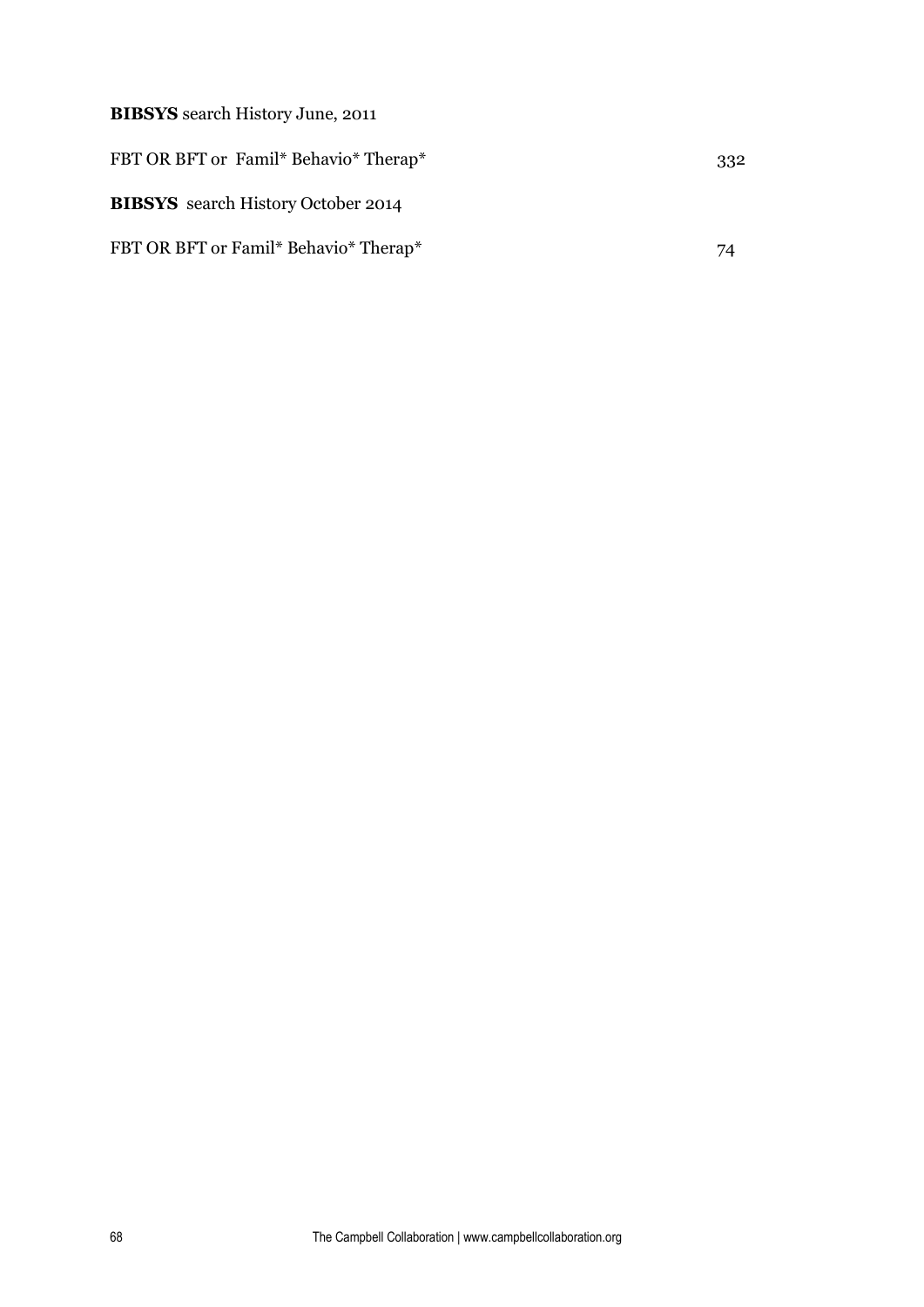**BIBSYS** search History June, 2011

FBT OR BFT or Famil* Behavio* Therap* 332

**BIBSYS** search History October 2014

FBT OR BFT or Famil* Behavio* Therap* 74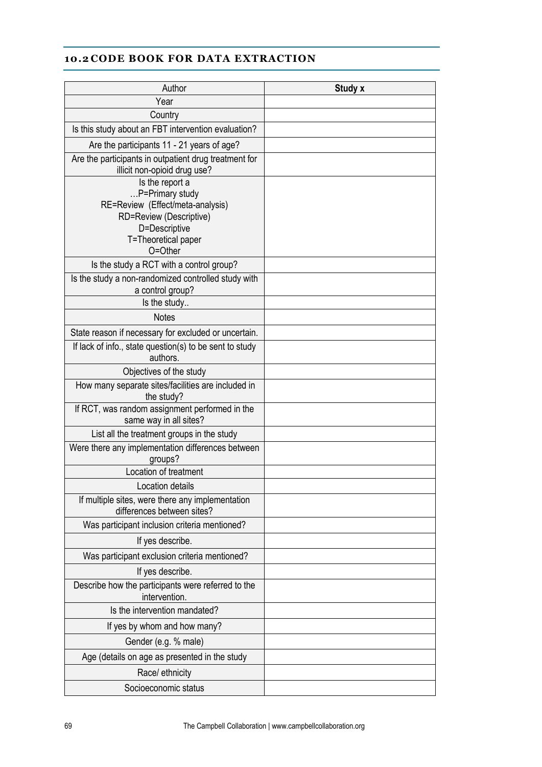## 10.2 CODE BOOK FOR DATA EXTRACTION

| Author | Study x |
| --- | --- |
| Year | |
| Country | |
| Is this study about an FBT intervention evaluation? | |
| Are the participants 11 - 21 years of age? | |
| Are the participants in outpatient drug treatment for illicit non-opioid drug use? | |
| Is the report a<br>…P=Primary study<br>RE=Review (Effect/meta-analysis)<br>RD=Review (Descriptive)<br>D=Descriptive<br>T=Theoretical paper<br>O=Other | |
| Is the study a RCT with a control group? | |
| Is the study a non-randomized controlled study with a control group? | |
| Is the study.. | |
| Notes | |
| State reason if necessary for excluded or uncertain. | |
| If lack of info., state question(s) to be sent to study authors. | |
| Objectives of the study | |
| How many separate sites/facilities are included in the study? | |
| If RCT, was random assignment performed in the same way in all sites? | |
| List all the treatment groups in the study | |
| Were there any implementation differences between groups? | |
| Location of treatment | |
| Location details | |
| If multiple sites, were there any implementation differences between sites? | |
| Was participant inclusion criteria mentioned? | |
| If yes describe. | |
| Was participant exclusion criteria mentioned? | |
| If yes describe. | |
| Describe how the participants were referred to the intervention. | |
| Is the intervention mandated? | |
| If yes by whom and how many? | |
| Gender (e.g. % male) | |
| Age (details on age as presented in the study | |
| Race/ ethnicity | |
| Socioeconomic status | |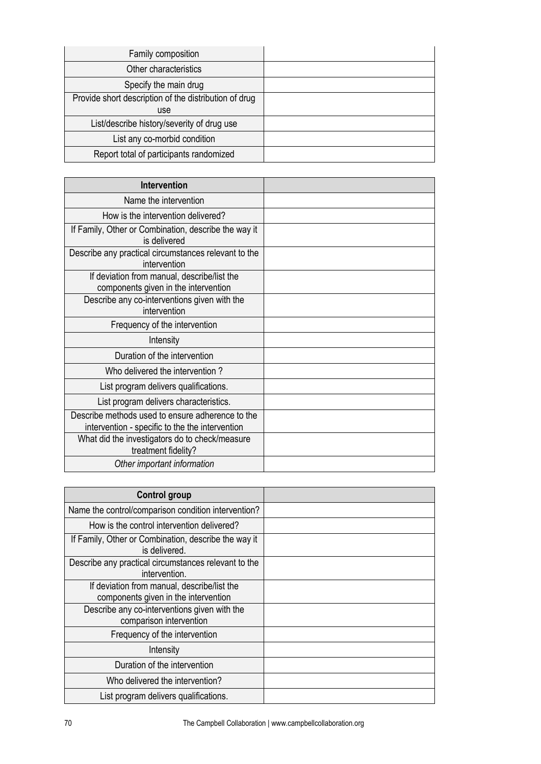| | |
|---|---|
| Family composition | |
| Other characteristics | |
| Specify the main drug | |
| Provide short description of the distribution of drug use | |
| List/describe history/severity of drug use | |
| List any co-morbid condition | |
| Report total of participants randomized | |

| **Intervention** | |
|---|---|
| Name the intervention | |
| How is the intervention delivered? | |
| If Family, Other or Combination, describe the way it is delivered | |
| Describe any practical circumstances relevant to the intervention | |
| If deviation from manual, describe/list the components given in the intervention | |
| Describe any co-interventions given with the intervention | |
| Frequency of the intervention | |
| Intensity | |
| Duration of the intervention | |
| Who delivered the intervention ? | |
| List program delivers qualifications. | |
| List program delivers characteristics. | |
| Describe methods used to ensure adherence to the intervention - specific to the the intervention | |
| What did the investigators do to check/measure treatment fidelity? | |
| *Other important information* | |

| **Control group** | |
|---|---|
| Name the control/comparison condition intervention? | |
| How is the control intervention delivered? | |
| If Family, Other or Combination, describe the way it is delivered. | |
| Describe any practical circumstances relevant to the intervention. | |
| If deviation from manual, describe/list the components given in the intervention | |
| Describe any co-interventions given with the comparison intervention | |
| Frequency of the intervention | |
| Intensity | |
| Duration of the intervention | |
| Who delivered the intervention? | |
| List program delivers qualifications. | |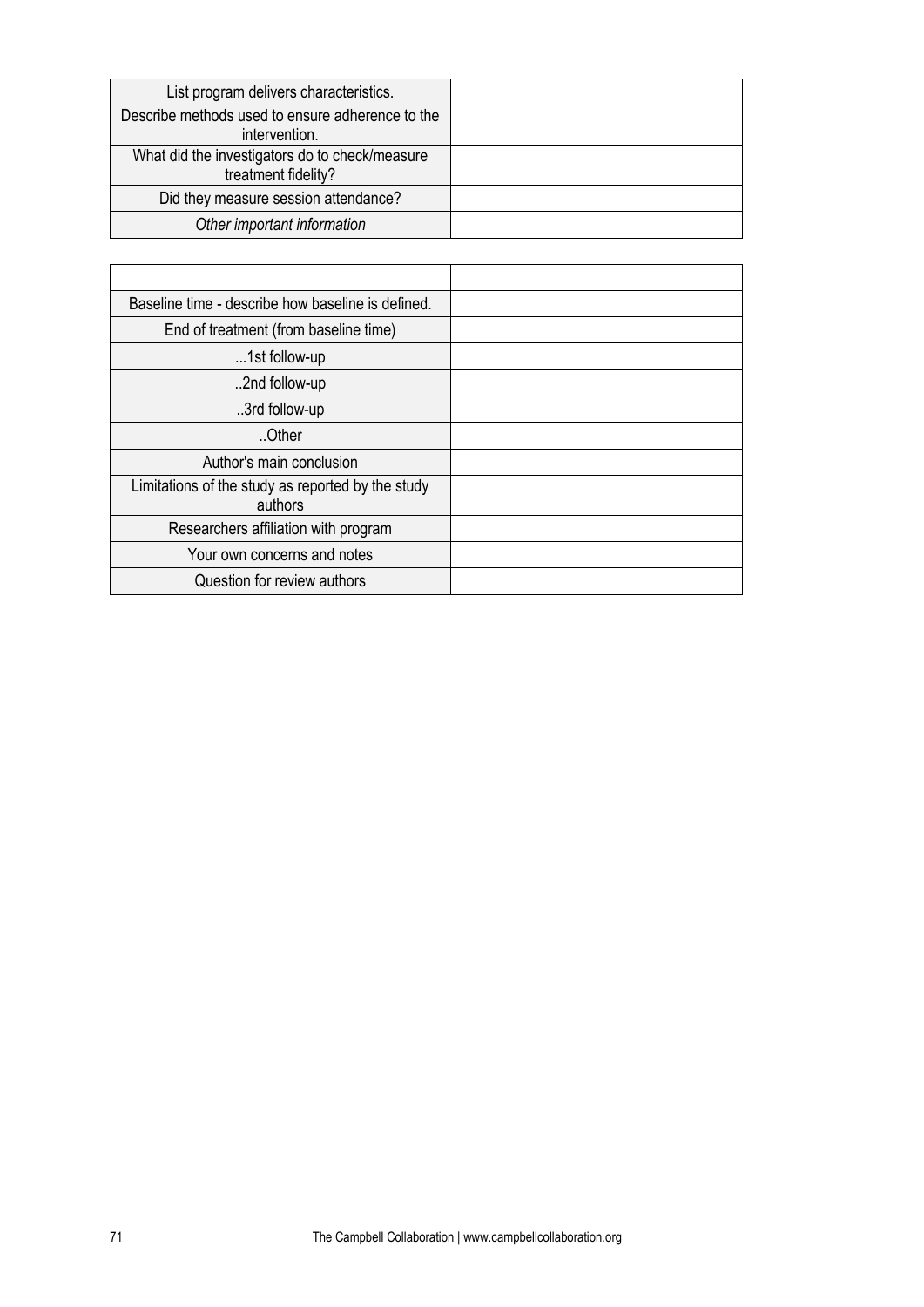| List program delivers characteristics. | |
|---|---|
| Describe methods used to ensure adherence to the intervention. | |
| What did the investigators do to check/measure treatment fidelity? | |
| Did they measure session attendance? | |
| *Other important information* | |

| | |
|---|---|
| Baseline time - describe how baseline is defined. | |
| End of treatment (from baseline time) | |
| ...1st follow-up | |
| ..2nd follow-up | |
| ..3rd follow-up | |
| ..Other | |
| Author's main conclusion | |
| Limitations of the study as reported by the study authors | |
| Researchers affiliation with program | |
| Your own concerns and notes | |
| Question for review authors | |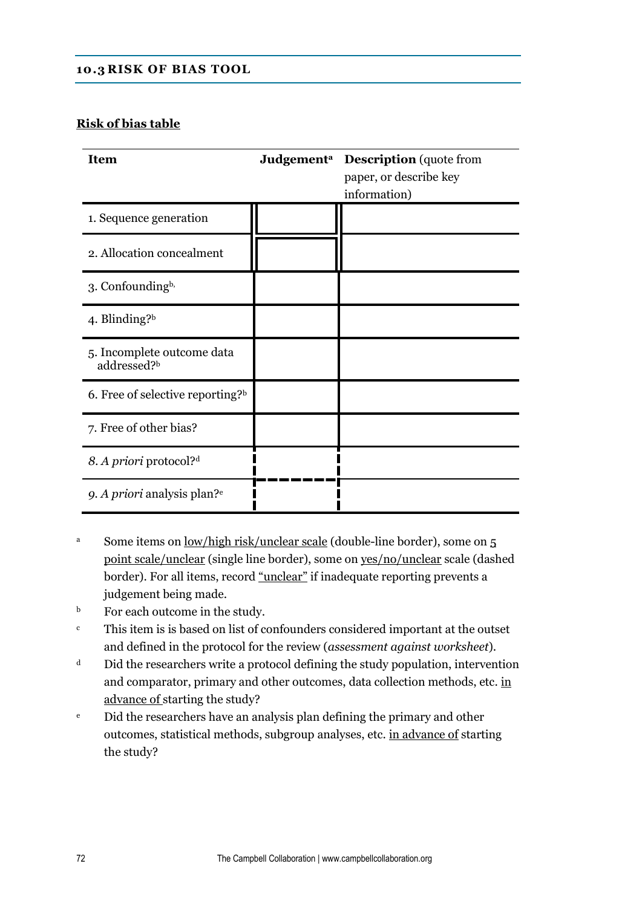## 10.3 RISK OF BIAS TOOL

**Risk of bias table**

| **Item** | **Judgement**[a] | **Description** (quote from paper, or describe key information) |
|---|---|---|
| 1. Sequence generation | | |
| 2. Allocation concealment | | |
| 3. Confounding[b,] | | |
| 4. Blinding?[b] | | |
| 5. Incomplete outcome data addressed?[b] | | |
| 6. Free of selective reporting?[b] | | |
| 7. Free of other bias? | | |
| *8. A priori* protocol?[d] | | |
| *9. A priori* analysis plan?[e] | | |

[a] Some items on low/high risk/unclear scale (double-line border), some on 5 point scale/unclear (single line border), some on yes/no/unclear scale (dashed border). For all items, record "unclear" if inadequate reporting prevents a judgement being made.

[b] For each outcome in the study.

[c] This item is is based on list of confounders considered important at the outset and defined in the protocol for the review (*assessment against worksheet*).

[d] Did the researchers write a protocol defining the study population, intervention and comparator, primary and other outcomes, data collection methods, etc. in advance of starting the study?

[e] Did the researchers have an analysis plan defining the primary and other outcomes, statistical methods, subgroup analyses, etc. in advance of starting the study?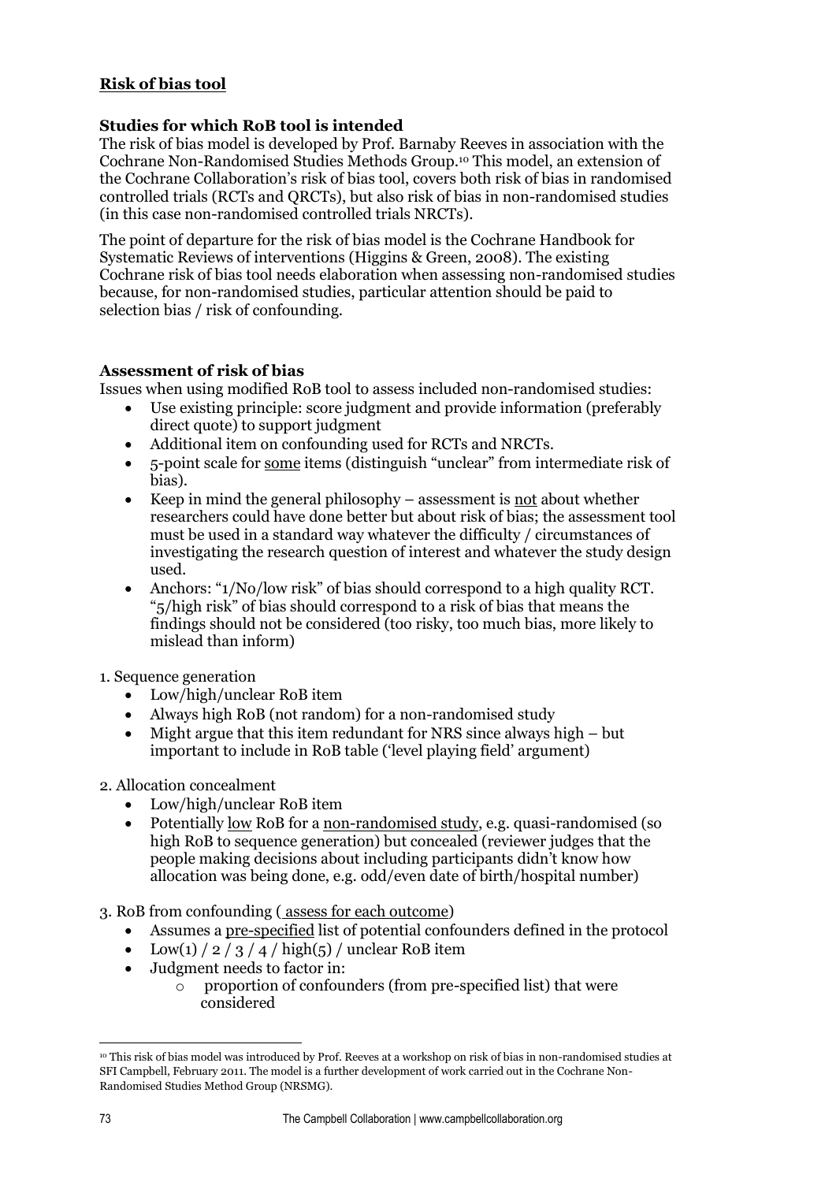## Risk of bias tool

### Studies for which RoB tool is intended

The risk of bias model is developed by Prof. Barnaby Reeves in association with the Cochrane Non-Randomised Studies Methods Group.[10] This model, an extension of the Cochrane Collaboration's risk of bias tool, covers both risk of bias in randomised controlled trials (RCTs and QRCTs), but also risk of bias in non-randomised studies (in this case non-randomised controlled trials NRCTs).

The point of departure for the risk of bias model is the Cochrane Handbook for Systematic Reviews of interventions (Higgins & Green, 2008). The existing Cochrane risk of bias tool needs elaboration when assessing non-randomised studies because, for non-randomised studies, particular attention should be paid to selection bias / risk of confounding.

### Assessment of risk of bias

Issues when using modified RoB tool to assess included non-randomised studies:

- Use existing principle: score judgment and provide information (preferably direct quote) to support judgment
- Additional item on confounding used for RCTs and NRCTs.
- 5-point scale for <u>some</u> items (distinguish "unclear" from intermediate risk of bias).
- Keep in mind the general philosophy – assessment is <u>not</u> about whether researchers could have done better but about risk of bias; the assessment tool must be used in a standard way whatever the difficulty / circumstances of investigating the research question of interest and whatever the study design used.
- Anchors: "1/No/low risk" of bias should correspond to a high quality RCT. "5/high risk" of bias should correspond to a risk of bias that means the findings should not be considered (too risky, too much bias, more likely to mislead than inform)

1. Sequence generation
   - Low/high/unclear RoB item
   - Always high RoB (not random) for a non-randomised study
   - Might argue that this item redundant for NRS since always high – but important to include in RoB table ('level playing field' argument)

2. Allocation concealment
   - Low/high/unclear RoB item
   - Potentially <u>low</u> RoB for a <u>non-randomised study</u>, e.g. quasi-randomised (so high RoB to sequence generation) but concealed (reviewer judges that the people making decisions about including participants didn't know how allocation was being done, e.g. odd/even date of birth/hospital number)

3. RoB from confounding (<u>assess for each outcome</u>)
   - Assumes a <u>pre-specified</u> list of potential confounders defined in the protocol
   - Low(1) / 2 / 3 / 4 / high(5) / unclear RoB item
   - Judgment needs to factor in:
     - proportion of confounders (from pre-specified list) that were considered

[10] This risk of bias model was introduced by Prof. Reeves at a workshop on risk of bias in non-randomised studies at SFI Campbell, February 2011. The model is a further development of work carried out in the Cochrane Non-Randomised Studies Method Group (NRSMG).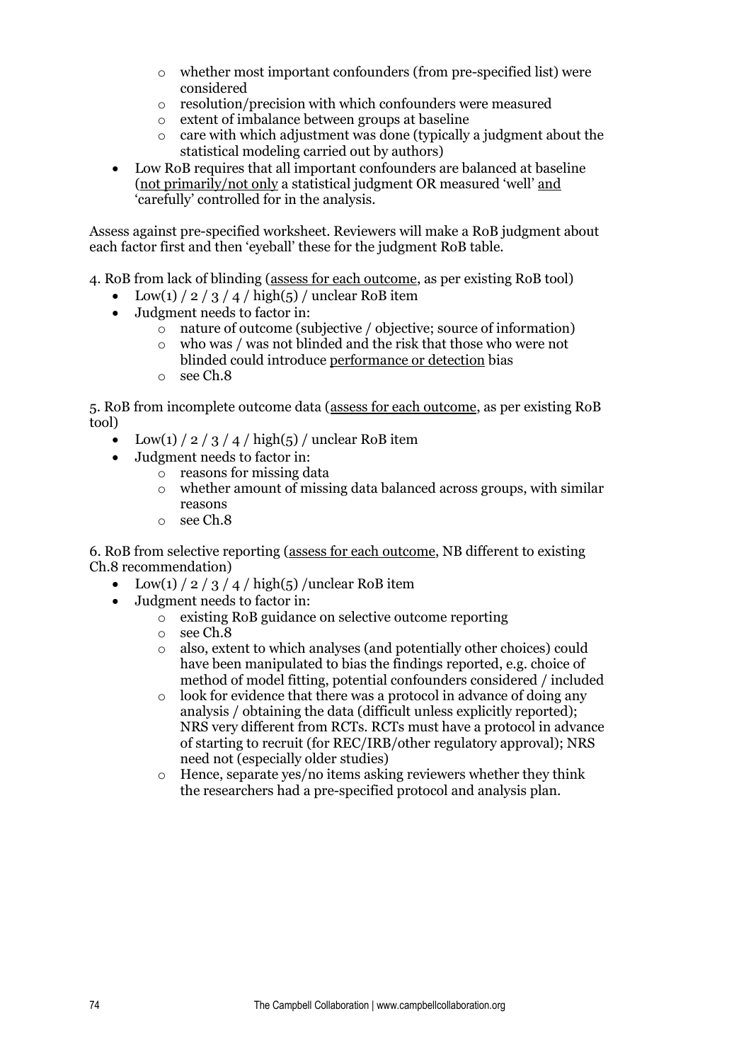- whether most important confounders (from pre-specified list) were considered
  - resolution/precision with which confounders were measured
  - extent of imbalance between groups at baseline
  - care with which adjustment was done (typically a judgment about the statistical modeling carried out by authors)
- Low RoB requires that all important confounders are balanced at baseline (<u>not primarily/not only</u> a statistical judgment OR measured 'well' <u>and</u> 'carefully' controlled for in the analysis.

Assess against pre-specified worksheet. Reviewers will make a RoB judgment about each factor first and then 'eyeball' these for the judgment RoB table.

4. RoB from lack of blinding (<u>assess for each outcome</u>, as per existing RoB tool)
   - Low(1) / 2 / 3 / 4 / high(5) / unclear RoB item
   - Judgment needs to factor in:
     - nature of outcome (subjective / objective; source of information)
     - who was / was not blinded and the risk that those who were not blinded could introduce <u>performance or detection</u> bias
     - see Ch.8

5. RoB from incomplete outcome data (<u>assess for each outcome</u>, as per existing RoB tool)
   - Low(1) / 2 / 3 / 4 / high(5) / unclear RoB item
   - Judgment needs to factor in:
     - reasons for missing data
     - whether amount of missing data balanced across groups, with similar reasons
     - see Ch.8

6. RoB from selective reporting (<u>assess for each outcome</u>, NB different to existing Ch.8 recommendation)
   - Low(1) / 2 / 3 / 4 / high(5) /unclear RoB item
   - Judgment needs to factor in:
     - existing RoB guidance on selective outcome reporting
     - see Ch.8
     - also, extent to which analyses (and potentially other choices) could have been manipulated to bias the findings reported, e.g. choice of method of model fitting, potential confounders considered / included
     - look for evidence that there was a protocol in advance of doing any analysis / obtaining the data (difficult unless explicitly reported); NRS very different from RCTs. RCTs must have a protocol in advance of starting to recruit (for REC/IRB/other regulatory approval); NRS need not (especially older studies)
     - Hence, separate yes/no items asking reviewers whether they think the researchers had a pre-specified protocol and analysis plan.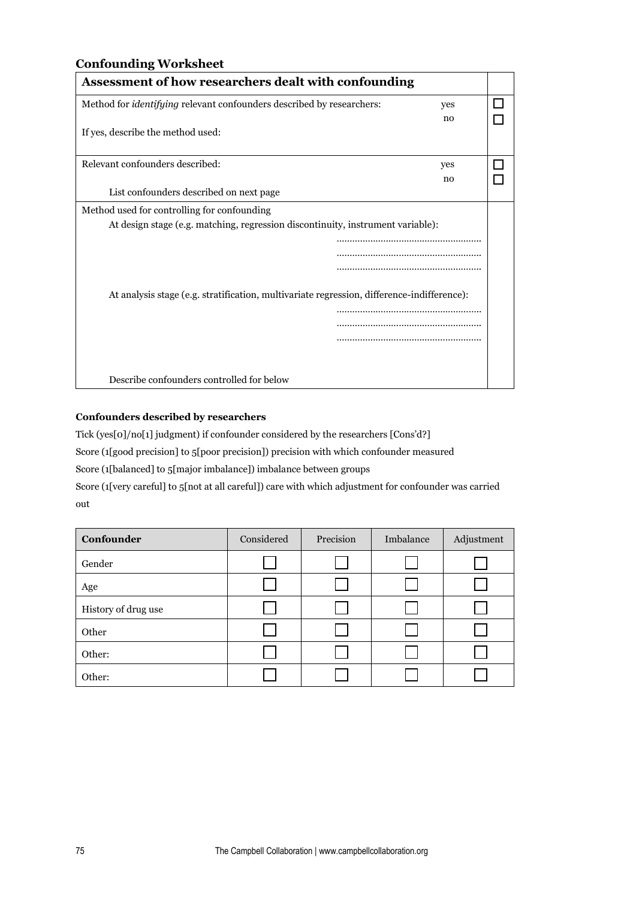## Confounding Worksheet

| Assessment of how researchers dealt with confounding | |
|---|---|
| Method for *identifying* relevant confounders described by researchers: yes / no<br>If yes, describe the method used: | ☐ yes<br>☐ no |
| Relevant confounders described: yes / no<br>List confounders described on next page | ☐ yes<br>☐ no |
| Method used for controlling for confounding<br>At design stage (e.g. matching, regression discontinuity, instrument variable):<br>.......................................................<br>.......................................................<br>.......................................................<br>At analysis stage (e.g. stratification, multivariate regression, difference-indifference):<br>.......................................................<br>.......................................................<br>.......................................................<br>Describe confounders controlled for below | |

**Confounders described by researchers**

Tick (yes[0]/no[1] judgment) if confounder considered by the researchers [Cons'd?]

Score (1[good precision] to 5[poor precision]) precision with which confounder measured

Score (1[balanced] to 5[major imbalance]) imbalance between groups

Score (1[very careful] to 5[not at all careful]) care with which adjustment for confounder was carried out

| Confounder | Considered | Precision | Imbalance | Adjustment |
|---|---|---|---|---|
| Gender | ☐ | ☐ | ☐ | ☐ |
| Age | ☐ | ☐ | ☐ | ☐ |
| History of drug use | ☐ | ☐ | ☐ | ☐ |
| Other | ☐ | ☐ | ☐ | ☐ |
| Other: | ☐ | ☐ | ☐ | ☐ |
| Other: | ☐ | ☐ | ☐ | ☐ |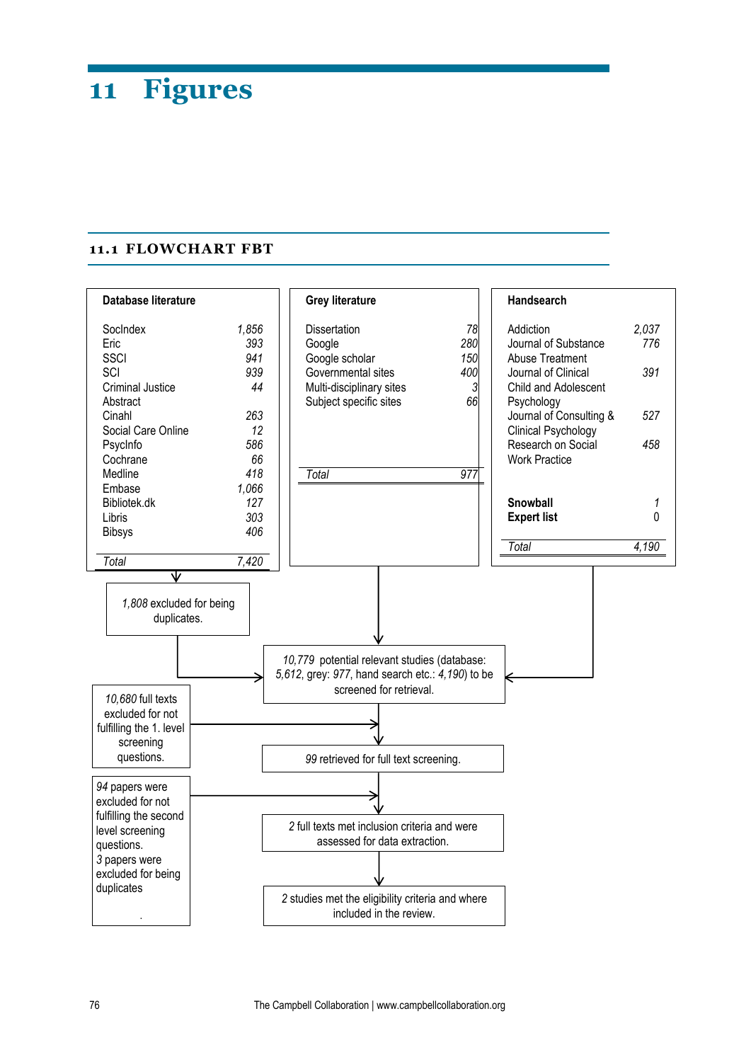# 11 Figures

## 11.1 FLOWCHART FBT

**Database literature**

| Source | Count |
|---|---|
| SocIndex | *1,856* |
| Eric | *393* |
| SSCI | *941* |
| SCI | *939* |
| Criminal Justice Abstract | *44* |
| Cinahl | *263* |
| Social Care Online | *12* |
| PsycInfo | *586* |
| Cochrane | *66* |
| Medline | *418* |
| Embase | *1,066* |
| Bibliotek.dk | *127* |
| Libris | *303* |
| Bibsys | *406* |
| *Total* | *7,420* |

**Grey literature**

| Source | Count |
|---|---|
| Dissertation | *78* |
| Google | *280* |
| Google scholar | *150* |
| Governmental sites | *400* |
| Multi-disciplinary sites | *3* |
| Subject specific sites | *66* |
| *Total* | *977* |

**Handsearch**

| Source | Count |
|---|---|
| Addiction | *2,037* |
| Journal of Substance Abuse Treatment | *776* |
| Journal of Clinical Child and Adolescent Psychology | *391* |
| Journal of Consulting & Clinical Psychology | *527* |
| Research on Social Work Practice | *458* |
| **Snowball** | *1* |
| **Expert list** | 0 |
| *Total* | *4,190* |

Database literature → *1,808* excluded for being duplicates.

*10,779* potential relevant studies (database: *5,612*, grey: *977*, hand search etc.: *4,190*) to be screened for retrieval.

→ *10,680* full texts excluded for not fulfilling the 1. level screening questions.

*99* retrieved for full text screening.

→ *94* papers were excluded for not fulfilling the second level screening questions. *3* papers were excluded for being duplicates

*2* full texts met inclusion criteria and were assessed for data extraction.

*2* studies met the eligibility criteria and where included in the review.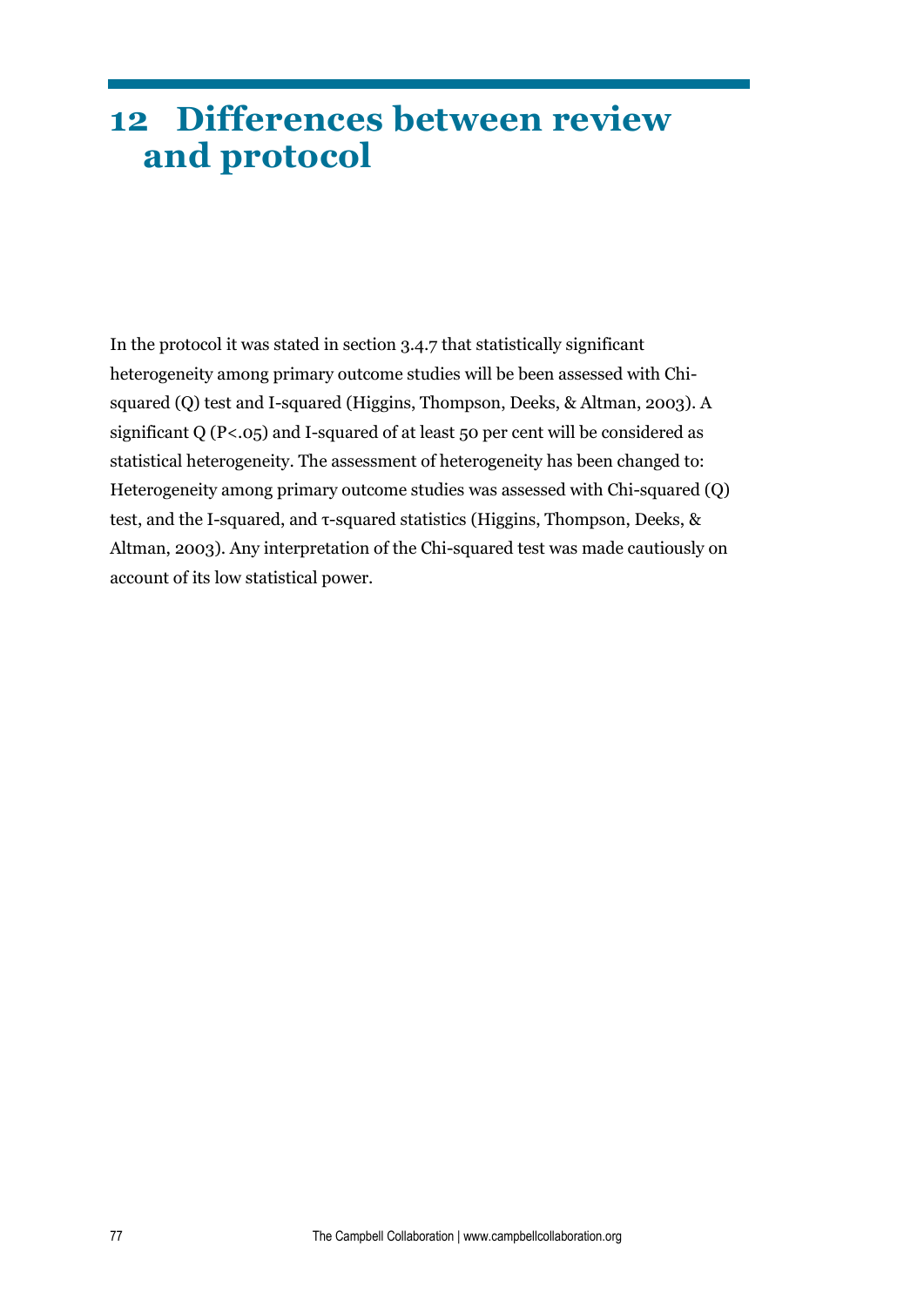# 12 Differences between review and protocol

In the protocol it was stated in section 3.4.7 that statistically significant heterogeneity among primary outcome studies will be been assessed with Chi-squared (Q) test and I-squared (Higgins, Thompson, Deeks, & Altman, 2003). A significant Q ($P<.05$) and I-squared of at least 50 per cent will be considered as statistical heterogeneity. The assessment of heterogeneity has been changed to: Heterogeneity among primary outcome studies was assessed with Chi-squared (Q) test, and the I-squared, and τ-squared statistics (Higgins, Thompson, Deeks, & Altman, 2003). Any interpretation of the Chi-squared test was made cautiously on account of its low statistical power.